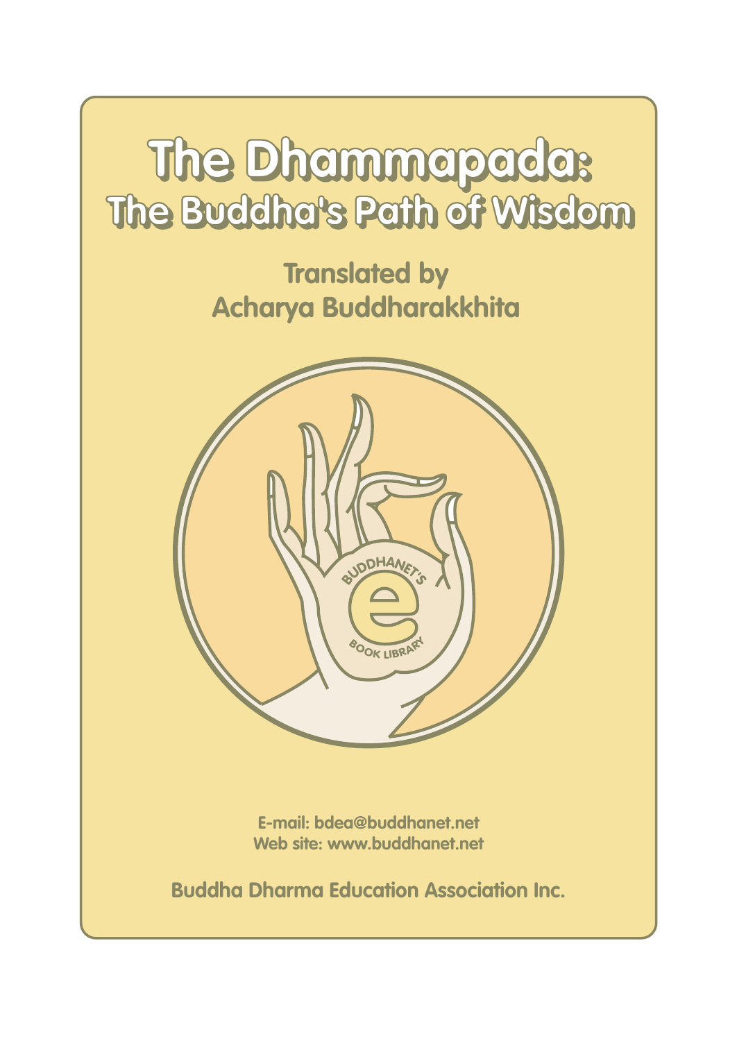# The Dhammapada:
## The Buddha's Path of Wisdom

### Translated by
### Acharya Buddharakkhita

BUDDHANET'S
BOOK LIBRARY

E-mail: bdea@buddhanet.net
Web site: www.buddhanet.net

**Buddha Dharma Education Association Inc.**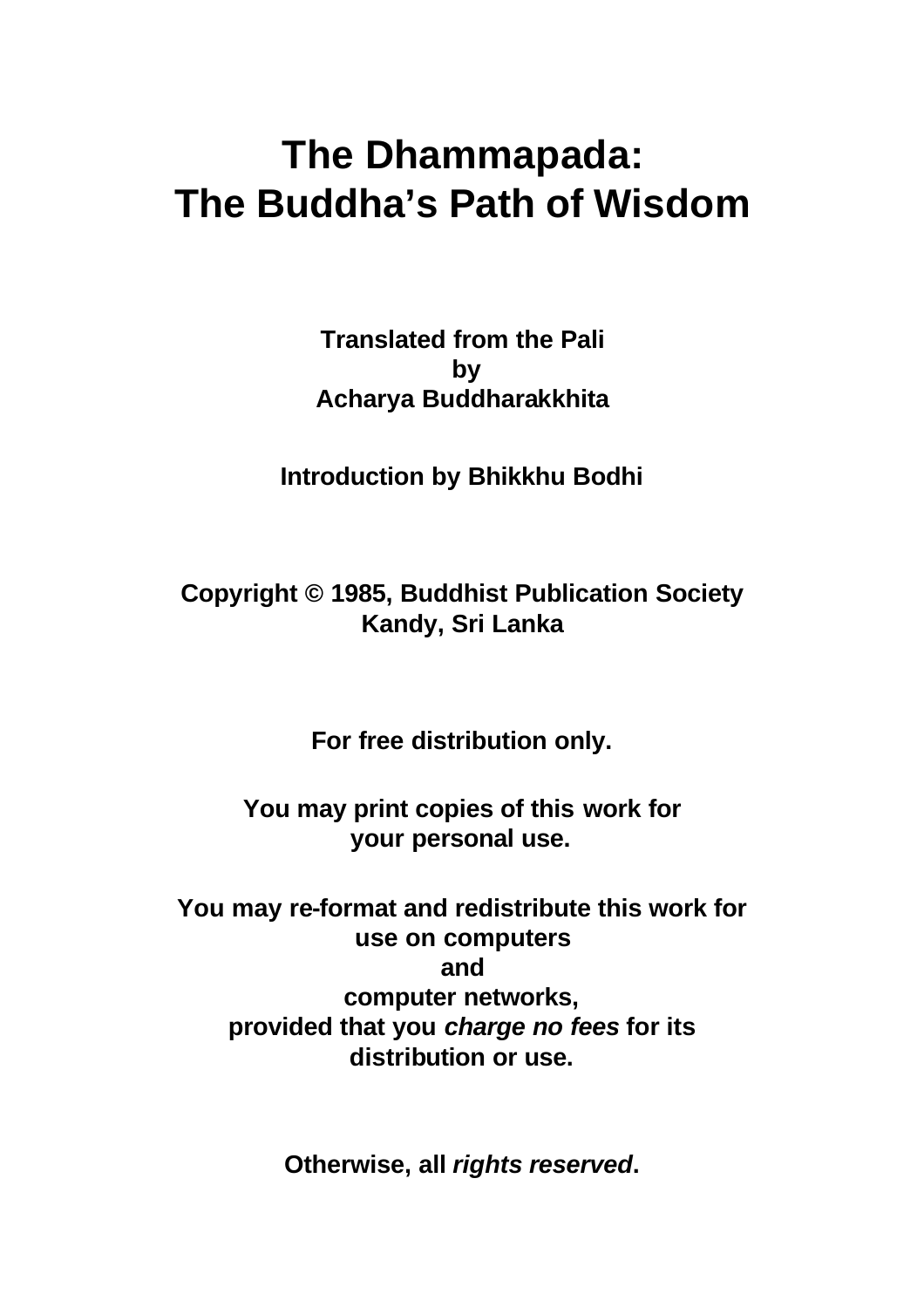# The Dhammapada: The Buddha's Path of Wisdom

**Translated from the Pali**
**by**
**Acharya Buddharakkhita**

**Introduction by Bhikkhu Bodhi**

**Copyright © 1985, Buddhist Publication Society**
**Kandy, Sri Lanka**

**For free distribution only.**

**You may print copies of this work for your personal use.**

**You may re-format and redistribute this work for use on computers and computer networks, provided that you *charge no fees* for its distribution or use.**

**Otherwise, all *rights reserved*.**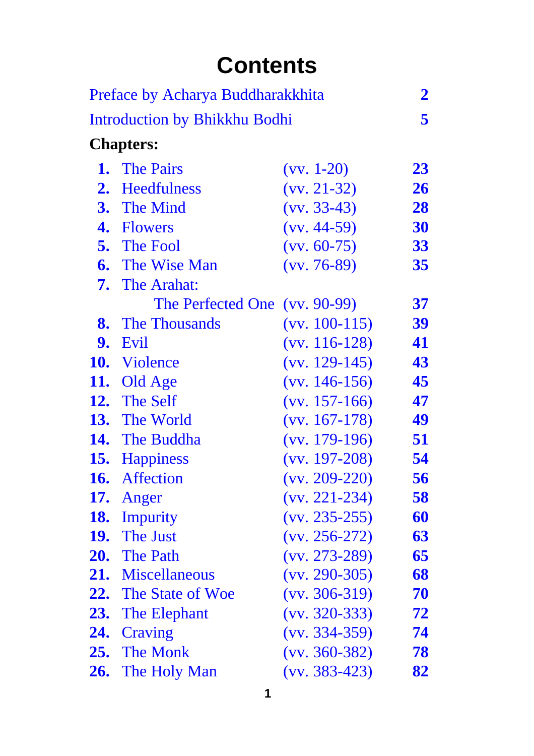# Contents

| | | |
|---|---|---|
| Preface by Acharya Buddharakkhita | | **2** |
| Introduction by Bhikkhu Bodhi | | **5** |

**Chapters:**

| | | | |
|---|---|---|---|
| **1.** | The Pairs | (vv. 1-20) | **23** |
| **2.** | Heedfulness | (vv. 21-32) | **26** |
| **3.** | The Mind | (vv. 33-43) | **28** |
| **4.** | Flowers | (vv. 44-59) | **30** |
| **5.** | The Fool | (vv. 60-75) | **33** |
| **6.** | The Wise Man | (vv. 76-89) | **35** |
| **7.** | The Arahat: The Perfected One | (vv. 90-99) | **37** |
| **8.** | The Thousands | (vv. 100-115) | **39** |
| **9.** | Evil | (vv. 116-128) | **41** |
| **10.** | Violence | (vv. 129-145) | **43** |
| **11.** | Old Age | (vv. 146-156) | **45** |
| **12.** | The Self | (vv. 157-166) | **47** |
| **13.** | The World | (vv. 167-178) | **49** |
| **14.** | The Buddha | (vv. 179-196) | **51** |
| **15.** | Happiness | (vv. 197-208) | **54** |
| **16.** | Affection | (vv. 209-220) | **56** |
| **17.** | Anger | (vv. 221-234) | **58** |
| **18.** | Impurity | (vv. 235-255) | **60** |
| **19.** | The Just | (vv. 256-272) | **63** |
| **20.** | The Path | (vv. 273-289) | **65** |
| **21.** | Miscellaneous | (vv. 290-305) | **68** |
| **22.** | The State of Woe | (vv. 306-319) | **70** |
| **23.** | The Elephant | (vv. 320-333) | **72** |
| **24.** | Craving | (vv. 334-359) | **74** |
| **25.** | The Monk | (vv. 360-382) | **78** |
| **26.** | The Holy Man | (vv. 383-423) | **82** |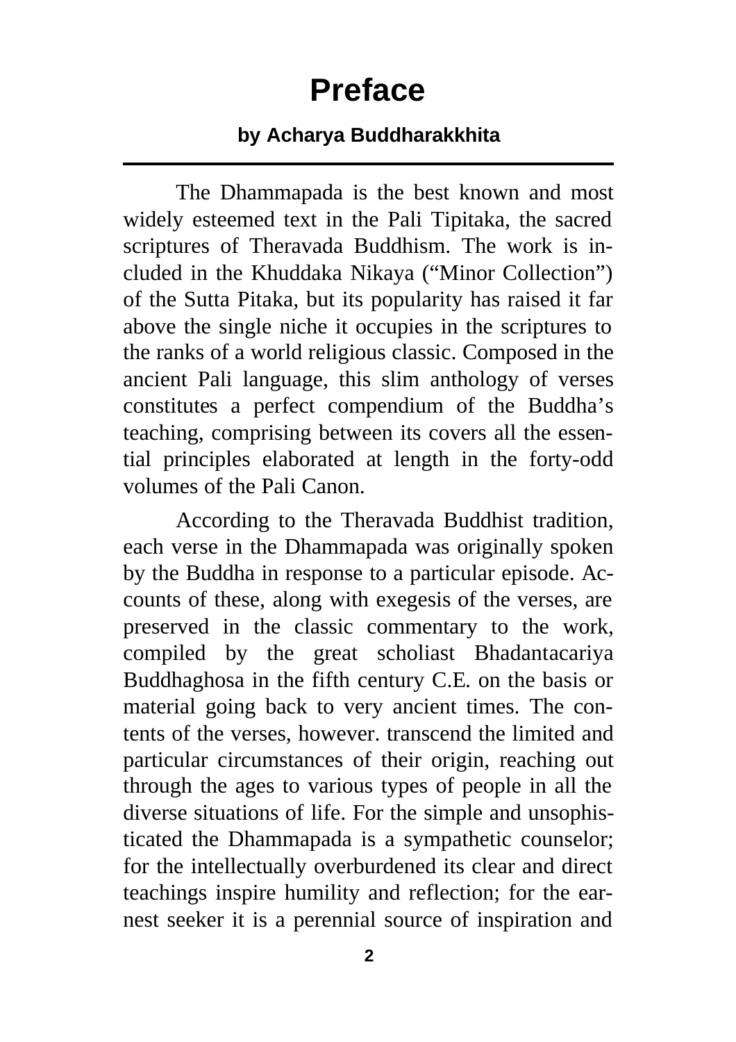# Preface

### by Acharya Buddharakkhita

The Dhammapada is the best known and most widely esteemed text in the Pali Tipitaka, the sacred scriptures of Theravada Buddhism. The work is included in the Khuddaka Nikaya ("Minor Collection") of the Sutta Pitaka, but its popularity has raised it far above the single niche it occupies in the scriptures to the ranks of a world religious classic. Composed in the ancient Pali language, this slim anthology of verses constitutes a perfect compendium of the Buddha's teaching, comprising between its covers all the essential principles elaborated at length in the forty-odd volumes of the Pali Canon.

According to the Theravada Buddhist tradition, each verse in the Dhammapada was originally spoken by the Buddha in response to a particular episode. Accounts of these, along with exegesis of the verses, are preserved in the classic commentary to the work, compiled by the great scholiast Bhadantacariya Buddhaghosa in the fifth century C.E. on the basis or material going back to very ancient times. The contents of the verses, however. transcend the limited and particular circumstances of their origin, reaching out through the ages to various types of people in all the diverse situations of life. For the simple and unsophisticated the Dhammapada is a sympathetic counselor; for the intellectually overburdened its clear and direct teachings inspire humility and reflection; for the earnest seeker it is a perennial source of inspiration and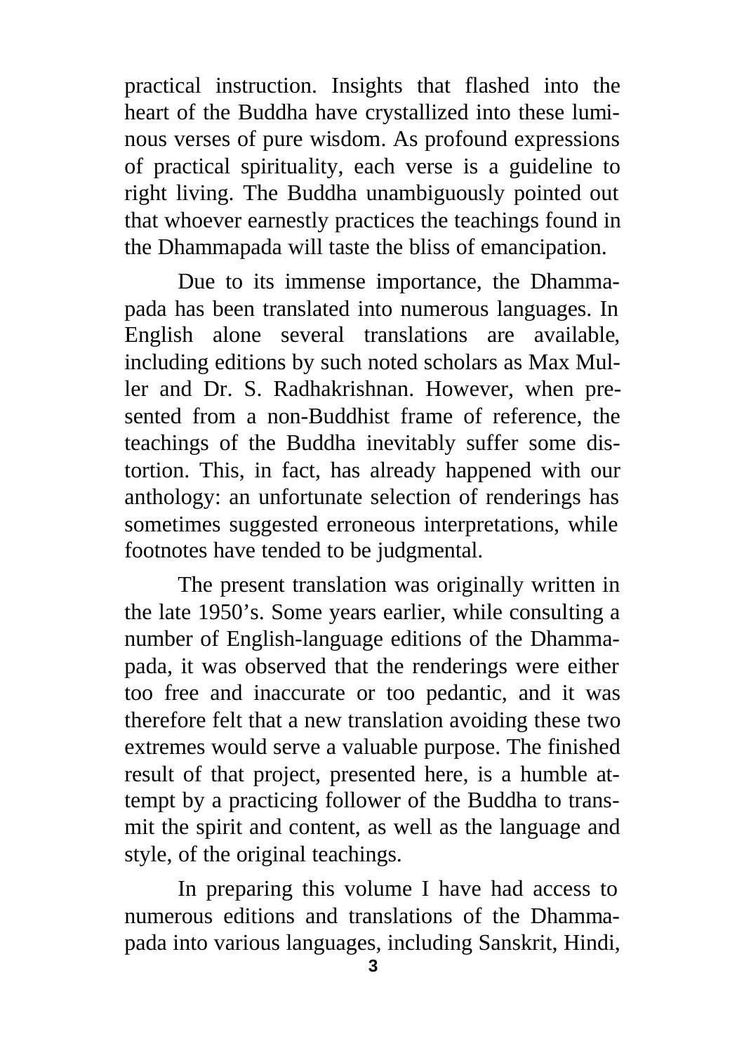practical instruction. Insights that flashed into the heart of the Buddha have crystallized into these luminous verses of pure wisdom. As profound expressions of practical spirituality, each verse is a guideline to right living. The Buddha unambiguously pointed out that whoever earnestly practices the teachings found in the Dhammapada will taste the bliss of emancipation.

Due to its immense importance, the Dhammapada has been translated into numerous languages. In English alone several translations are available, including editions by such noted scholars as Max Muller and Dr. S. Radhakrishnan. However, when presented from a non-Buddhist frame of reference, the teachings of the Buddha inevitably suffer some distortion. This, in fact, has already happened with our anthology: an unfortunate selection of renderings has sometimes suggested erroneous interpretations, while footnotes have tended to be judgmental.

The present translation was originally written in the late 1950's. Some years earlier, while consulting a number of English-language editions of the Dhammapada, it was observed that the renderings were either too free and inaccurate or too pedantic, and it was therefore felt that a new translation avoiding these two extremes would serve a valuable purpose. The finished result of that project, presented here, is a humble attempt by a practicing follower of the Buddha to transmit the spirit and content, as well as the language and style, of the original teachings.

In preparing this volume I have had access to numerous editions and translations of the Dhammapada into various languages, including Sanskrit, Hindi,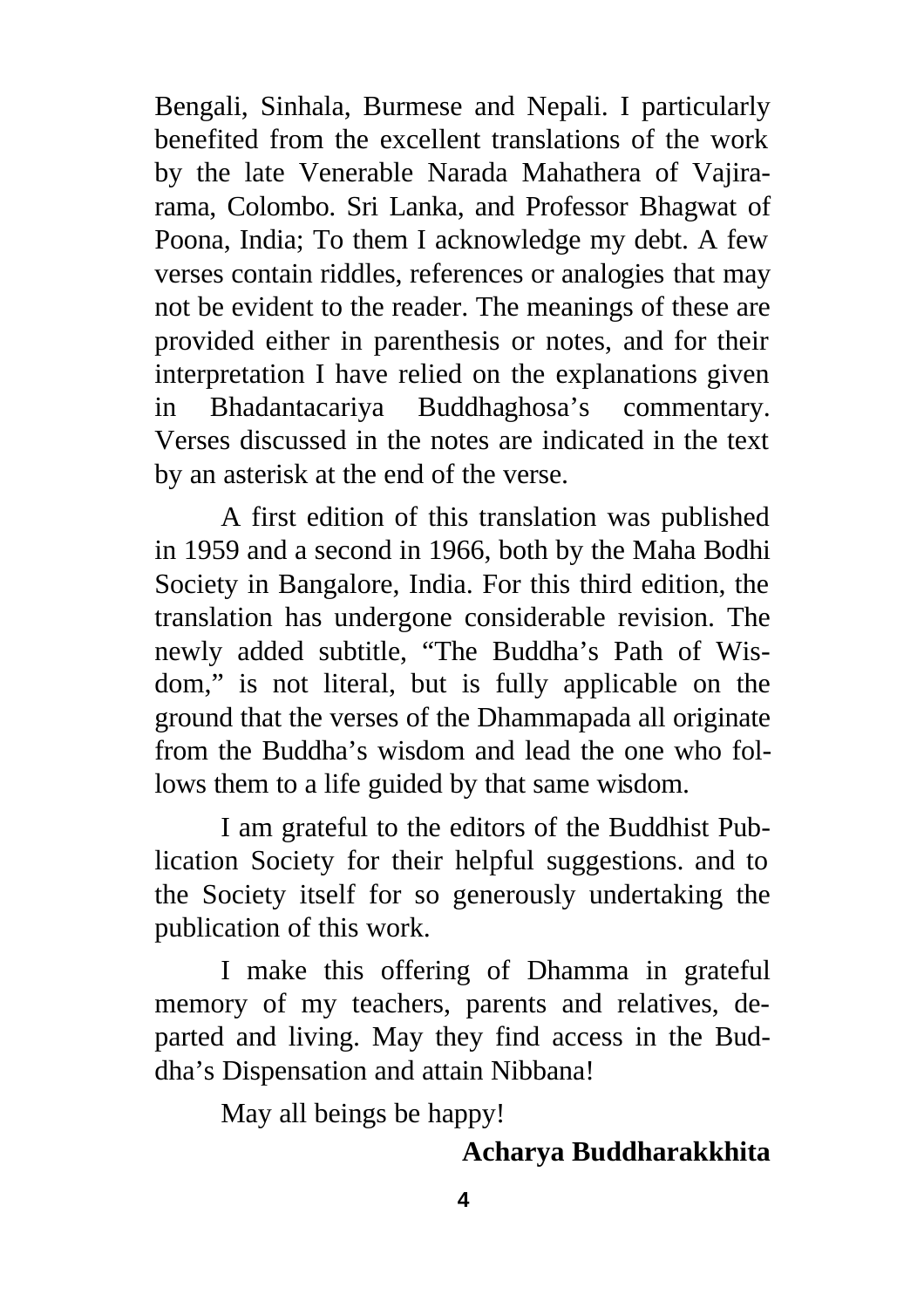Bengali, Sinhala, Burmese and Nepali. I particularly benefited from the excellent translations of the work by the late Venerable Narada Mahathera of Vajirarama, Colombo. Sri Lanka, and Professor Bhagwat of Poona, India; To them I acknowledge my debt. A few verses contain riddles, references or analogies that may not be evident to the reader. The meanings of these are provided either in parenthesis or notes, and for their interpretation I have relied on the explanations given in Bhadantacariya Buddhaghosa's commentary. Verses discussed in the notes are indicated in the text by an asterisk at the end of the verse.

A first edition of this translation was published in 1959 and a second in 1966, both by the Maha Bodhi Society in Bangalore, India. For this third edition, the translation has undergone considerable revision. The newly added subtitle, "The Buddha's Path of Wisdom," is not literal, but is fully applicable on the ground that the verses of the Dhammapada all originate from the Buddha's wisdom and lead the one who follows them to a life guided by that same wisdom.

I am grateful to the editors of the Buddhist Publication Society for their helpful suggestions. and to the Society itself for so generously undertaking the publication of this work.

I make this offering of Dhamma in grateful memory of my teachers, parents and relatives, departed and living. May they find access in the Buddha's Dispensation and attain Nibbana!

May all beings be happy!

**Acharya Buddharakkhita**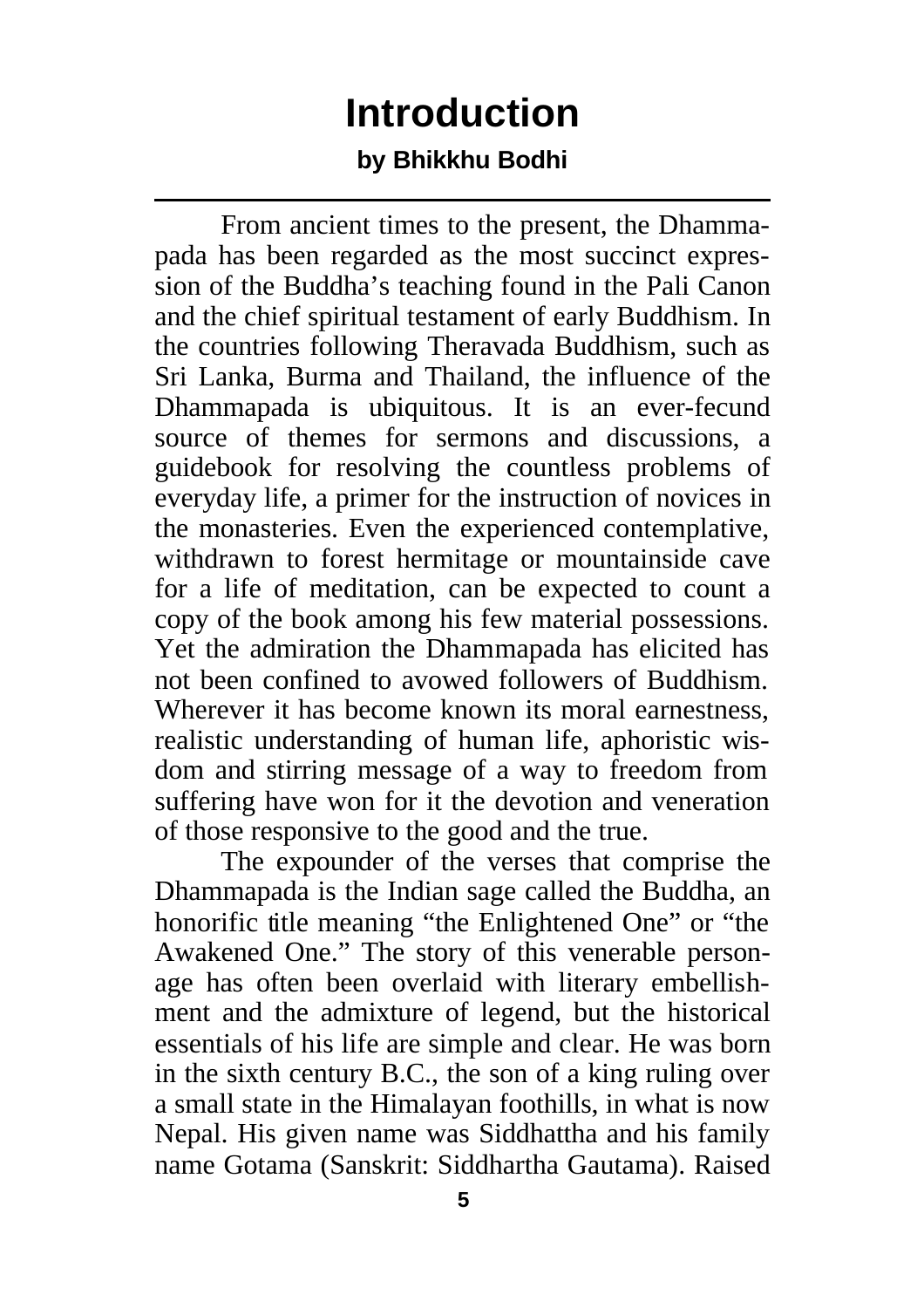# Introduction

**by Bhikkhu Bodhi**

From ancient times to the present, the Dhammapada has been regarded as the most succinct expression of the Buddha's teaching found in the Pali Canon and the chief spiritual testament of early Buddhism. In the countries following Theravada Buddhism, such as Sri Lanka, Burma and Thailand, the influence of the Dhammapada is ubiquitous. It is an ever-fecund source of themes for sermons and discussions, a guidebook for resolving the countless problems of everyday life, a primer for the instruction of novices in the monasteries. Even the experienced contemplative, withdrawn to forest hermitage or mountainside cave for a life of meditation, can be expected to count a copy of the book among his few material possessions. Yet the admiration the Dhammapada has elicited has not been confined to avowed followers of Buddhism. Wherever it has become known its moral earnestness, realistic understanding of human life, aphoristic wisdom and stirring message of a way to freedom from suffering have won for it the devotion and veneration of those responsive to the good and the true.

The expounder of the verses that comprise the Dhammapada is the Indian sage called the Buddha, an honorific title meaning "the Enlightened One" or "the Awakened One." The story of this venerable personage has often been overlaid with literary embellishment and the admixture of legend, but the historical essentials of his life are simple and clear. He was born in the sixth century B.C., the son of a king ruling over a small state in the Himalayan foothills, in what is now Nepal. His given name was Siddhattha and his family name Gotama (Sanskrit: Siddhartha Gautama). Raised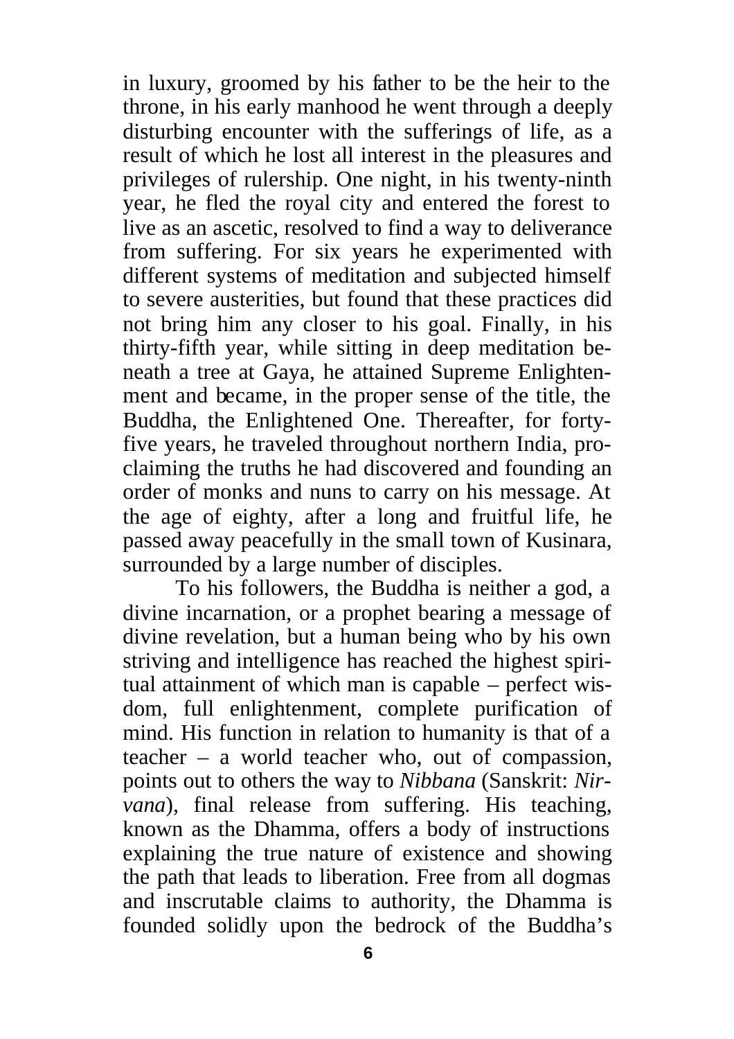in luxury, groomed by his father to be the heir to the throne, in his early manhood he went through a deeply disturbing encounter with the sufferings of life, as a result of which he lost all interest in the pleasures and privileges of rulership. One night, in his twenty-ninth year, he fled the royal city and entered the forest to live as an ascetic, resolved to find a way to deliverance from suffering. For six years he experimented with different systems of meditation and subjected himself to severe austerities, but found that these practices did not bring him any closer to his goal. Finally, in his thirty-fifth year, while sitting in deep meditation beneath a tree at Gaya, he attained Supreme Enlightenment and became, in the proper sense of the title, the Buddha, the Enlightened One. Thereafter, for forty-five years, he traveled throughout northern India, proclaiming the truths he had discovered and founding an order of monks and nuns to carry on his message. At the age of eighty, after a long and fruitful life, he passed away peacefully in the small town of Kusinara, surrounded by a large number of disciples.

To his followers, the Buddha is neither a god, a divine incarnation, or a prophet bearing a message of divine revelation, but a human being who by his own striving and intelligence has reached the highest spiritual attainment of which man is capable – perfect wisdom, full enlightenment, complete purification of mind. His function in relation to humanity is that of a teacher – a world teacher who, out of compassion, points out to others the way to *Nibbana* (Sanskrit: *Nirvana*), final release from suffering. His teaching, known as the Dhamma, offers a body of instructions explaining the true nature of existence and showing the path that leads to liberation. Free from all dogmas and inscrutable claims to authority, the Dhamma is founded solidly upon the bedrock of the Buddha's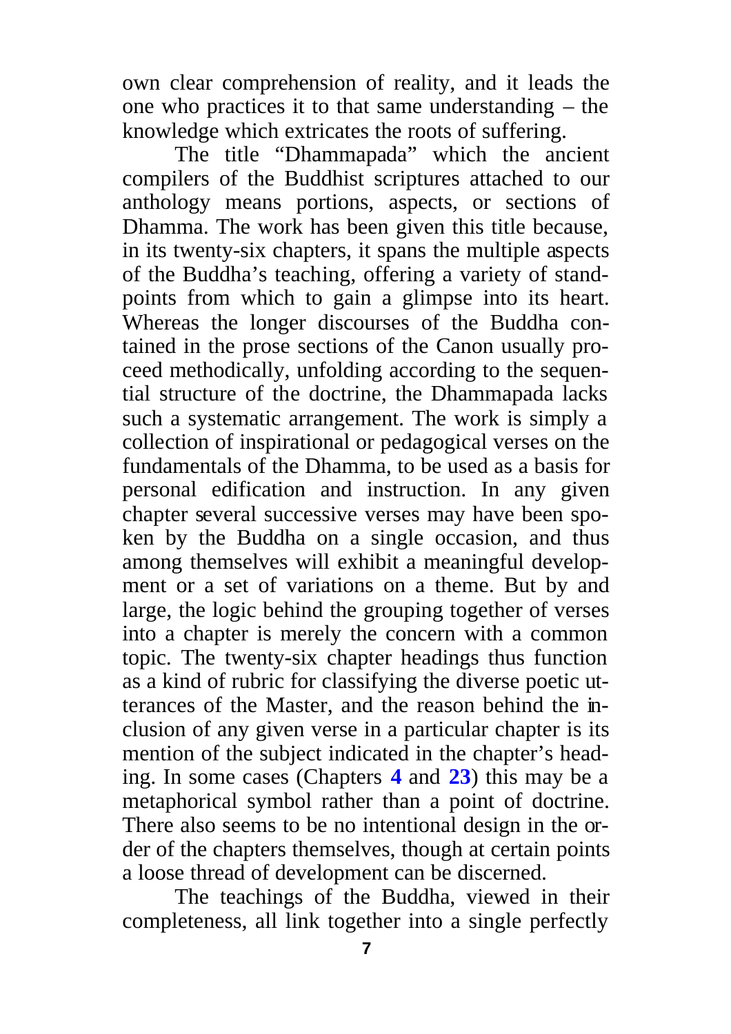own clear comprehension of reality, and it leads the one who practices it to that same understanding – the knowledge which extricates the roots of suffering.

The title "Dhammapada" which the ancient compilers of the Buddhist scriptures attached to our anthology means portions, aspects, or sections of Dhamma. The work has been given this title because, in its twenty-six chapters, it spans the multiple aspects of the Buddha's teaching, offering a variety of standpoints from which to gain a glimpse into its heart. Whereas the longer discourses of the Buddha contained in the prose sections of the Canon usually proceed methodically, unfolding according to the sequential structure of the doctrine, the Dhammapada lacks such a systematic arrangement. The work is simply a collection of inspirational or pedagogical verses on the fundamentals of the Dhamma, to be used as a basis for personal edification and instruction. In any given chapter several successive verses may have been spoken by the Buddha on a single occasion, and thus among themselves will exhibit a meaningful development or a set of variations on a theme. But by and large, the logic behind the grouping together of verses into a chapter is merely the concern with a common topic. The twenty-six chapter headings thus function as a kind of rubric for classifying the diverse poetic utterances of the Master, and the reason behind the inclusion of any given verse in a particular chapter is its mention of the subject indicated in the chapter's heading. In some cases (Chapters **4** and **23**) this may be a metaphorical symbol rather than a point of doctrine. There also seems to be no intentional design in the order of the chapters themselves, though at certain points a loose thread of development can be discerned.

The teachings of the Buddha, viewed in their completeness, all link together into a single perfectly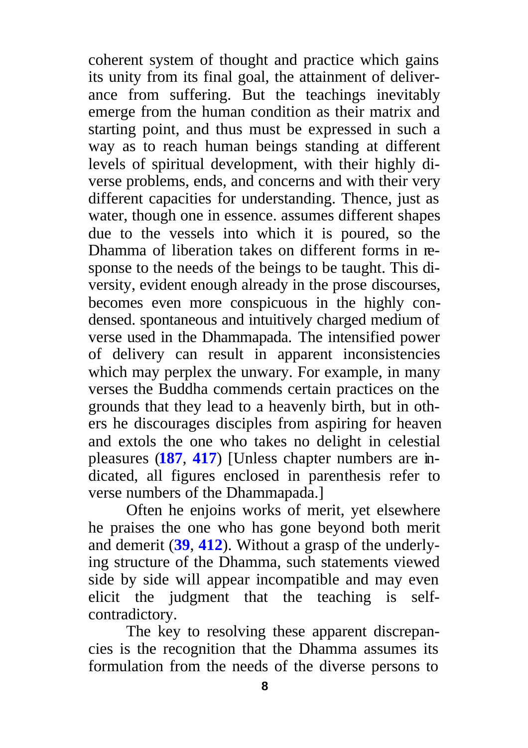coherent system of thought and practice which gains its unity from its final goal, the attainment of deliverance from suffering. But the teachings inevitably emerge from the human condition as their matrix and starting point, and thus must be expressed in such a way as to reach human beings standing at different levels of spiritual development, with their highly diverse problems, ends, and concerns and with their very different capacities for understanding. Thence, just as water, though one in essence. assumes different shapes due to the vessels into which it is poured, so the Dhamma of liberation takes on different forms in response to the needs of the beings to be taught. This diversity, evident enough already in the prose discourses, becomes even more conspicuous in the highly condensed. spontaneous and intuitively charged medium of verse used in the Dhammapada. The intensified power of delivery can result in apparent inconsistencies which may perplex the unwary. For example, in many verses the Buddha commends certain practices on the grounds that they lead to a heavenly birth, but in others he discourages disciples from aspiring for heaven and extols the one who takes no delight in celestial pleasures (**187**, **417**) [Unless chapter numbers are indicated, all figures enclosed in parenthesis refer to verse numbers of the Dhammapada.]

Often he enjoins works of merit, yet elsewhere he praises the one who has gone beyond both merit and demerit (**39**, **412**). Without a grasp of the underlying structure of the Dhamma, such statements viewed side by side will appear incompatible and may even elicit the judgment that the teaching is self-contradictory.

The key to resolving these apparent discrepancies is the recognition that the Dhamma assumes its formulation from the needs of the diverse persons to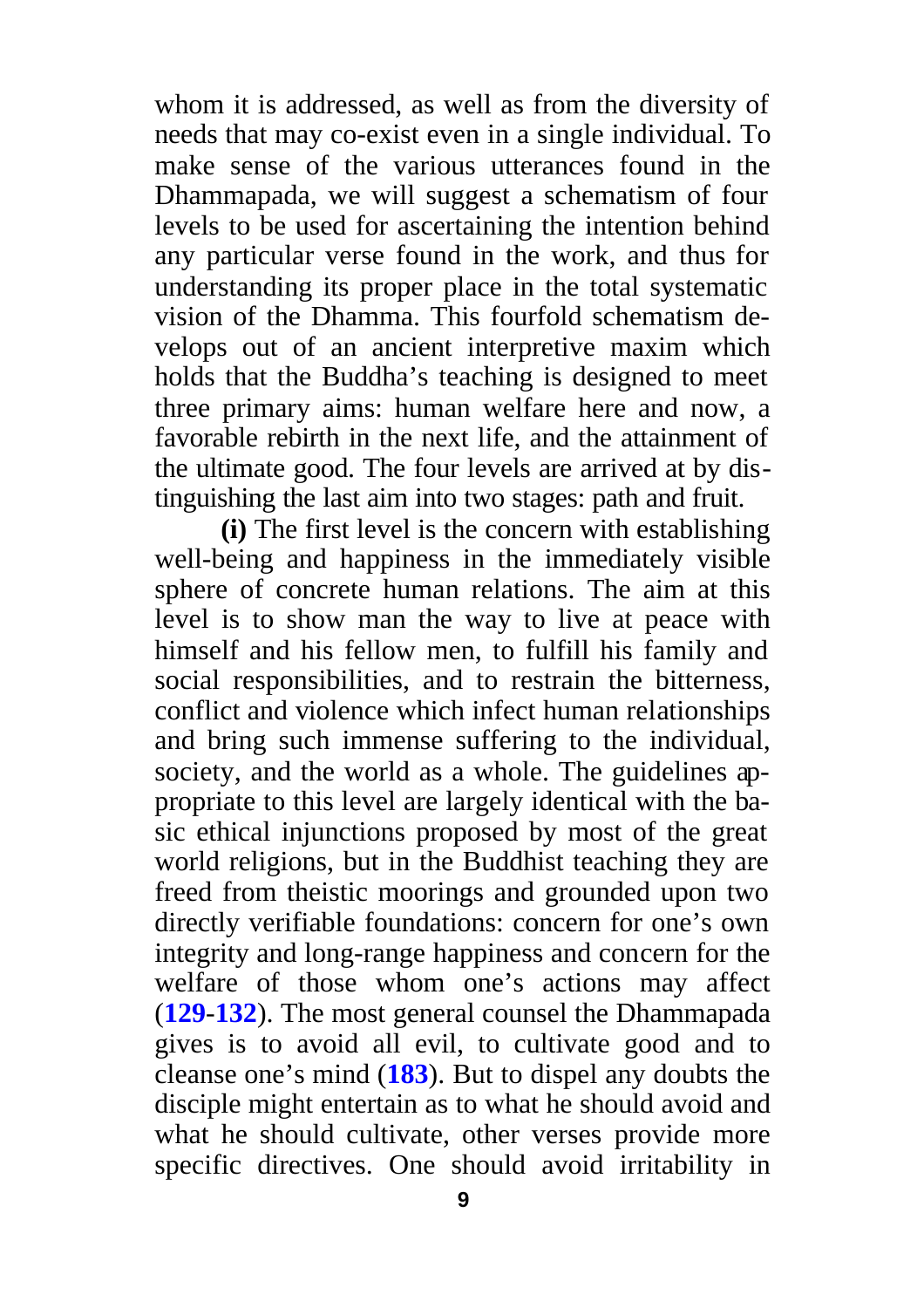whom it is addressed, as well as from the diversity of needs that may co-exist even in a single individual. To make sense of the various utterances found in the Dhammapada, we will suggest a schematism of four levels to be used for ascertaining the intention behind any particular verse found in the work, and thus for understanding its proper place in the total systematic vision of the Dhamma. This fourfold schematism develops out of an ancient interpretive maxim which holds that the Buddha's teaching is designed to meet three primary aims: human welfare here and now, a favorable rebirth in the next life, and the attainment of the ultimate good. The four levels are arrived at by distinguishing the last aim into two stages: path and fruit.

**(i)** The first level is the concern with establishing well-being and happiness in the immediately visible sphere of concrete human relations. The aim at this level is to show man the way to live at peace with himself and his fellow men, to fulfill his family and social responsibilities, and to restrain the bitterness, conflict and violence which infect human relationships and bring such immense suffering to the individual, society, and the world as a whole. The guidelines appropriate to this level are largely identical with the basic ethical injunctions proposed by most of the great world religions, but in the Buddhist teaching they are freed from theistic moorings and grounded upon two directly verifiable foundations: concern for one's own integrity and long-range happiness and concern for the welfare of those whom one's actions may affect (**129**-**132**). The most general counsel the Dhammapada gives is to avoid all evil, to cultivate good and to cleanse one's mind (**183**). But to dispel any doubts the disciple might entertain as to what he should avoid and what he should cultivate, other verses provide more specific directives. One should avoid irritability in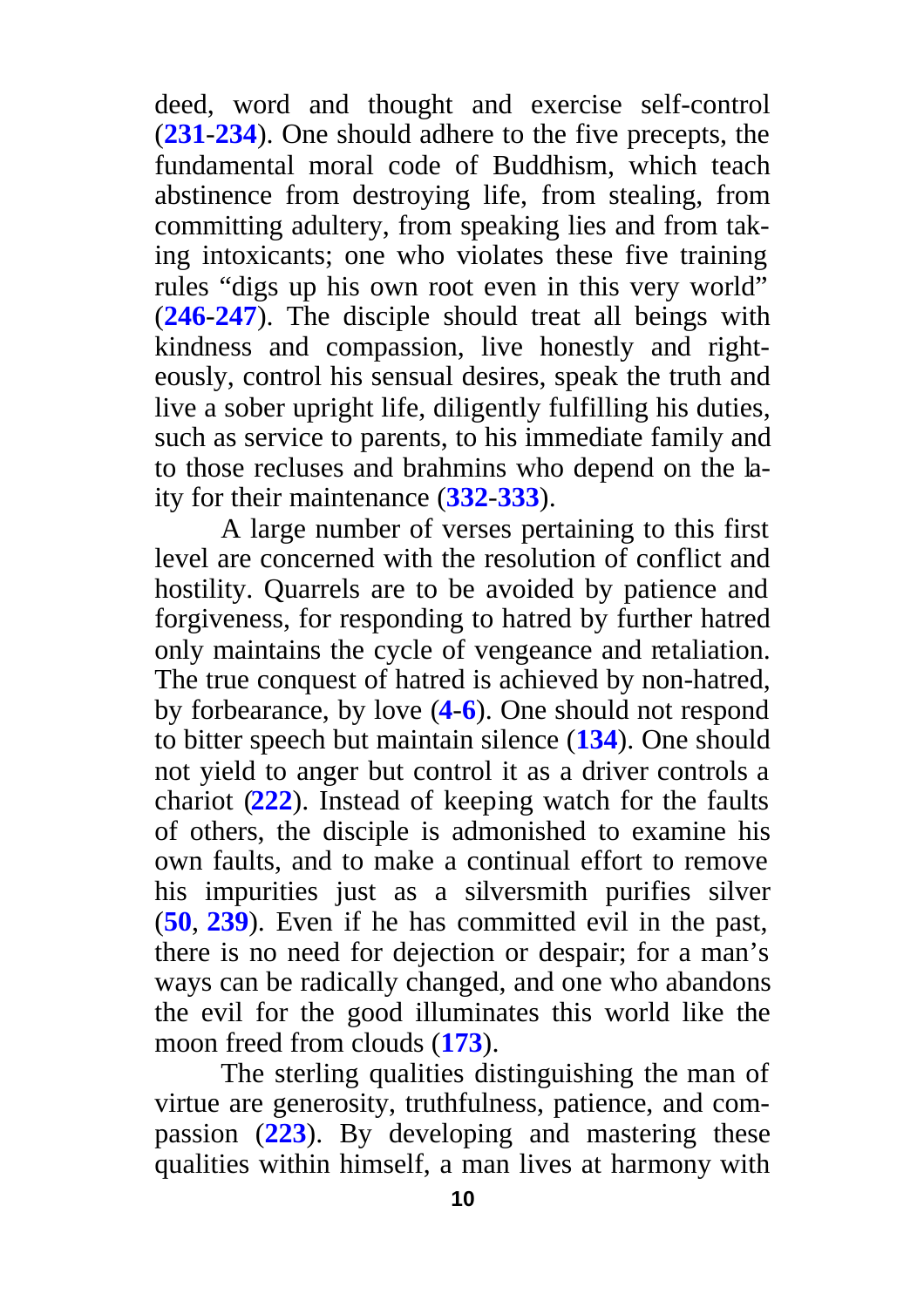deed, word and thought and exercise self-control (**231**-**234**). One should adhere to the five precepts, the fundamental moral code of Buddhism, which teach abstinence from destroying life, from stealing, from committing adultery, from speaking lies and from taking intoxicants; one who violates these five training rules "digs up his own root even in this very world" (**246**-**247**). The disciple should treat all beings with kindness and compassion, live honestly and righteously, control his sensual desires, speak the truth and live a sober upright life, diligently fulfilling his duties, such as service to parents, to his immediate family and to those recluses and brahmins who depend on the laity for their maintenance (**332**-**333**).

A large number of verses pertaining to this first level are concerned with the resolution of conflict and hostility. Quarrels are to be avoided by patience and forgiveness, for responding to hatred by further hatred only maintains the cycle of vengeance and retaliation. The true conquest of hatred is achieved by non-hatred, by forbearance, by love (**4**-**6**). One should not respond to bitter speech but maintain silence (**134**). One should not yield to anger but control it as a driver controls a chariot (**222**). Instead of keeping watch for the faults of others, the disciple is admonished to examine his own faults, and to make a continual effort to remove his impurities just as a silversmith purifies silver (**50**, **239**). Even if he has committed evil in the past, there is no need for dejection or despair; for a man's ways can be radically changed, and one who abandons the evil for the good illuminates this world like the moon freed from clouds (**173**).

The sterling qualities distinguishing the man of virtue are generosity, truthfulness, patience, and compassion (**223**). By developing and mastering these qualities within himself, a man lives at harmony with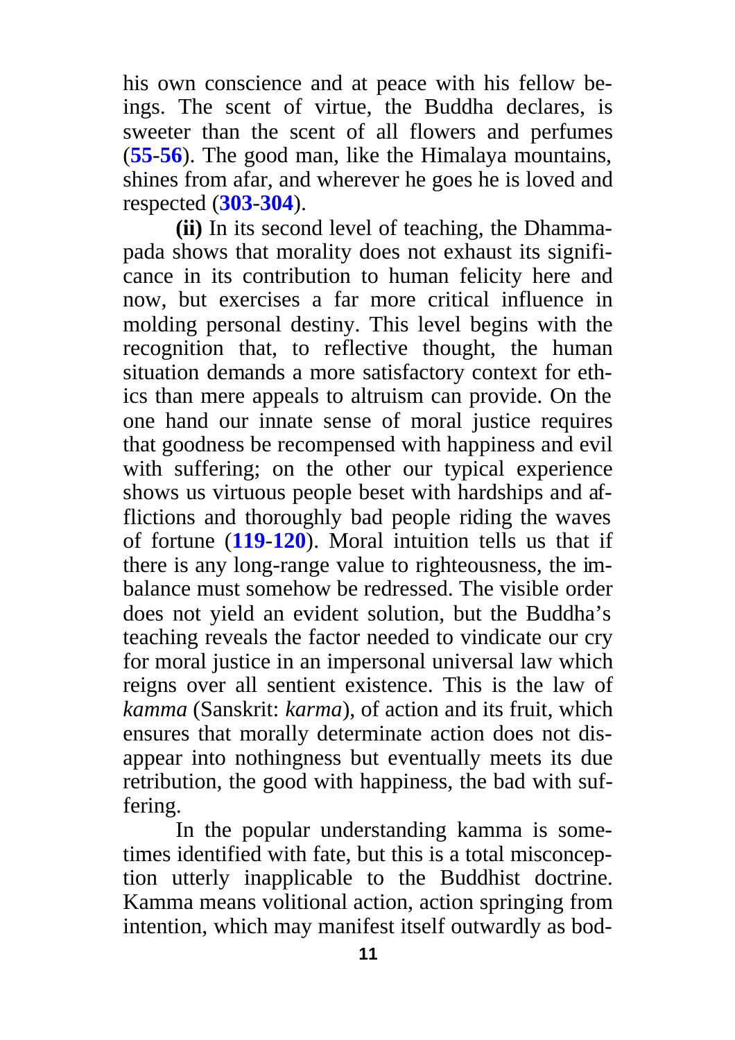his own conscience and at peace with his fellow beings. The scent of virtue, the Buddha declares, is sweeter than the scent of all flowers and perfumes (**55-56**). The good man, like the Himalaya mountains, shines from afar, and wherever he goes he is loved and respected (**303-304**).

**(ii)** In its second level of teaching, the Dhammapada shows that morality does not exhaust its significance in its contribution to human felicity here and now, but exercises a far more critical influence in molding personal destiny. This level begins with the recognition that, to reflective thought, the human situation demands a more satisfactory context for ethics than mere appeals to altruism can provide. On the one hand our innate sense of moral justice requires that goodness be recompensed with happiness and evil with suffering; on the other our typical experience shows us virtuous people beset with hardships and afflictions and thoroughly bad people riding the waves of fortune (**119-120**). Moral intuition tells us that if there is any long-range value to righteousness, the imbalance must somehow be redressed. The visible order does not yield an evident solution, but the Buddha's teaching reveals the factor needed to vindicate our cry for moral justice in an impersonal universal law which reigns over all sentient existence. This is the law of *kamma* (Sanskrit: *karma*), of action and its fruit, which ensures that morally determinate action does not disappear into nothingness but eventually meets its due retribution, the good with happiness, the bad with suffering.

In the popular understanding kamma is sometimes identified with fate, but this is a total misconception utterly inapplicable to the Buddhist doctrine. Kamma means volitional action, action springing from intention, which may manifest itself outwardly as bod-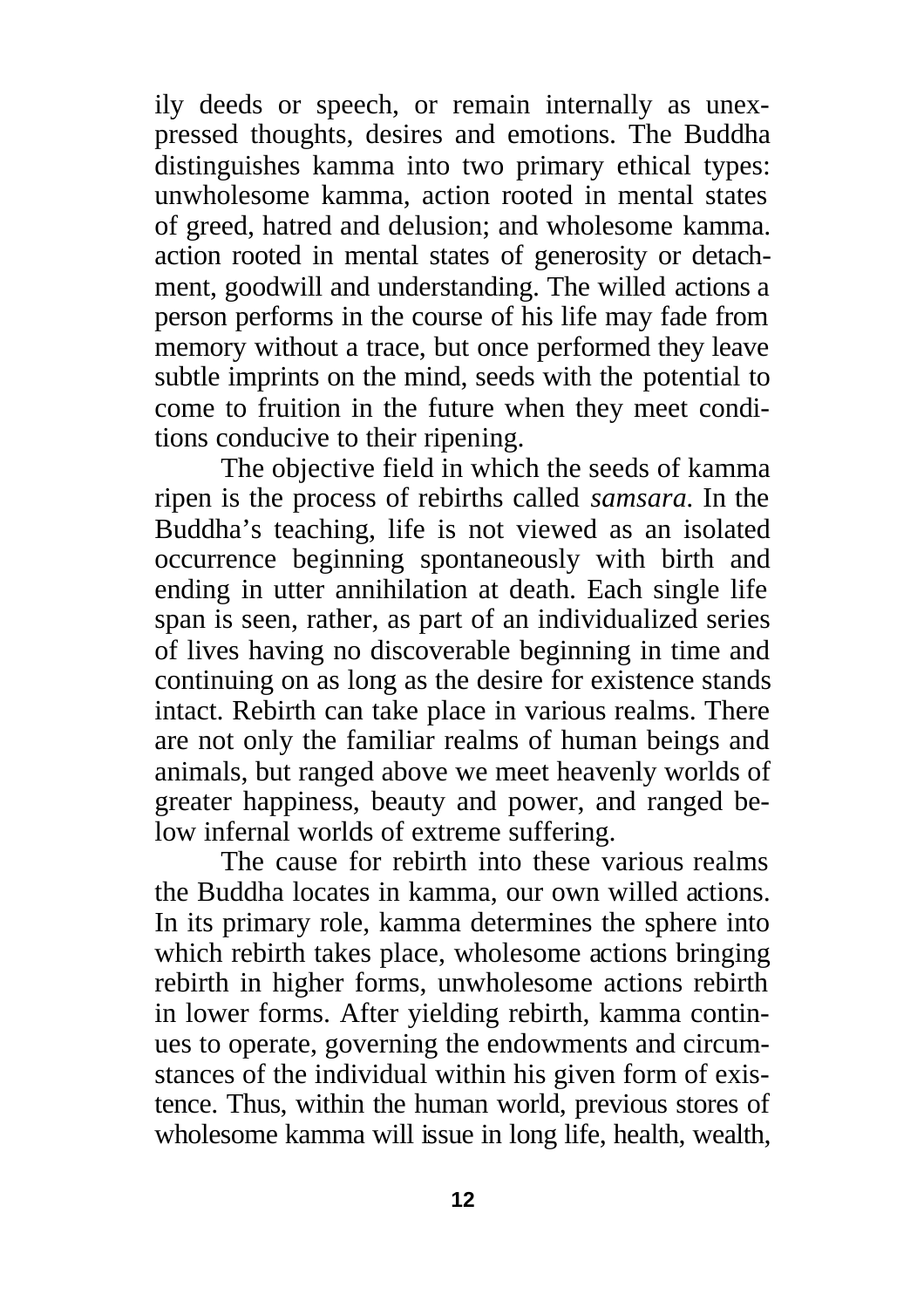ily deeds or speech, or remain internally as unexpressed thoughts, desires and emotions. The Buddha distinguishes kamma into two primary ethical types: unwholesome kamma, action rooted in mental states of greed, hatred and delusion; and wholesome kamma. action rooted in mental states of generosity or detachment, goodwill and understanding. The willed actions a person performs in the course of his life may fade from memory without a trace, but once performed they leave subtle imprints on the mind, seeds with the potential to come to fruition in the future when they meet conditions conducive to their ripening.

The objective field in which the seeds of kamma ripen is the process of rebirths called *samsara.* In the Buddha's teaching, life is not viewed as an isolated occurrence beginning spontaneously with birth and ending in utter annihilation at death. Each single life span is seen, rather, as part of an individualized series of lives having no discoverable beginning in time and continuing on as long as the desire for existence stands intact. Rebirth can take place in various realms. There are not only the familiar realms of human beings and animals, but ranged above we meet heavenly worlds of greater happiness, beauty and power, and ranged below infernal worlds of extreme suffering.

The cause for rebirth into these various realms the Buddha locates in kamma, our own willed actions. In its primary role, kamma determines the sphere into which rebirth takes place, wholesome actions bringing rebirth in higher forms, unwholesome actions rebirth in lower forms. After yielding rebirth, kamma continues to operate, governing the endowments and circumstances of the individual within his given form of existence. Thus, within the human world, previous stores of wholesome kamma will issue in long life, health, wealth,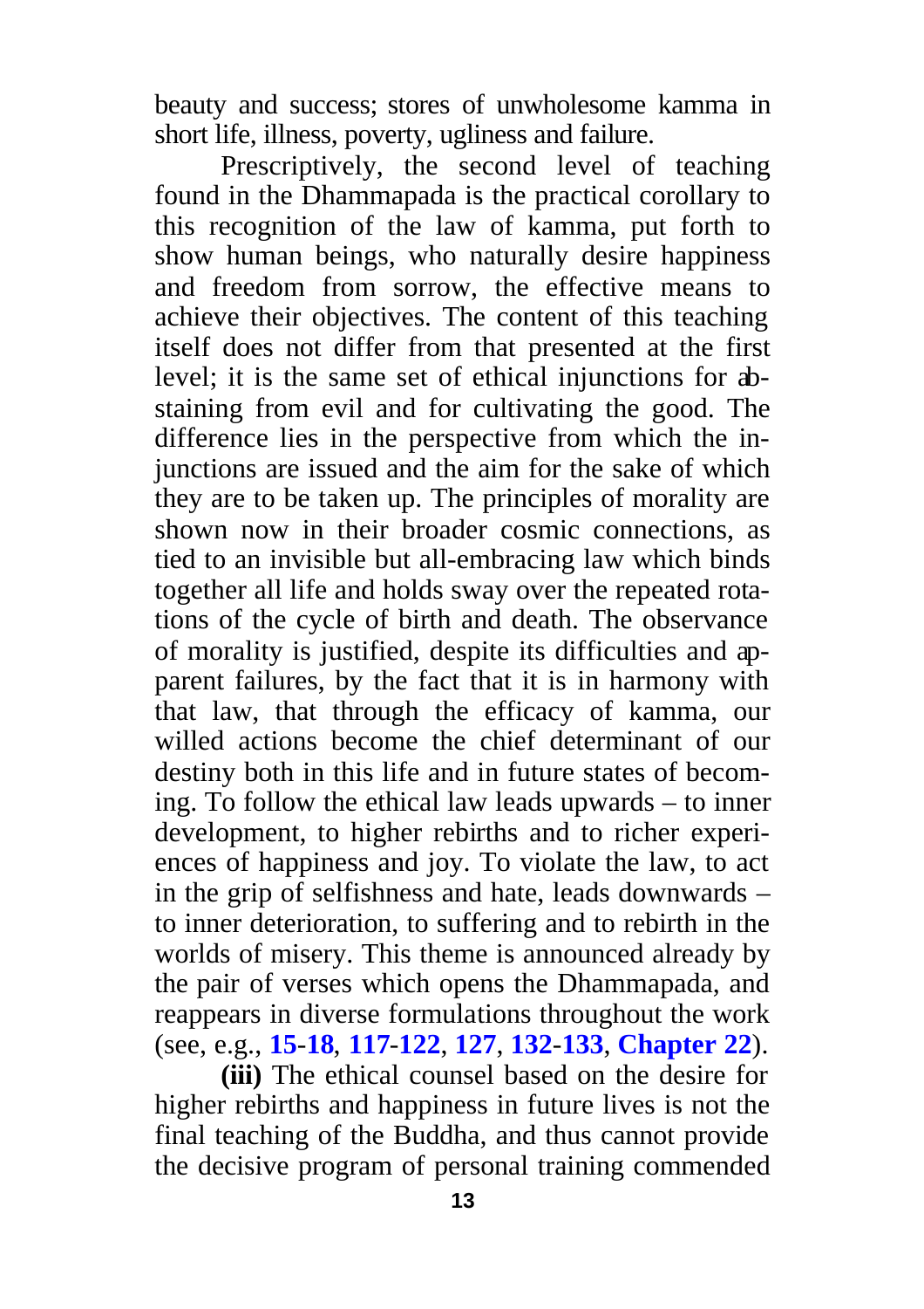beauty and success; stores of unwholesome kamma in short life, illness, poverty, ugliness and failure.

Prescriptively, the second level of teaching found in the Dhammapada is the practical corollary to this recognition of the law of kamma, put forth to show human beings, who naturally desire happiness and freedom from sorrow, the effective means to achieve their objectives. The content of this teaching itself does not differ from that presented at the first level; it is the same set of ethical injunctions for abstaining from evil and for cultivating the good. The difference lies in the perspective from which the injunctions are issued and the aim for the sake of which they are to be taken up. The principles of morality are shown now in their broader cosmic connections, as tied to an invisible but all-embracing law which binds together all life and holds sway over the repeated rotations of the cycle of birth and death. The observance of morality is justified, despite its difficulties and apparent failures, by the fact that it is in harmony with that law, that through the efficacy of kamma, our willed actions become the chief determinant of our destiny both in this life and in future states of becoming. To follow the ethical law leads upwards – to inner development, to higher rebirths and to richer experiences of happiness and joy. To violate the law, to act in the grip of selfishness and hate, leads downwards – to inner deterioration, to suffering and to rebirth in the worlds of misery. This theme is announced already by the pair of verses which opens the Dhammapada, and reappears in diverse formulations throughout the work (see, e.g., **15-18**, **117-122**, **127**, **132-133**, **Chapter 22**).

**(iii)** The ethical counsel based on the desire for higher rebirths and happiness in future lives is not the final teaching of the Buddha, and thus cannot provide the decisive program of personal training commended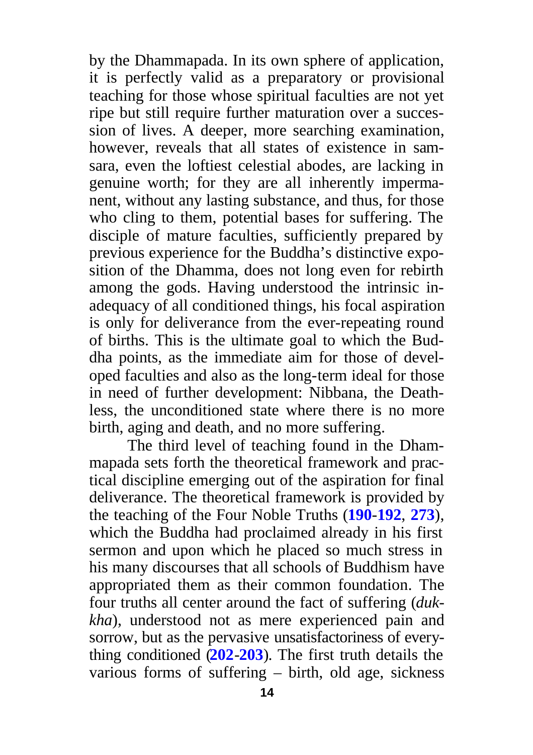by the Dhammapada. In its own sphere of application, it is perfectly valid as a preparatory or provisional teaching for those whose spiritual faculties are not yet ripe but still require further maturation over a succession of lives. A deeper, more searching examination, however, reveals that all states of existence in samsara, even the loftiest celestial abodes, are lacking in genuine worth; for they are all inherently impermanent, without any lasting substance, and thus, for those who cling to them, potential bases for suffering. The disciple of mature faculties, sufficiently prepared by previous experience for the Buddha's distinctive exposition of the Dhamma, does not long even for rebirth among the gods. Having understood the intrinsic inadequacy of all conditioned things, his focal aspiration is only for deliverance from the ever-repeating round of births. This is the ultimate goal to which the Buddha points, as the immediate aim for those of developed faculties and also as the long-term ideal for those in need of further development: Nibbana, the Deathless, the unconditioned state where there is no more birth, aging and death, and no more suffering.

The third level of teaching found in the Dhammapada sets forth the theoretical framework and practical discipline emerging out of the aspiration for final deliverance. The theoretical framework is provided by the teaching of the Four Noble Truths (**190**-**192**, **273**), which the Buddha had proclaimed already in his first sermon and upon which he placed so much stress in his many discourses that all schools of Buddhism have appropriated them as their common foundation. The four truths all center around the fact of suffering (*dukkha*), understood not as mere experienced pain and sorrow, but as the pervasive unsatisfactoriness of everything conditioned (**202**-**203**). The first truth details the various forms of suffering – birth, old age, sickness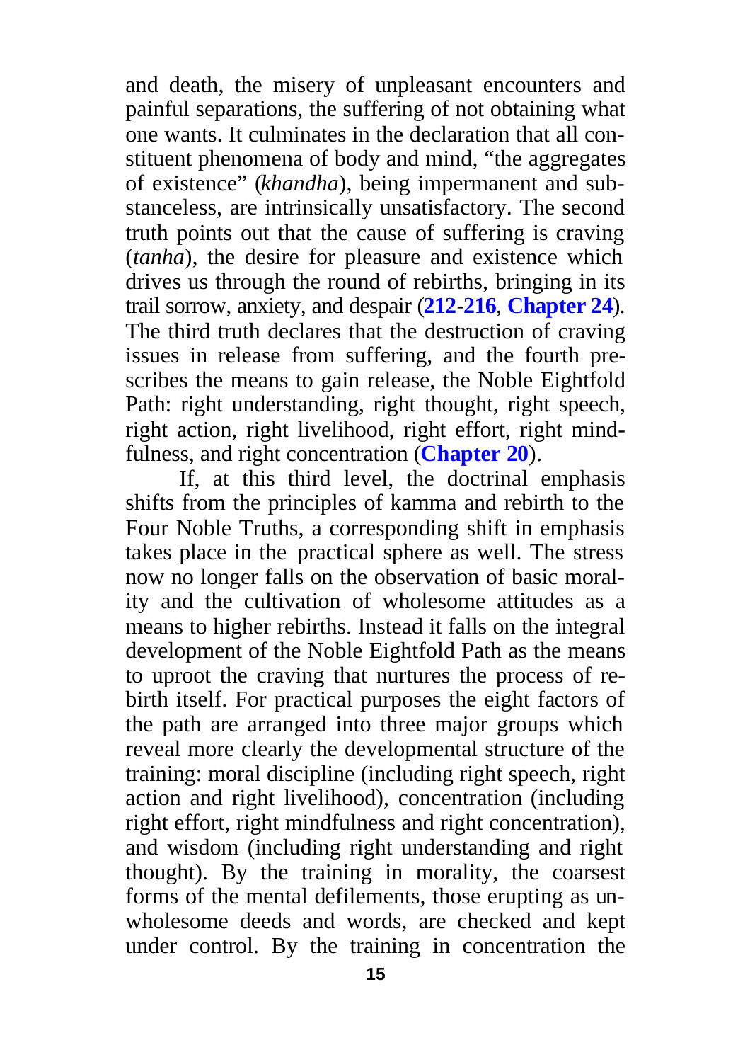and death, the misery of unpleasant encounters and painful separations, the suffering of not obtaining what one wants. It culminates in the declaration that all constituent phenomena of body and mind, "the aggregates of existence" (*khandha*), being impermanent and substanceless, are intrinsically unsatisfactory. The second truth points out that the cause of suffering is craving (*tanha*), the desire for pleasure and existence which drives us through the round of rebirths, bringing in its trail sorrow, anxiety, and despair (**212-216**, **Chapter 24**). The third truth declares that the destruction of craving issues in release from suffering, and the fourth prescribes the means to gain release, the Noble Eightfold Path: right understanding, right thought, right speech, right action, right livelihood, right effort, right mindfulness, and right concentration (**Chapter 20**).

If, at this third level, the doctrinal emphasis shifts from the principles of kamma and rebirth to the Four Noble Truths, a corresponding shift in emphasis takes place in the practical sphere as well. The stress now no longer falls on the observation of basic morality and the cultivation of wholesome attitudes as a means to higher rebirths. Instead it falls on the integral development of the Noble Eightfold Path as the means to uproot the craving that nurtures the process of rebirth itself. For practical purposes the eight factors of the path are arranged into three major groups which reveal more clearly the developmental structure of the training: moral discipline (including right speech, right action and right livelihood), concentration (including right effort, right mindfulness and right concentration), and wisdom (including right understanding and right thought). By the training in morality, the coarsest forms of the mental defilements, those erupting as unwholesome deeds and words, are checked and kept under control. By the training in concentration the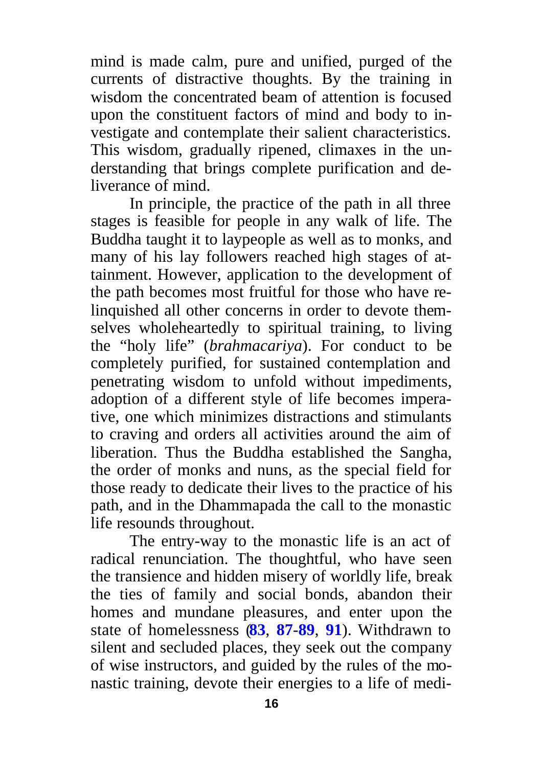mind is made calm, pure and unified, purged of the currents of distractive thoughts. By the training in wisdom the concentrated beam of attention is focused upon the constituent factors of mind and body to investigate and contemplate their salient characteristics. This wisdom, gradually ripened, climaxes in the understanding that brings complete purification and deliverance of mind.

In principle, the practice of the path in all three stages is feasible for people in any walk of life. The Buddha taught it to laypeople as well as to monks, and many of his lay followers reached high stages of attainment. However, application to the development of the path becomes most fruitful for those who have relinquished all other concerns in order to devote themselves wholeheartedly to spiritual training, to living the "holy life" (*brahmacariya*). For conduct to be completely purified, for sustained contemplation and penetrating wisdom to unfold without impediments, adoption of a different style of life becomes imperative, one which minimizes distractions and stimulants to craving and orders all activities around the aim of liberation. Thus the Buddha established the Sangha, the order of monks and nuns, as the special field for those ready to dedicate their lives to the practice of his path, and in the Dhammapada the call to the monastic life resounds throughout.

The entry-way to the monastic life is an act of radical renunciation. The thoughtful, who have seen the transience and hidden misery of worldly life, break the ties of family and social bonds, abandon their homes and mundane pleasures, and enter upon the state of homelessness (**83**, **87-89**, **91**). Withdrawn to silent and secluded places, they seek out the company of wise instructors, and guided by the rules of the monastic training, devote their energies to a life of medi-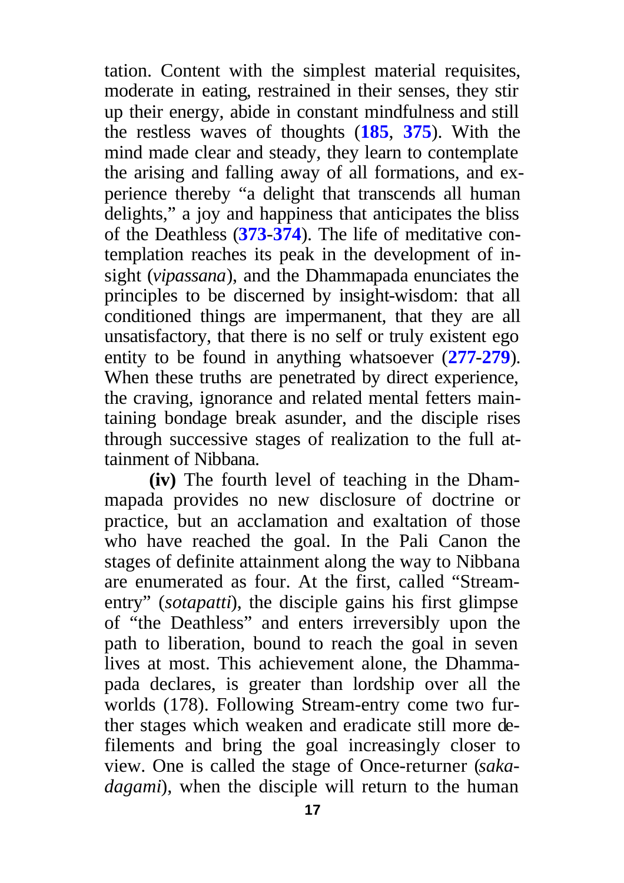tation. Content with the simplest material requisites, moderate in eating, restrained in their senses, they stir up their energy, abide in constant mindfulness and still the restless waves of thoughts (**185**, **375**). With the mind made clear and steady, they learn to contemplate the arising and falling away of all formations, and experience thereby "a delight that transcends all human delights," a joy and happiness that anticipates the bliss of the Deathless (**373-374**). The life of meditative contemplation reaches its peak in the development of insight (*vipassana*), and the Dhammapada enunciates the principles to be discerned by insight-wisdom: that all conditioned things are impermanent, that they are all unsatisfactory, that there is no self or truly existent ego entity to be found in anything whatsoever (**277-279**). When these truths are penetrated by direct experience, the craving, ignorance and related mental fetters maintaining bondage break asunder, and the disciple rises through successive stages of realization to the full attainment of Nibbana.

**(iv)** The fourth level of teaching in the Dhammapada provides no new disclosure of doctrine or practice, but an acclamation and exaltation of those who have reached the goal. In the Pali Canon the stages of definite attainment along the way to Nibbana are enumerated as four. At the first, called "Stream-entry" (*sotapatti*), the disciple gains his first glimpse of "the Deathless" and enters irreversibly upon the path to liberation, bound to reach the goal in seven lives at most. This achievement alone, the Dhammapada declares, is greater than lordship over all the worlds (178). Following Stream-entry come two further stages which weaken and eradicate still more defilements and bring the goal increasingly closer to view. One is called the stage of Once-returner (*sakadagami*), when the disciple will return to the human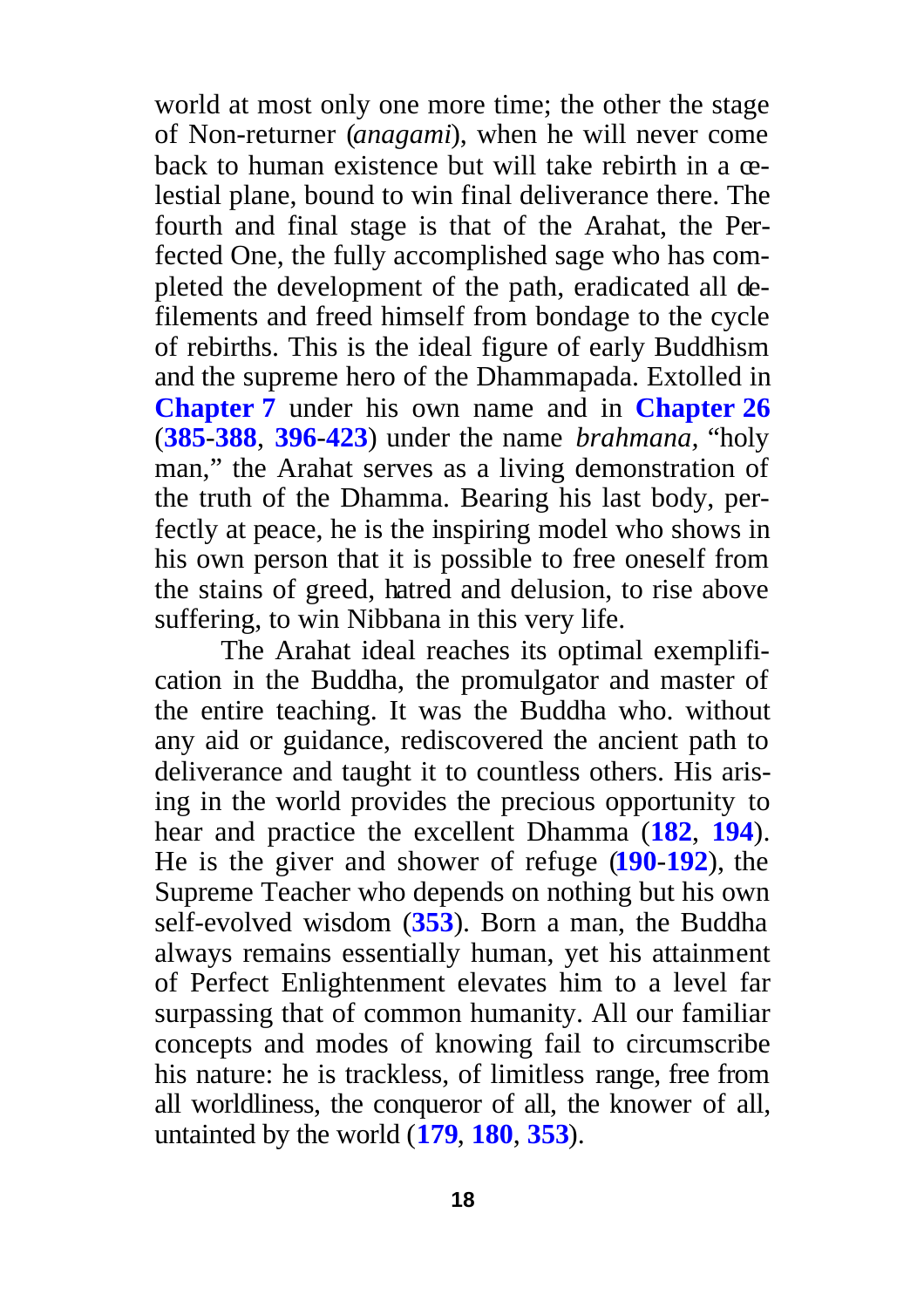world at most only one more time; the other the stage of Non-returner (*anagami*), when he will never come back to human existence but will take rebirth in a celestial plane, bound to win final deliverance there. The fourth and final stage is that of the Arahat, the Perfected One, the fully accomplished sage who has completed the development of the path, eradicated all defilements and freed himself from bondage to the cycle of rebirths. This is the ideal figure of early Buddhism and the supreme hero of the Dhammapada. Extolled in **Chapter 7** under his own name and in **Chapter 26** (**385-388**, **396-423**) under the name *brahmana*, "holy man," the Arahat serves as a living demonstration of the truth of the Dhamma. Bearing his last body, perfectly at peace, he is the inspiring model who shows in his own person that it is possible to free oneself from the stains of greed, hatred and delusion, to rise above suffering, to win Nibbana in this very life.

The Arahat ideal reaches its optimal exemplification in the Buddha, the promulgator and master of the entire teaching. It was the Buddha who. without any aid or guidance, rediscovered the ancient path to deliverance and taught it to countless others. His arising in the world provides the precious opportunity to hear and practice the excellent Dhamma (**182**, **194**). He is the giver and shower of refuge (**190-192**), the Supreme Teacher who depends on nothing but his own self-evolved wisdom (**353**). Born a man, the Buddha always remains essentially human, yet his attainment of Perfect Enlightenment elevates him to a level far surpassing that of common humanity. All our familiar concepts and modes of knowing fail to circumscribe his nature: he is trackless, of limitless range, free from all worldliness, the conqueror of all, the knower of all, untainted by the world (**179**, **180**, **353**).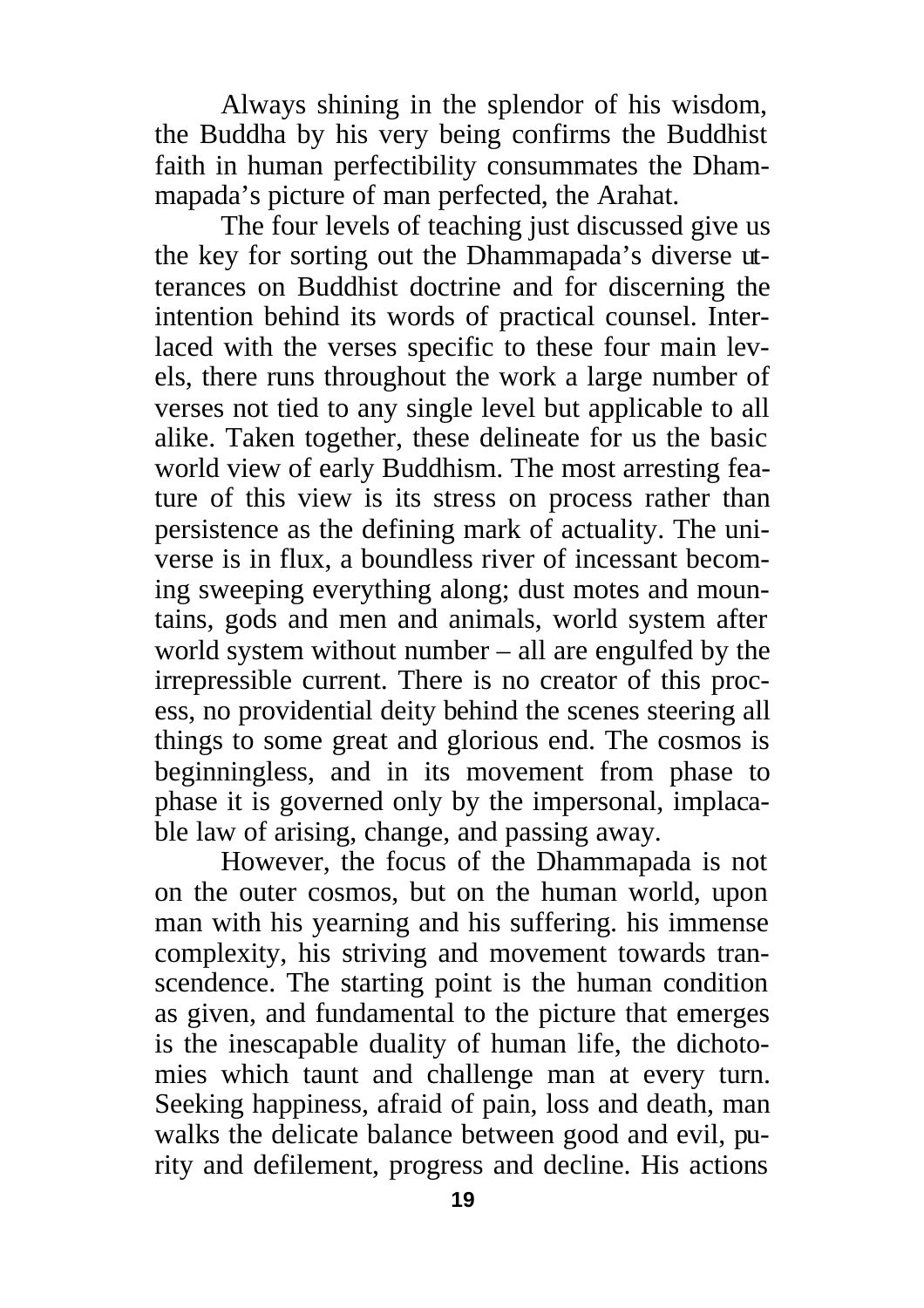Always shining in the splendor of his wisdom, the Buddha by his very being confirms the Buddhist faith in human perfectibility consummates the Dhammapada's picture of man perfected, the Arahat.

The four levels of teaching just discussed give us the key for sorting out the Dhammapada's diverse utterances on Buddhist doctrine and for discerning the intention behind its words of practical counsel. Interlaced with the verses specific to these four main levels, there runs throughout the work a large number of verses not tied to any single level but applicable to all alike. Taken together, these delineate for us the basic world view of early Buddhism. The most arresting feature of this view is its stress on process rather than persistence as the defining mark of actuality. The universe is in flux, a boundless river of incessant becoming sweeping everything along; dust motes and mountains, gods and men and animals, world system after world system without number – all are engulfed by the irrepressible current. There is no creator of this process, no providential deity behind the scenes steering all things to some great and glorious end. The cosmos is beginningless, and in its movement from phase to phase it is governed only by the impersonal, implacable law of arising, change, and passing away.

However, the focus of the Dhammapada is not on the outer cosmos, but on the human world, upon man with his yearning and his suffering. his immense complexity, his striving and movement towards transcendence. The starting point is the human condition as given, and fundamental to the picture that emerges is the inescapable duality of human life, the dichotomies which taunt and challenge man at every turn. Seeking happiness, afraid of pain, loss and death, man walks the delicate balance between good and evil, purity and defilement, progress and decline. His actions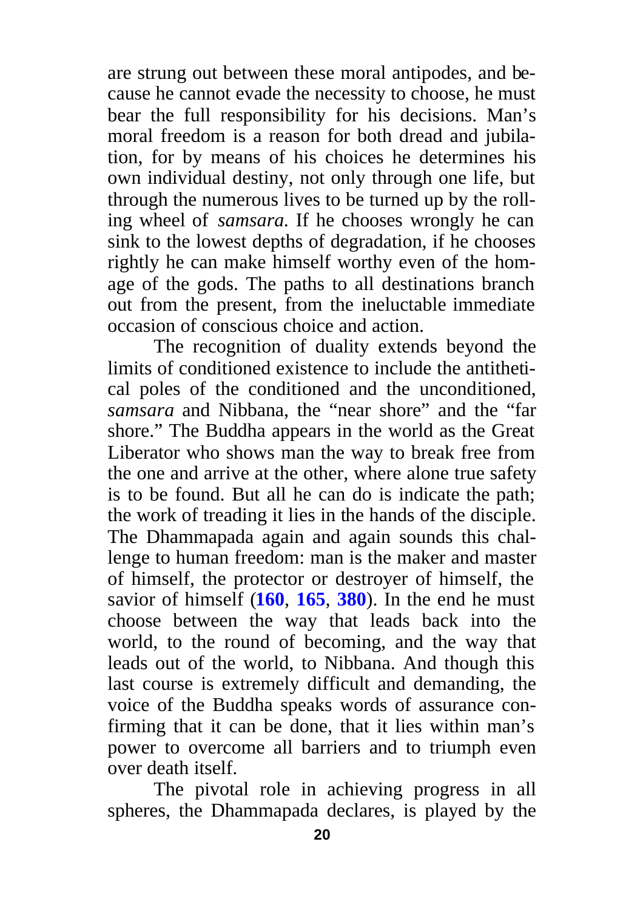are strung out between these moral antipodes, and because he cannot evade the necessity to choose, he must bear the full responsibility for his decisions. Man's moral freedom is a reason for both dread and jubilation, for by means of his choices he determines his own individual destiny, not only through one life, but through the numerous lives to be turned up by the rolling wheel of *samsara*. If he chooses wrongly he can sink to the lowest depths of degradation, if he chooses rightly he can make himself worthy even of the homage of the gods. The paths to all destinations branch out from the present, from the ineluctable immediate occasion of conscious choice and action.

The recognition of duality extends beyond the limits of conditioned existence to include the antithetical poles of the conditioned and the unconditioned, *samsara* and Nibbana, the "near shore" and the "far shore." The Buddha appears in the world as the Great Liberator who shows man the way to break free from the one and arrive at the other, where alone true safety is to be found. But all he can do is indicate the path; the work of treading it lies in the hands of the disciple. The Dhammapada again and again sounds this challenge to human freedom: man is the maker and master of himself, the protector or destroyer of himself, the savior of himself (**160**, **165**, **380**). In the end he must choose between the way that leads back into the world, to the round of becoming, and the way that leads out of the world, to Nibbana. And though this last course is extremely difficult and demanding, the voice of the Buddha speaks words of assurance confirming that it can be done, that it lies within man's power to overcome all barriers and to triumph even over death itself.

The pivotal role in achieving progress in all spheres, the Dhammapada declares, is played by the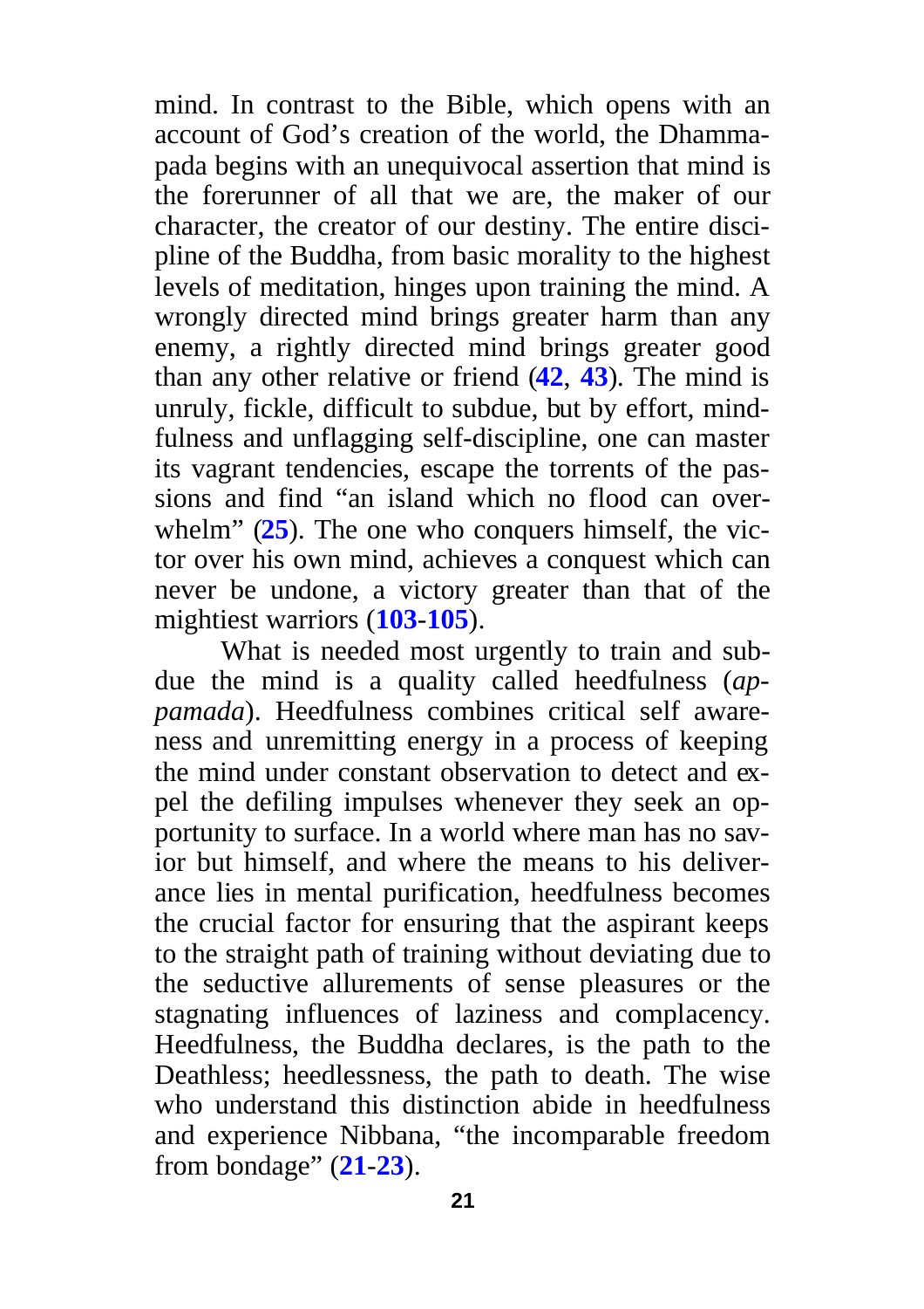mind. In contrast to the Bible, which opens with an account of God's creation of the world, the Dhammapada begins with an unequivocal assertion that mind is the forerunner of all that we are, the maker of our character, the creator of our destiny. The entire discipline of the Buddha, from basic morality to the highest levels of meditation, hinges upon training the mind. A wrongly directed mind brings greater harm than any enemy, a rightly directed mind brings greater good than any other relative or friend (**42**, **43**). The mind is unruly, fickle, difficult to subdue, but by effort, mindfulness and unflagging self-discipline, one can master its vagrant tendencies, escape the torrents of the passions and find "an island which no flood can overwhelm" (**25**). The one who conquers himself, the victor over his own mind, achieves a conquest which can never be undone, a victory greater than that of the mightiest warriors (**103**-**105**).

What is needed most urgently to train and subdue the mind is a quality called heedfulness (*appamada*). Heedfulness combines critical self awareness and unremitting energy in a process of keeping the mind under constant observation to detect and expel the defiling impulses whenever they seek an opportunity to surface. In a world where man has no savior but himself, and where the means to his deliverance lies in mental purification, heedfulness becomes the crucial factor for ensuring that the aspirant keeps to the straight path of training without deviating due to the seductive allurements of sense pleasures or the stagnating influences of laziness and complacency. Heedfulness, the Buddha declares, is the path to the Deathless; heedlessness, the path to death. The wise who understand this distinction abide in heedfulness and experience Nibbana, "the incomparable freedom from bondage" (**21**-**23**).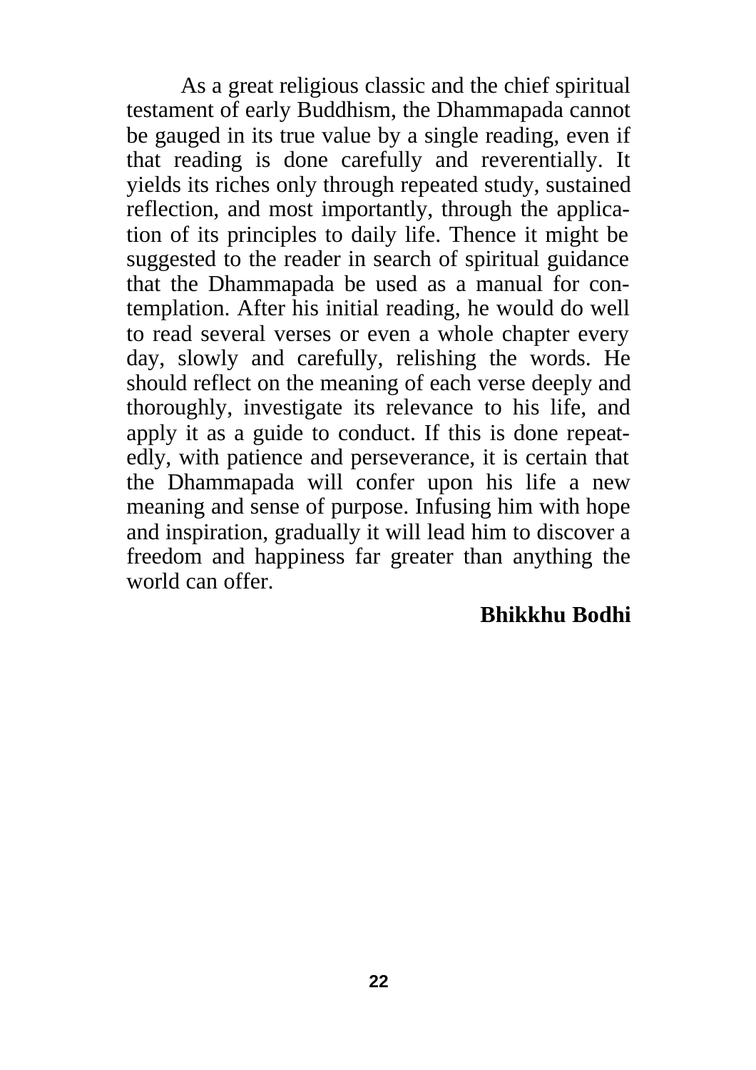As a great religious classic and the chief spiritual testament of early Buddhism, the Dhammapada cannot be gauged in its true value by a single reading, even if that reading is done carefully and reverentially. It yields its riches only through repeated study, sustained reflection, and most importantly, through the application of its principles to daily life. Thence it might be suggested to the reader in search of spiritual guidance that the Dhammapada be used as a manual for contemplation. After his initial reading, he would do well to read several verses or even a whole chapter every day, slowly and carefully, relishing the words. He should reflect on the meaning of each verse deeply and thoroughly, investigate its relevance to his life, and apply it as a guide to conduct. If this is done repeatedly, with patience and perseverance, it is certain that the Dhammapada will confer upon his life a new meaning and sense of purpose. Infusing him with hope and inspiration, gradually it will lead him to discover a freedom and happiness far greater than anything the world can offer.

**Bhikkhu Bodhi**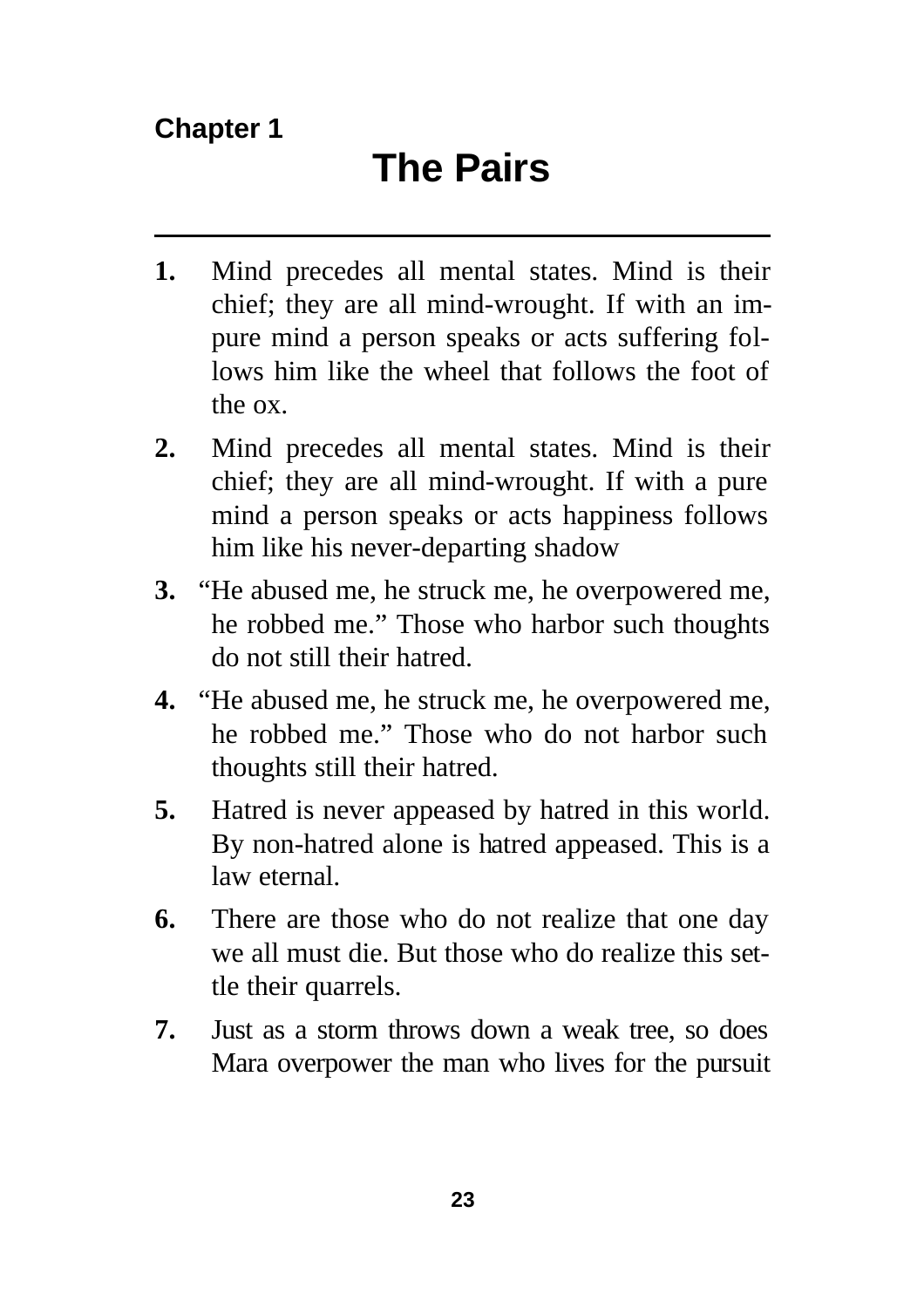**Chapter 1**

# The Pairs

---

**1.** Mind precedes all mental states. Mind is their chief; they are all mind-wrought. If with an impure mind a person speaks or acts suffering follows him like the wheel that follows the foot of the ox.

**2.** Mind precedes all mental states. Mind is their chief; they are all mind-wrought. If with a pure mind a person speaks or acts happiness follows him like his never-departing shadow

**3.** "He abused me, he struck me, he overpowered me, he robbed me." Those who harbor such thoughts do not still their hatred.

**4.** "He abused me, he struck me, he overpowered me, he robbed me." Those who do not harbor such thoughts still their hatred.

**5.** Hatred is never appeased by hatred in this world. By non-hatred alone is hatred appeased. This is a law eternal.

**6.** There are those who do not realize that one day we all must die. But those who do realize this settle their quarrels.

**7.** Just as a storm throws down a weak tree, so does Mara overpower the man who lives for the pursuit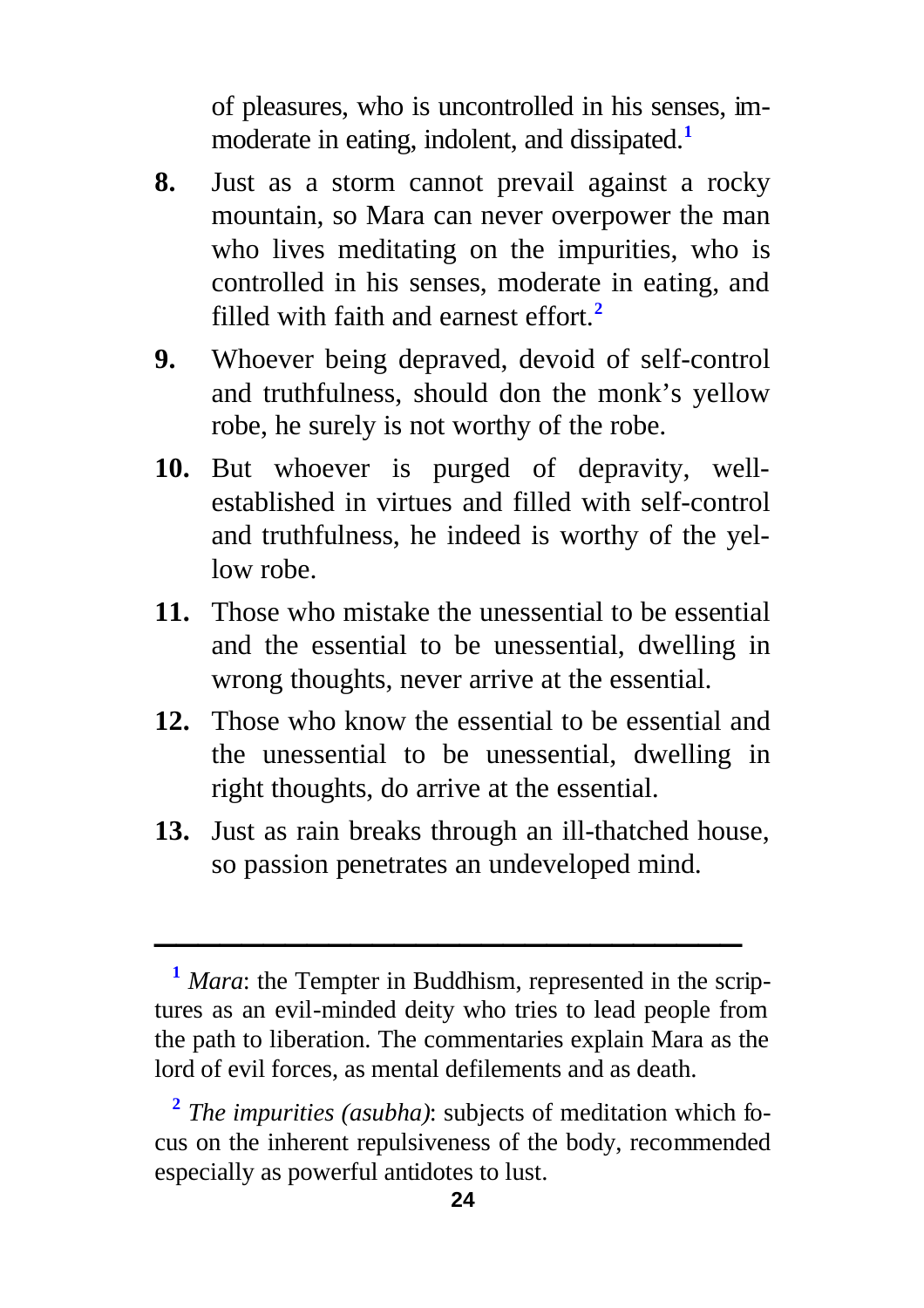of pleasures, who is uncontrolled in his senses, immoderate in eating, indolent, and dissipated.[1]

8. Just as a storm cannot prevail against a rocky mountain, so Mara can never overpower the man who lives meditating on the impurities, who is controlled in his senses, moderate in eating, and filled with faith and earnest effort.[2]

9. Whoever being depraved, devoid of self-control and truthfulness, should don the monk's yellow robe, he surely is not worthy of the robe.

10. But whoever is purged of depravity, well-established in virtues and filled with self-control and truthfulness, he indeed is worthy of the yellow robe.

11. Those who mistake the unessential to be essential and the essential to be unessential, dwelling in wrong thoughts, never arrive at the essential.

12. Those who know the essential to be essential and the unessential to be unessential, dwelling in right thoughts, do arrive at the essential.

13. Just as rain breaks through an ill-thatched house, so passion penetrates an undeveloped mind.

---

[1] *Mara*: the Tempter in Buddhism, represented in the scriptures as an evil-minded deity who tries to lead people from the path to liberation. The commentaries explain Mara as the lord of evil forces, as mental defilements and as death.

[2] *The impurities (asubha)*: subjects of meditation which focus on the inherent repulsiveness of the body, recommended especially as powerful antidotes to lust.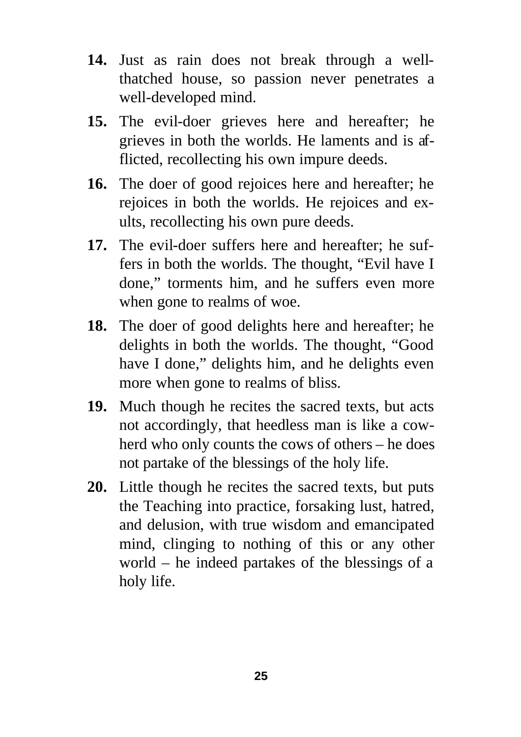**14.** Just as rain does not break through a well-thatched house, so passion never penetrates a well-developed mind.

**15.** The evil-doer grieves here and hereafter; he grieves in both the worlds. He laments and is afflicted, recollecting his own impure deeds.

**16.** The doer of good rejoices here and hereafter; he rejoices in both the worlds. He rejoices and exults, recollecting his own pure deeds.

**17.** The evil-doer suffers here and hereafter; he suffers in both the worlds. The thought, "Evil have I done," torments him, and he suffers even more when gone to realms of woe.

**18.** The doer of good delights here and hereafter; he delights in both the worlds. The thought, "Good have I done," delights him, and he delights even more when gone to realms of bliss.

**19.** Much though he recites the sacred texts, but acts not accordingly, that heedless man is like a cowherd who only counts the cows of others – he does not partake of the blessings of the holy life.

**20.** Little though he recites the sacred texts, but puts the Teaching into practice, forsaking lust, hatred, and delusion, with true wisdom and emancipated mind, clinging to nothing of this or any other world – he indeed partakes of the blessings of a holy life.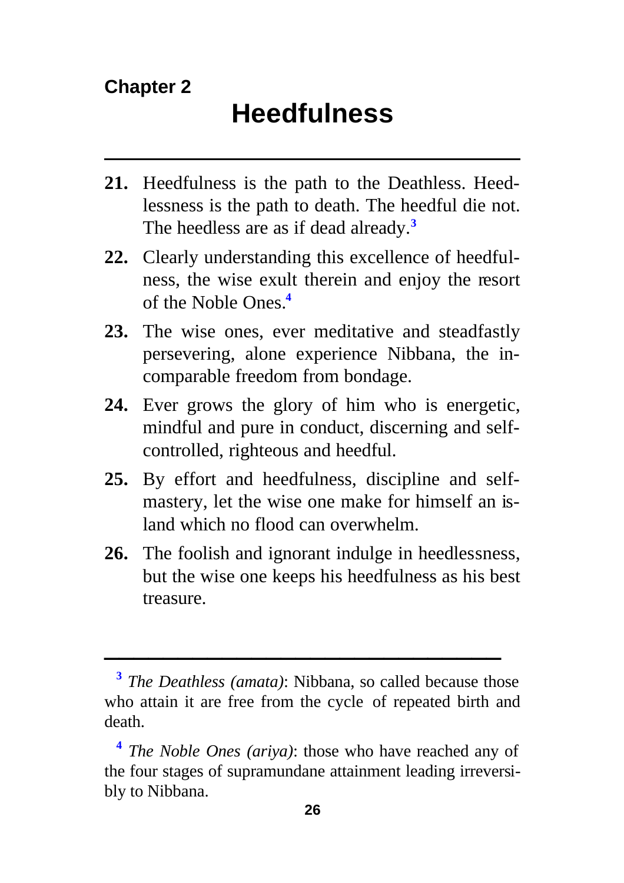Chapter 2

# Heedfulness

---

**21.** Heedfulness is the path to the Deathless. Heedlessness is the path to death. The heedful die not. The heedless are as if dead already.[3]

**22.** Clearly understanding this excellence of heedfulness, the wise exult therein and enjoy the resort of the Noble Ones.[4]

**23.** The wise ones, ever meditative and steadfastly persevering, alone experience Nibbana, the incomparable freedom from bondage.

**24.** Ever grows the glory of him who is energetic, mindful and pure in conduct, discerning and self-controlled, righteous and heedful.

**25.** By effort and heedfulness, discipline and self-mastery, let the wise one make for himself an island which no flood can overwhelm.

**26.** The foolish and ignorant indulge in heedlessness, but the wise one keeps his heedfulness as his best treasure.

---

[3] *The Deathless (amata)*: Nibbana, so called because those who attain it are free from the cycle of repeated birth and death.

[4] *The Noble Ones (ariya)*: those who have reached any of the four stages of supramundane attainment leading irreversibly to Nibbana.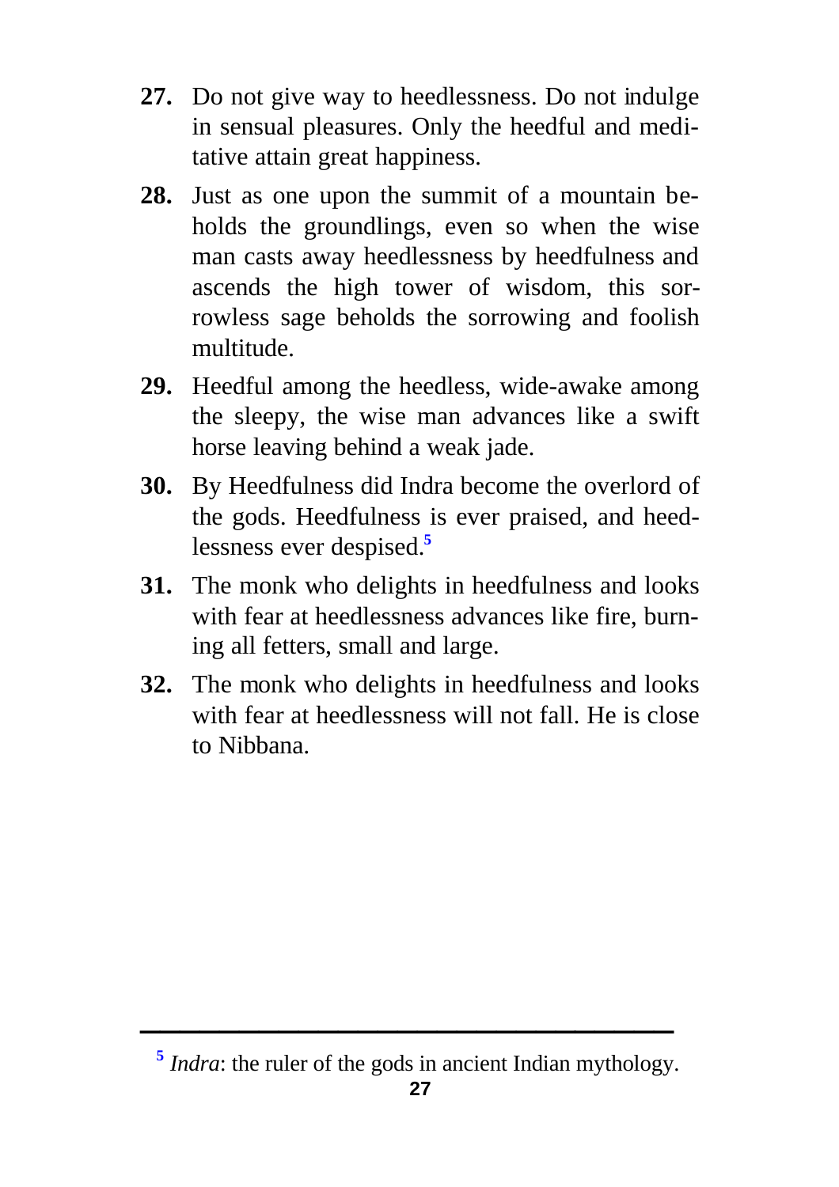**27.** Do not give way to heedlessness. Do not indulge in sensual pleasures. Only the heedful and meditative attain great happiness.

**28.** Just as one upon the summit of a mountain beholds the groundlings, even so when the wise man casts away heedlessness by heedfulness and ascends the high tower of wisdom, this sorrowless sage beholds the sorrowing and foolish multitude.

**29.** Heedful among the heedless, wide-awake among the sleepy, the wise man advances like a swift horse leaving behind a weak jade.

**30.** By Heedfulness did Indra become the overlord of the gods. Heedfulness is ever praised, and heedlessness ever despised.[5]

**31.** The monk who delights in heedfulness and looks with fear at heedlessness advances like fire, burning all fetters, small and large.

**32.** The monk who delights in heedfulness and looks with fear at heedlessness will not fall. He is close to Nibbana.

---

[5] *Indra*: the ruler of the gods in ancient Indian mythology.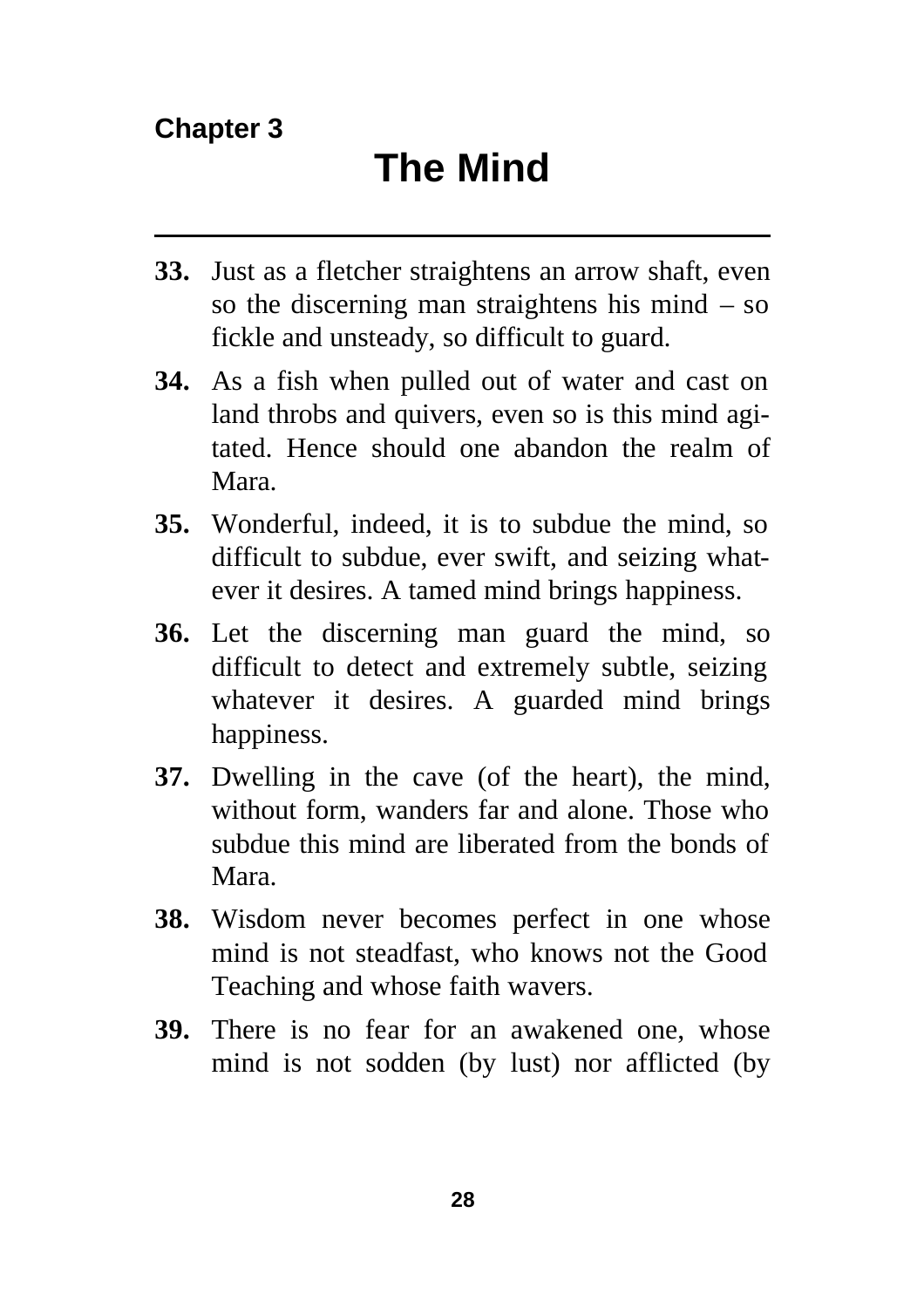**Chapter 3**

# The Mind

---

**33.** Just as a fletcher straightens an arrow shaft, even so the discerning man straightens his mind – so fickle and unsteady, so difficult to guard.

**34.** As a fish when pulled out of water and cast on land throbs and quivers, even so is this mind agitated. Hence should one abandon the realm of Mara.

**35.** Wonderful, indeed, it is to subdue the mind, so difficult to subdue, ever swift, and seizing whatever it desires. A tamed mind brings happiness.

**36.** Let the discerning man guard the mind, so difficult to detect and extremely subtle, seizing whatever it desires. A guarded mind brings happiness.

**37.** Dwelling in the cave (of the heart), the mind, without form, wanders far and alone. Those who subdue this mind are liberated from the bonds of Mara.

**38.** Wisdom never becomes perfect in one whose mind is not steadfast, who knows not the Good Teaching and whose faith wavers.

**39.** There is no fear for an awakened one, whose mind is not sodden (by lust) nor afflicted (by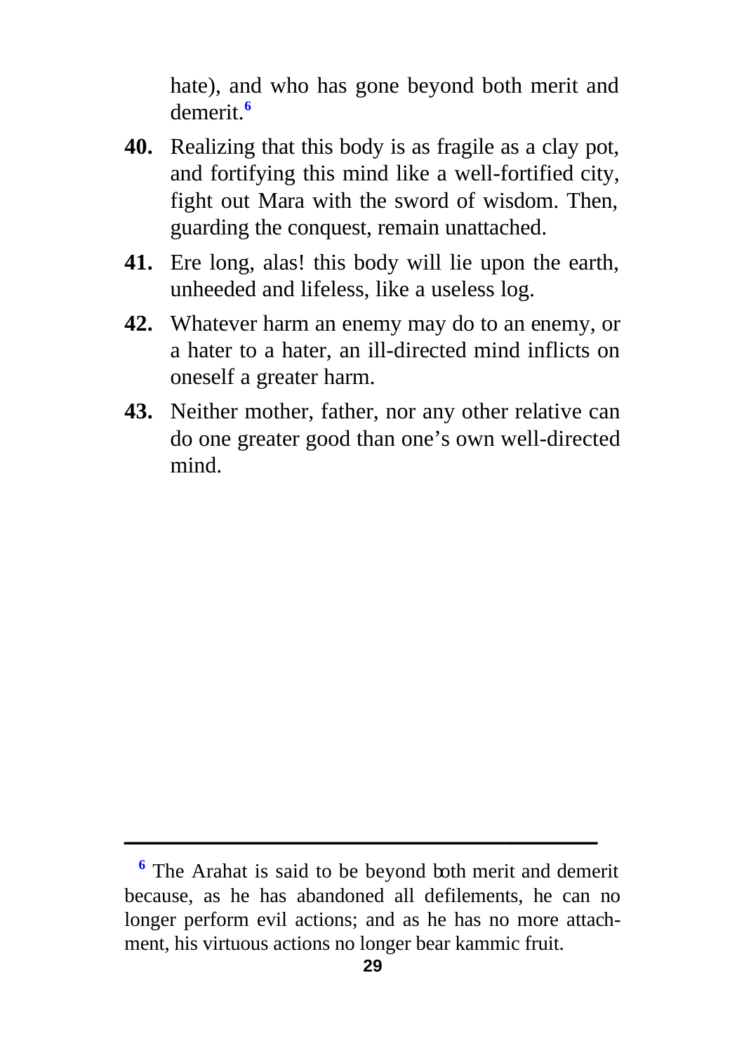hate), and who has gone beyond both merit and demerit.[6]

**40.** Realizing that this body is as fragile as a clay pot, and fortifying this mind like a well-fortified city, fight out Mara with the sword of wisdom. Then, guarding the conquest, remain unattached.

**41.** Ere long, alas! this body will lie upon the earth, unheeded and lifeless, like a useless log.

**42.** Whatever harm an enemy may do to an enemy, or a hater to a hater, an ill-directed mind inflicts on oneself a greater harm.

**43.** Neither mother, father, nor any other relative can do one greater good than one's own well-directed mind.

---

[6] The Arahat is said to be beyond both merit and demerit because, as he has abandoned all defilements, he can no longer perform evil actions; and as he has no more attachment, his virtuous actions no longer bear kammic fruit.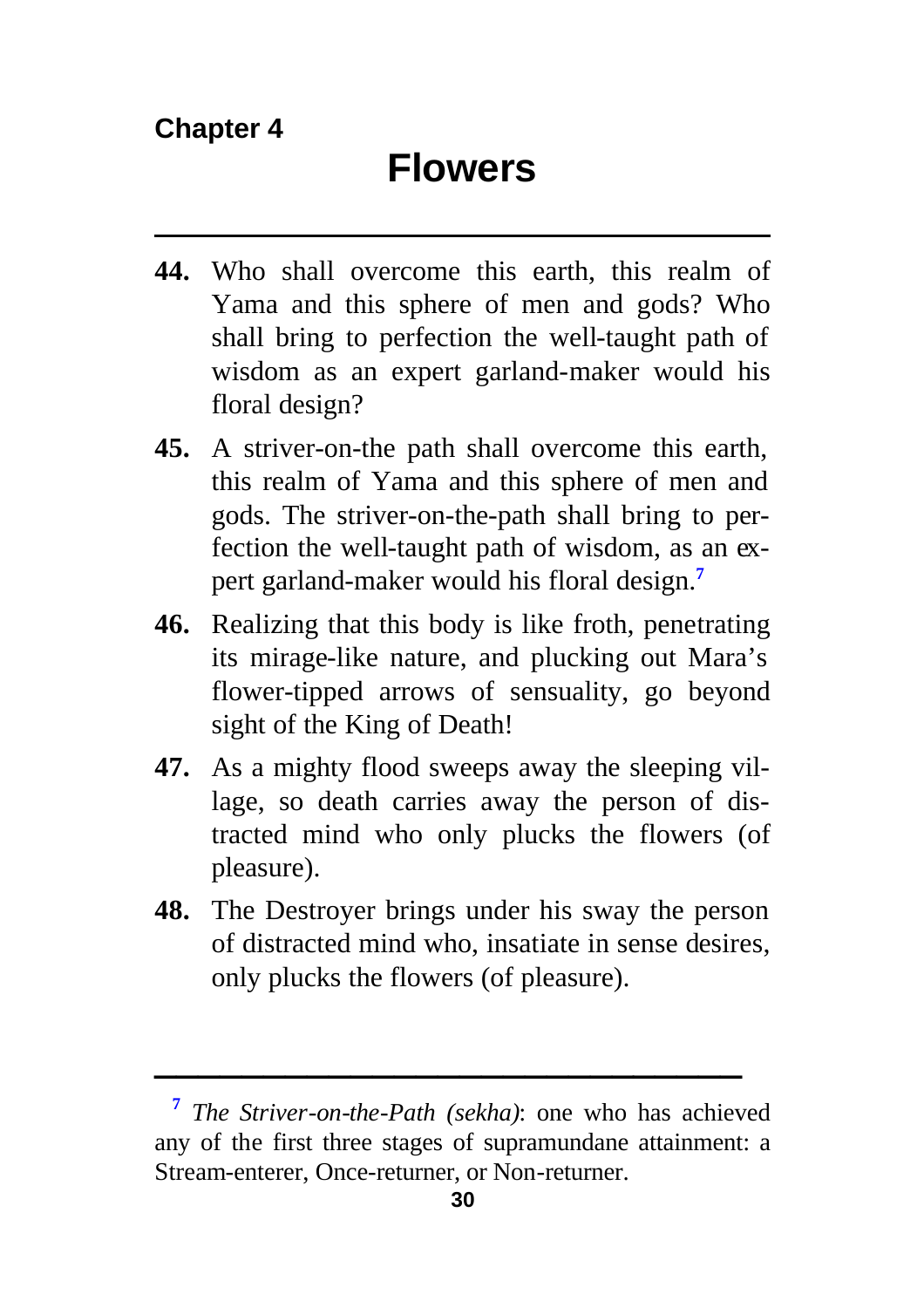## Chapter 4

# Flowers

**44.** Who shall overcome this earth, this realm of Yama and this sphere of men and gods? Who shall bring to perfection the well-taught path of wisdom as an expert garland-maker would his floral design?

**45.** A striver-on-the path shall overcome this earth, this realm of Yama and this sphere of men and gods. The striver-on-the-path shall bring to perfection the well-taught path of wisdom, as an expert garland-maker would his floral design.[7]

**46.** Realizing that this body is like froth, penetrating its mirage-like nature, and plucking out Mara's flower-tipped arrows of sensuality, go beyond sight of the King of Death!

**47.** As a mighty flood sweeps away the sleeping village, so death carries away the person of distracted mind who only plucks the flowers (of pleasure).

**48.** The Destroyer brings under his sway the person of distracted mind who, insatiate in sense desires, only plucks the flowers (of pleasure).

---

[7] *The Striver-on-the-Path (sekha)*: one who has achieved any of the first three stages of supramundane attainment: a Stream-enterer, Once-returner, or Non-returner.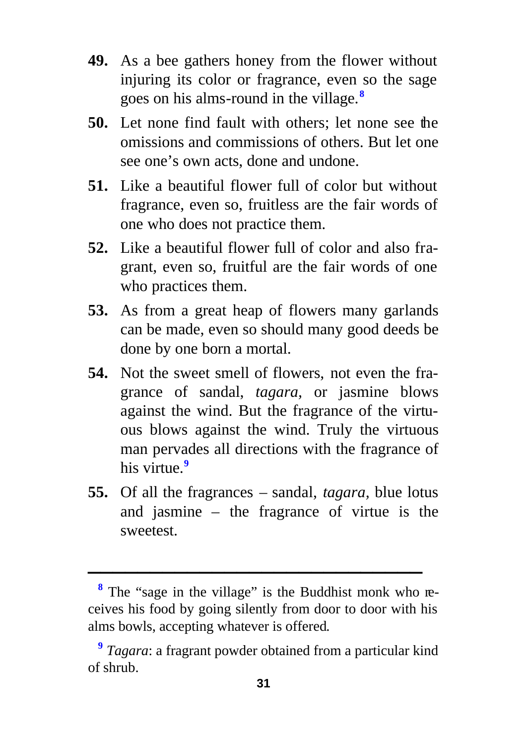**49.** As a bee gathers honey from the flower without injuring its color or fragrance, even so the sage goes on his alms-round in the village.[8]

**50.** Let none find fault with others; let none see the omissions and commissions of others. But let one see one's own acts, done and undone.

**51.** Like a beautiful flower full of color but without fragrance, even so, fruitless are the fair words of one who does not practice them.

**52.** Like a beautiful flower full of color and also fragrant, even so, fruitful are the fair words of one who practices them.

**53.** As from a great heap of flowers many garlands can be made, even so should many good deeds be done by one born a mortal.

**54.** Not the sweet smell of flowers, not even the fragrance of sandal, *tagara,* or jasmine blows against the wind. But the fragrance of the virtuous blows against the wind. Truly the virtuous man pervades all directions with the fragrance of his virtue.[9]

**55.** Of all the fragrances – sandal, *tagara,* blue lotus and jasmine – the fragrance of virtue is the sweetest.

---

[8] The "sage in the village" is the Buddhist monk who receives his food by going silently from door to door with his alms bowls, accepting whatever is offered.

[9] *Tagara*: a fragrant powder obtained from a particular kind of shrub.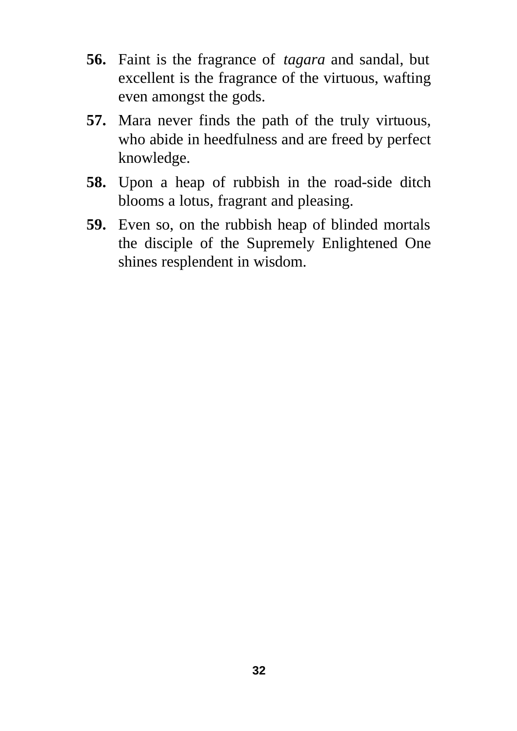**56.** Faint is the fragrance of *tagara* and sandal, but excellent is the fragrance of the virtuous, wafting even amongst the gods.

**57.** Mara never finds the path of the truly virtuous, who abide in heedfulness and are freed by perfect knowledge.

**58.** Upon a heap of rubbish in the road-side ditch blooms a lotus, fragrant and pleasing.

**59.** Even so, on the rubbish heap of blinded mortals the disciple of the Supremely Enlightened One shines resplendent in wisdom.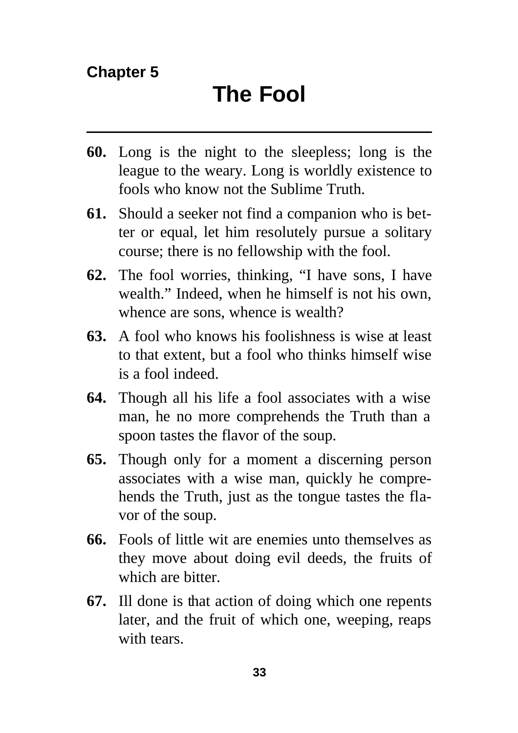## Chapter 5

# The Fool

---

**60.** Long is the night to the sleepless; long is the league to the weary. Long is worldly existence to fools who know not the Sublime Truth.

**61.** Should a seeker not find a companion who is better or equal, let him resolutely pursue a solitary course; there is no fellowship with the fool.

**62.** The fool worries, thinking, "I have sons, I have wealth." Indeed, when he himself is not his own, whence are sons, whence is wealth?

**63.** A fool who knows his foolishness is wise at least to that extent, but a fool who thinks himself wise is a fool indeed.

**64.** Though all his life a fool associates with a wise man, he no more comprehends the Truth than a spoon tastes the flavor of the soup.

**65.** Though only for a moment a discerning person associates with a wise man, quickly he comprehends the Truth, just as the tongue tastes the flavor of the soup.

**66.** Fools of little wit are enemies unto themselves as they move about doing evil deeds, the fruits of which are bitter.

**67.** Ill done is that action of doing which one repents later, and the fruit of which one, weeping, reaps with tears.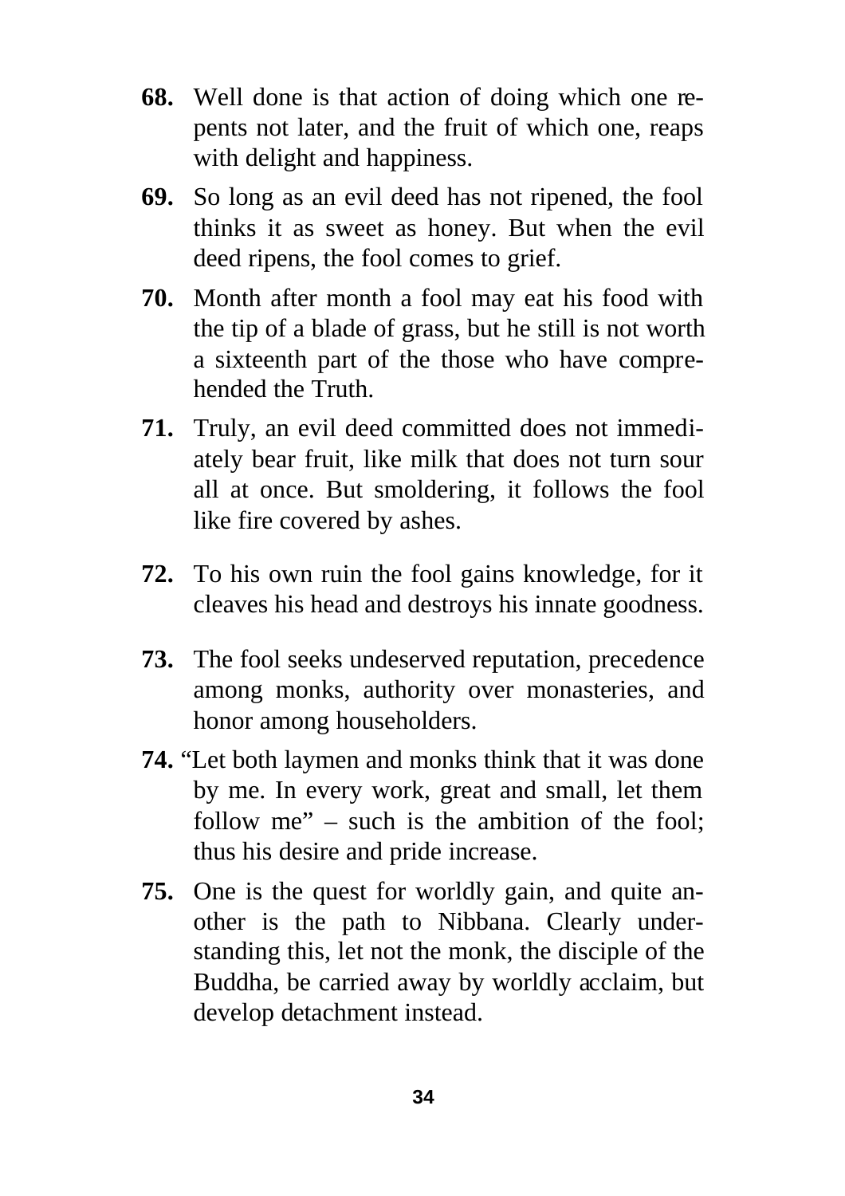**68.** Well done is that action of doing which one repents not later, and the fruit of which one, reaps with delight and happiness.

**69.** So long as an evil deed has not ripened, the fool thinks it as sweet as honey. But when the evil deed ripens, the fool comes to grief.

**70.** Month after month a fool may eat his food with the tip of a blade of grass, but he still is not worth a sixteenth part of the those who have comprehended the Truth.

**71.** Truly, an evil deed committed does not immediately bear fruit, like milk that does not turn sour all at once. But smoldering, it follows the fool like fire covered by ashes.

**72.** To his own ruin the fool gains knowledge, for it cleaves his head and destroys his innate goodness.

**73.** The fool seeks undeserved reputation, precedence among monks, authority over monasteries, and honor among householders.

**74.** "Let both laymen and monks think that it was done by me. In every work, great and small, let them follow me" – such is the ambition of the fool; thus his desire and pride increase.

**75.** One is the quest for worldly gain, and quite another is the path to Nibbana. Clearly understanding this, let not the monk, the disciple of the Buddha, be carried away by worldly acclaim, but develop detachment instead.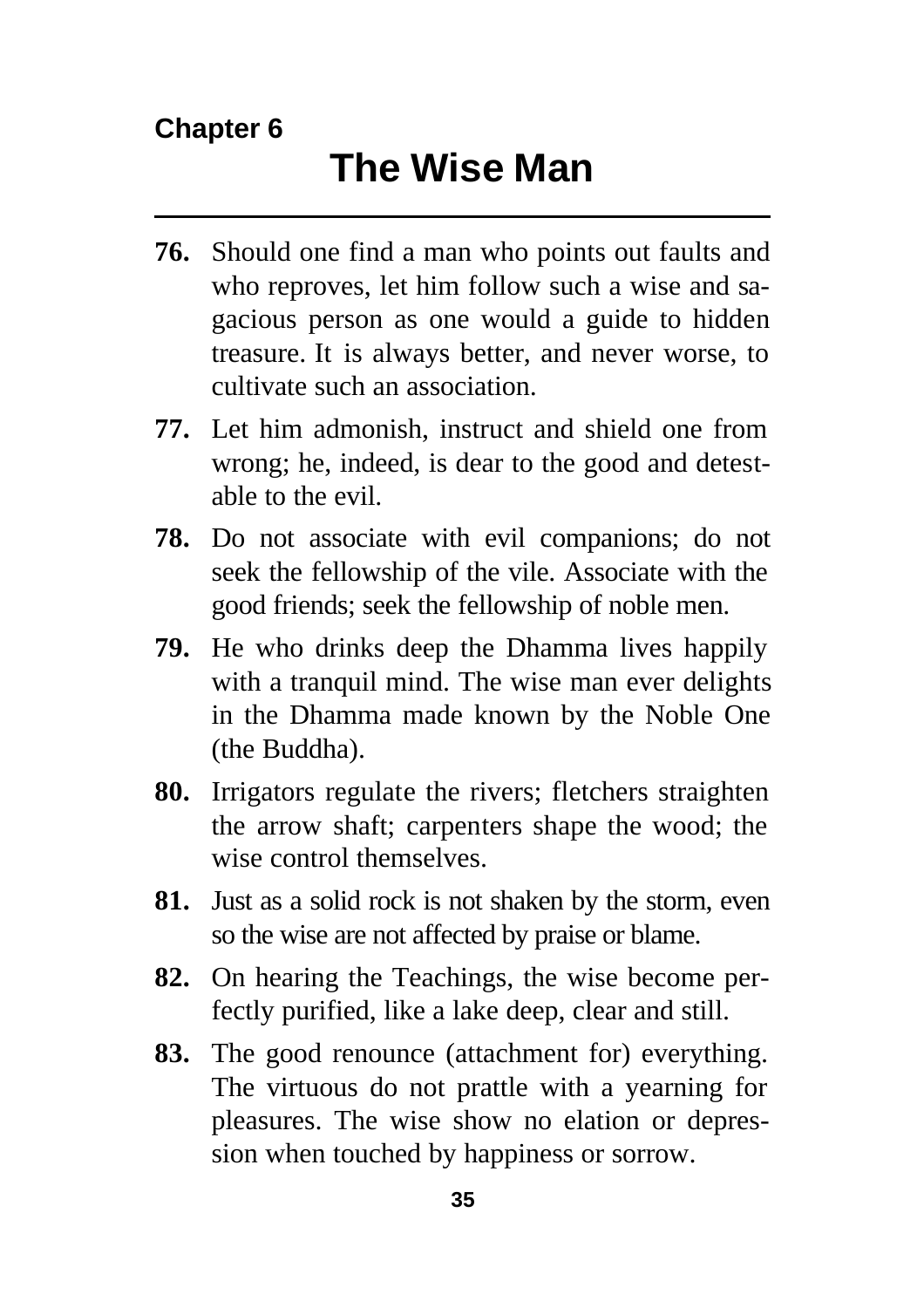## Chapter 6

# The Wise Man

---

**76.** Should one find a man who points out faults and who reproves, let him follow such a wise and sagacious person as one would a guide to hidden treasure. It is always better, and never worse, to cultivate such an association.

**77.** Let him admonish, instruct and shield one from wrong; he, indeed, is dear to the good and detestable to the evil.

**78.** Do not associate with evil companions; do not seek the fellowship of the vile. Associate with the good friends; seek the fellowship of noble men.

**79.** He who drinks deep the Dhamma lives happily with a tranquil mind. The wise man ever delights in the Dhamma made known by the Noble One (the Buddha).

**80.** Irrigators regulate the rivers; fletchers straighten the arrow shaft; carpenters shape the wood; the wise control themselves.

**81.** Just as a solid rock is not shaken by the storm, even so the wise are not affected by praise or blame.

**82.** On hearing the Teachings, the wise become perfectly purified, like a lake deep, clear and still.

**83.** The good renounce (attachment for) everything. The virtuous do not prattle with a yearning for pleasures. The wise show no elation or depression when touched by happiness or sorrow.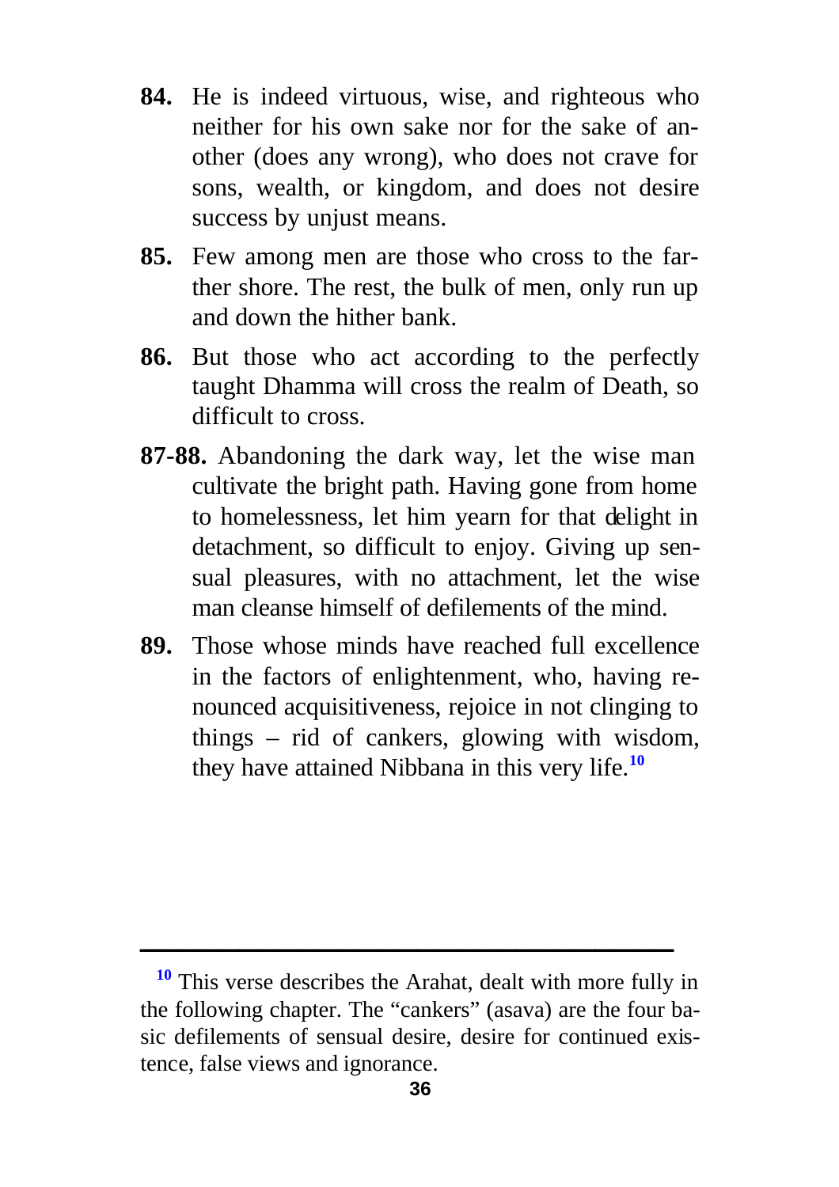**84.** He is indeed virtuous, wise, and righteous who neither for his own sake nor for the sake of another (does any wrong), who does not crave for sons, wealth, or kingdom, and does not desire success by unjust means.

**85.** Few among men are those who cross to the farther shore. The rest, the bulk of men, only run up and down the hither bank.

**86.** But those who act according to the perfectly taught Dhamma will cross the realm of Death, so difficult to cross.

**87-88.** Abandoning the dark way, let the wise man cultivate the bright path. Having gone from home to homelessness, let him yearn for that delight in detachment, so difficult to enjoy. Giving up sensual pleasures, with no attachment, let the wise man cleanse himself of defilements of the mind.

**89.** Those whose minds have reached full excellence in the factors of enlightenment, who, having renounced acquisitiveness, rejoice in not clinging to things – rid of cankers, glowing with wisdom, they have attained Nibbana in this very life.[10]

---

[10] This verse describes the Arahat, dealt with more fully in the following chapter. The "cankers" (asava) are the four basic defilements of sensual desire, desire for continued existence, false views and ignorance.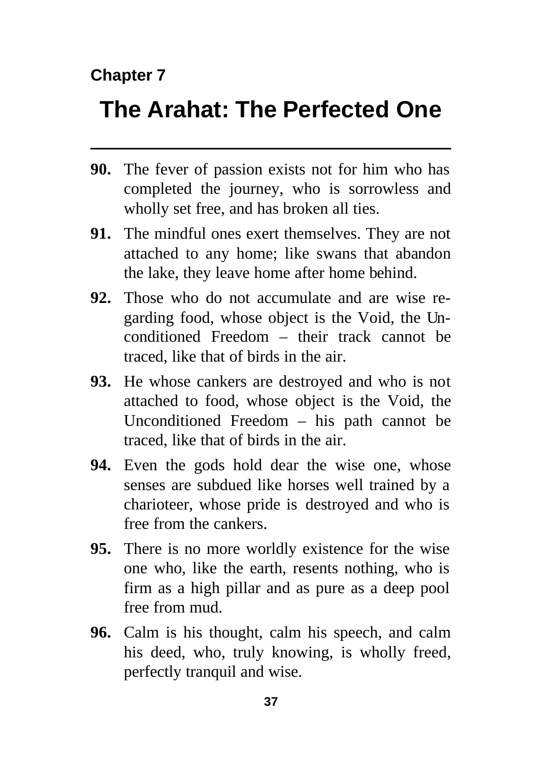**Chapter 7**

# The Arahat: The Perfected One

---

**90.** The fever of passion exists not for him who has completed the journey, who is sorrowless and wholly set free, and has broken all ties.

**91.** The mindful ones exert themselves. They are not attached to any home; like swans that abandon the lake, they leave home after home behind.

**92.** Those who do not accumulate and are wise regarding food, whose object is the Void, the Unconditioned Freedom – their track cannot be traced, like that of birds in the air.

**93.** He whose cankers are destroyed and who is not attached to food, whose object is the Void, the Unconditioned Freedom – his path cannot be traced, like that of birds in the air.

**94.** Even the gods hold dear the wise one, whose senses are subdued like horses well trained by a charioteer, whose pride is destroyed and who is free from the cankers.

**95.** There is no more worldly existence for the wise one who, like the earth, resents nothing, who is firm as a high pillar and as pure as a deep pool free from mud.

**96.** Calm is his thought, calm his speech, and calm his deed, who, truly knowing, is wholly freed, perfectly tranquil and wise.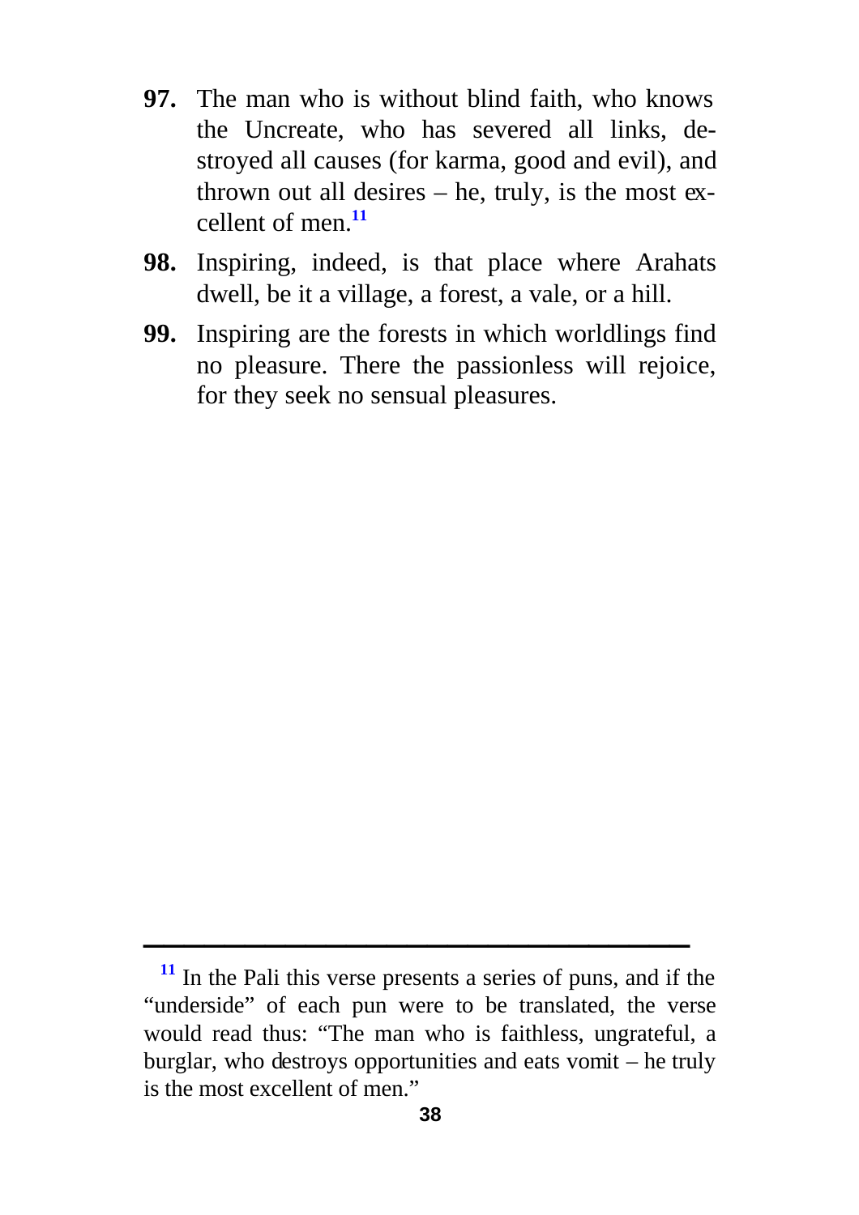**97.** The man who is without blind faith, who knows the Uncreate, who has severed all links, destroyed all causes (for karma, good and evil), and thrown out all desires – he, truly, is the most excellent of men.[11]

**98.** Inspiring, indeed, is that place where Arahats dwell, be it a village, a forest, a vale, or a hill.

**99.** Inspiring are the forests in which worldlings find no pleasure. There the passionless will rejoice, for they seek no sensual pleasures.

---

[11] In the Pali this verse presents a series of puns, and if the "underside" of each pun were to be translated, the verse would read thus: "The man who is faithless, ungrateful, a burglar, who destroys opportunities and eats vomit – he truly is the most excellent of men."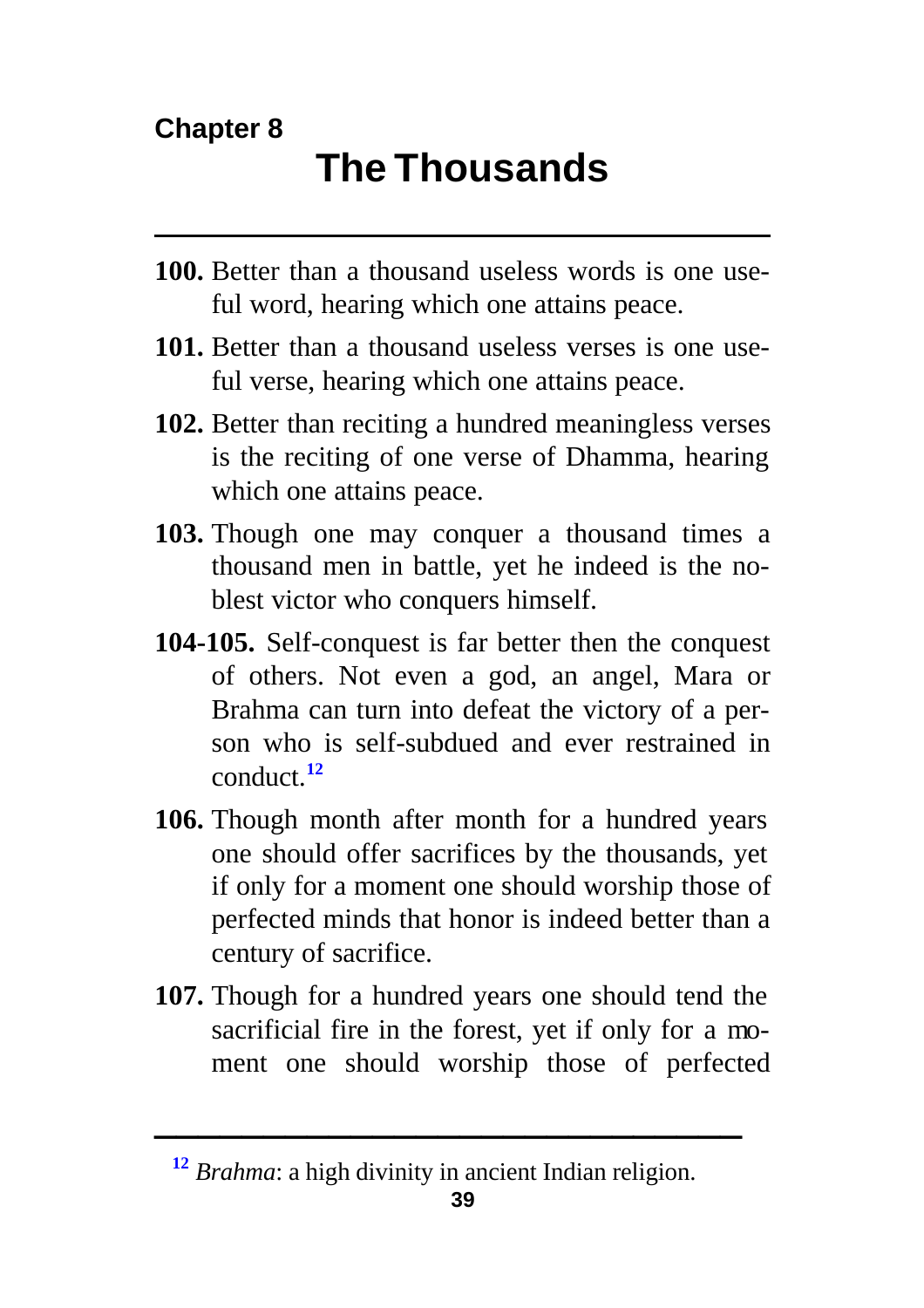**Chapter 8**

# The Thousands

**100.** Better than a thousand useless words is one useful word, hearing which one attains peace.

**101.** Better than a thousand useless verses is one useful verse, hearing which one attains peace.

**102.** Better than reciting a hundred meaningless verses is the reciting of one verse of Dhamma, hearing which one attains peace.

**103.** Though one may conquer a thousand times a thousand men in battle, yet he indeed is the noblest victor who conquers himself.

**104-105.** Self-conquest is far better then the conquest of others. Not even a god, an angel, Mara or Brahma can turn into defeat the victory of a person who is self-subdued and ever restrained in conduct.[12]

**106.** Though month after month for a hundred years one should offer sacrifices by the thousands, yet if only for a moment one should worship those of perfected minds that honor is indeed better than a century of sacrifice.

**107.** Though for a hundred years one should tend the sacrificial fire in the forest, yet if only for a moment one should worship those of perfected

---

[12] *Brahma*: a high divinity in ancient Indian religion.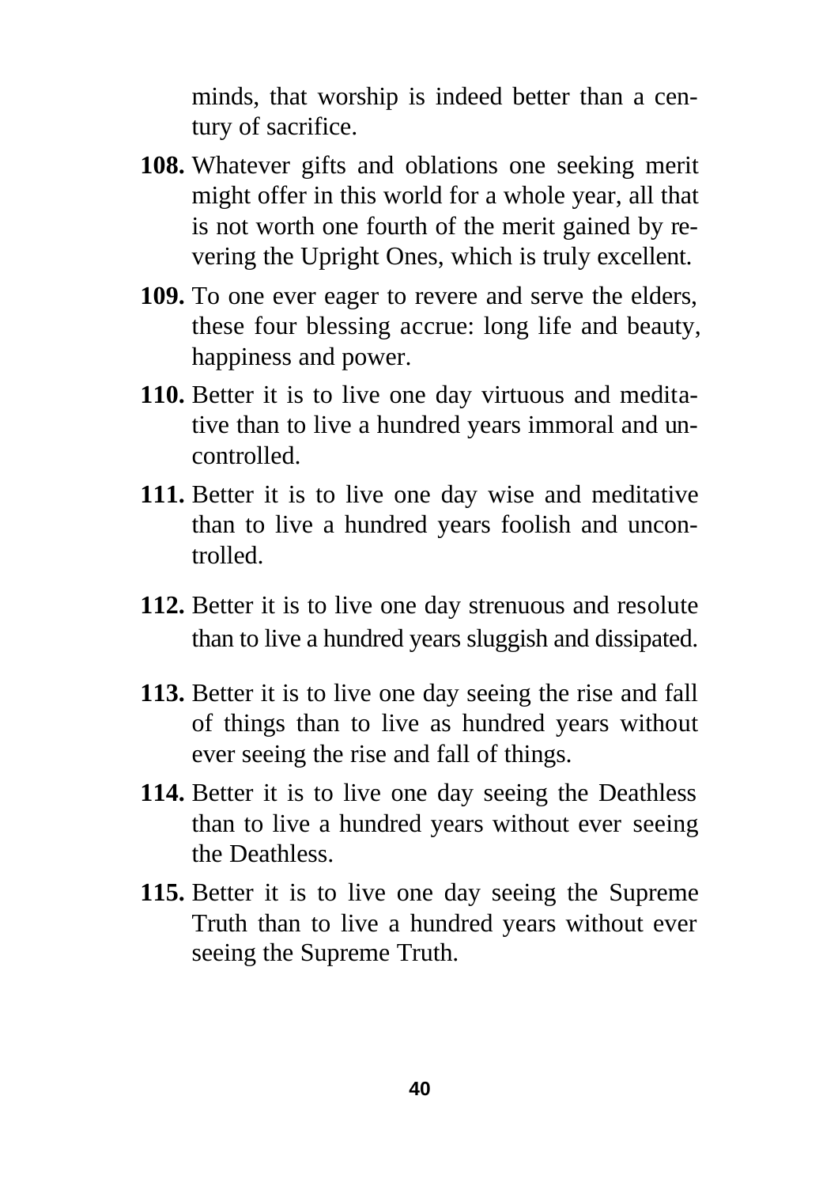minds, that worship is indeed better than a century of sacrifice.

**108.** Whatever gifts and oblations one seeking merit might offer in this world for a whole year, all that is not worth one fourth of the merit gained by revering the Upright Ones, which is truly excellent.

**109.** To one ever eager to revere and serve the elders, these four blessing accrue: long life and beauty, happiness and power.

**110.** Better it is to live one day virtuous and meditative than to live a hundred years immoral and uncontrolled.

**111.** Better it is to live one day wise and meditative than to live a hundred years foolish and uncontrolled.

**112.** Better it is to live one day strenuous and resolute than to live a hundred years sluggish and dissipated.

**113.** Better it is to live one day seeing the rise and fall of things than to live as hundred years without ever seeing the rise and fall of things.

**114.** Better it is to live one day seeing the Deathless than to live a hundred years without ever seeing the Deathless.

**115.** Better it is to live one day seeing the Supreme Truth than to live a hundred years without ever seeing the Supreme Truth.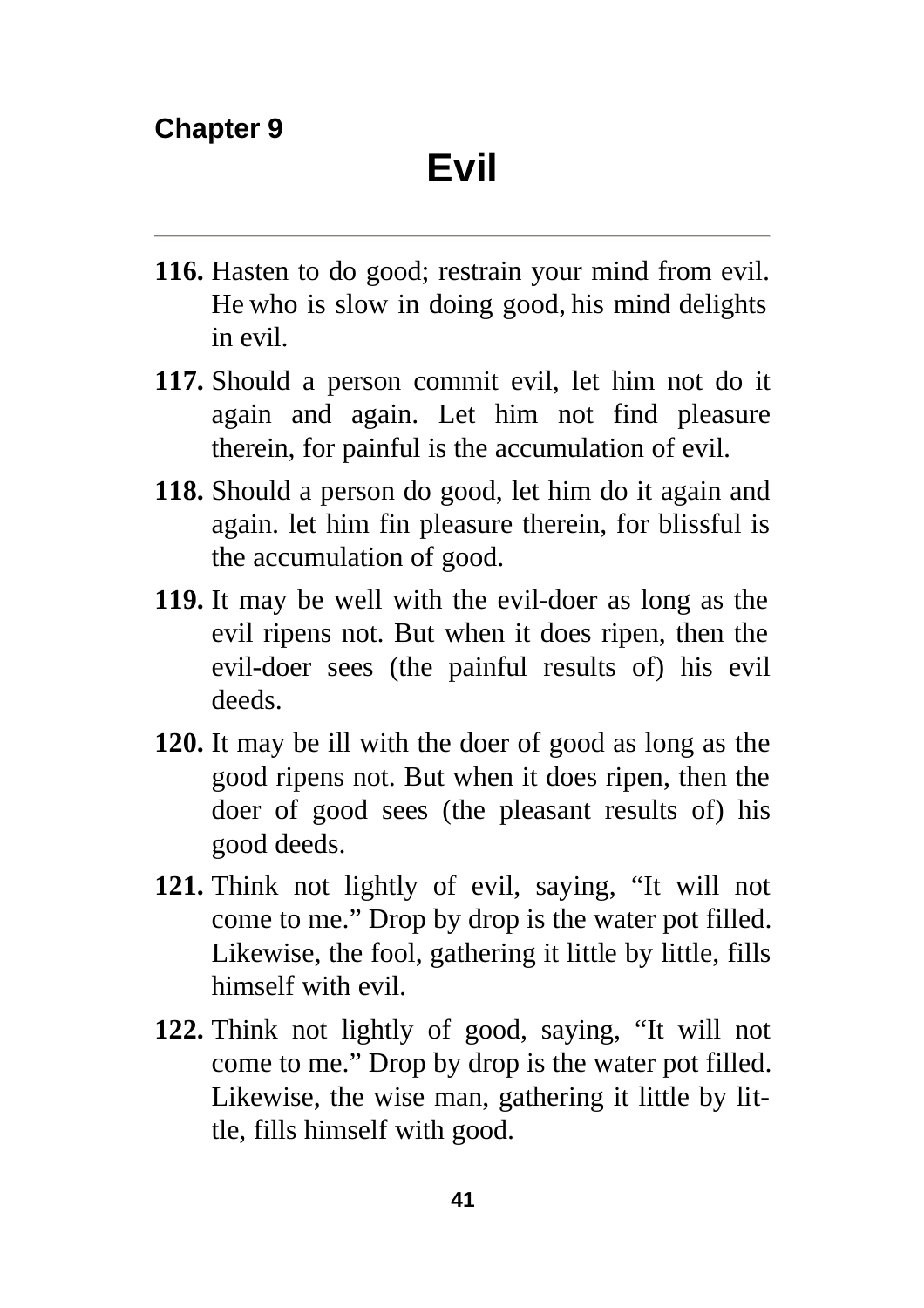**Chapter 9**

# Evil

---

**116.** Hasten to do good; restrain your mind from evil. He who is slow in doing good, his mind delights in evil.

**117.** Should a person commit evil, let him not do it again and again. Let him not find pleasure therein, for painful is the accumulation of evil.

**118.** Should a person do good, let him do it again and again. let him fin pleasure therein, for blissful is the accumulation of good.

**119.** It may be well with the evil-doer as long as the evil ripens not. But when it does ripen, then the evil-doer sees (the painful results of) his evil deeds.

**120.** It may be ill with the doer of good as long as the good ripens not. But when it does ripen, then the doer of good sees (the pleasant results of) his good deeds.

**121.** Think not lightly of evil, saying, "It will not come to me." Drop by drop is the water pot filled. Likewise, the fool, gathering it little by little, fills himself with evil.

**122.** Think not lightly of good, saying, "It will not come to me." Drop by drop is the water pot filled. Likewise, the wise man, gathering it little by little, fills himself with good.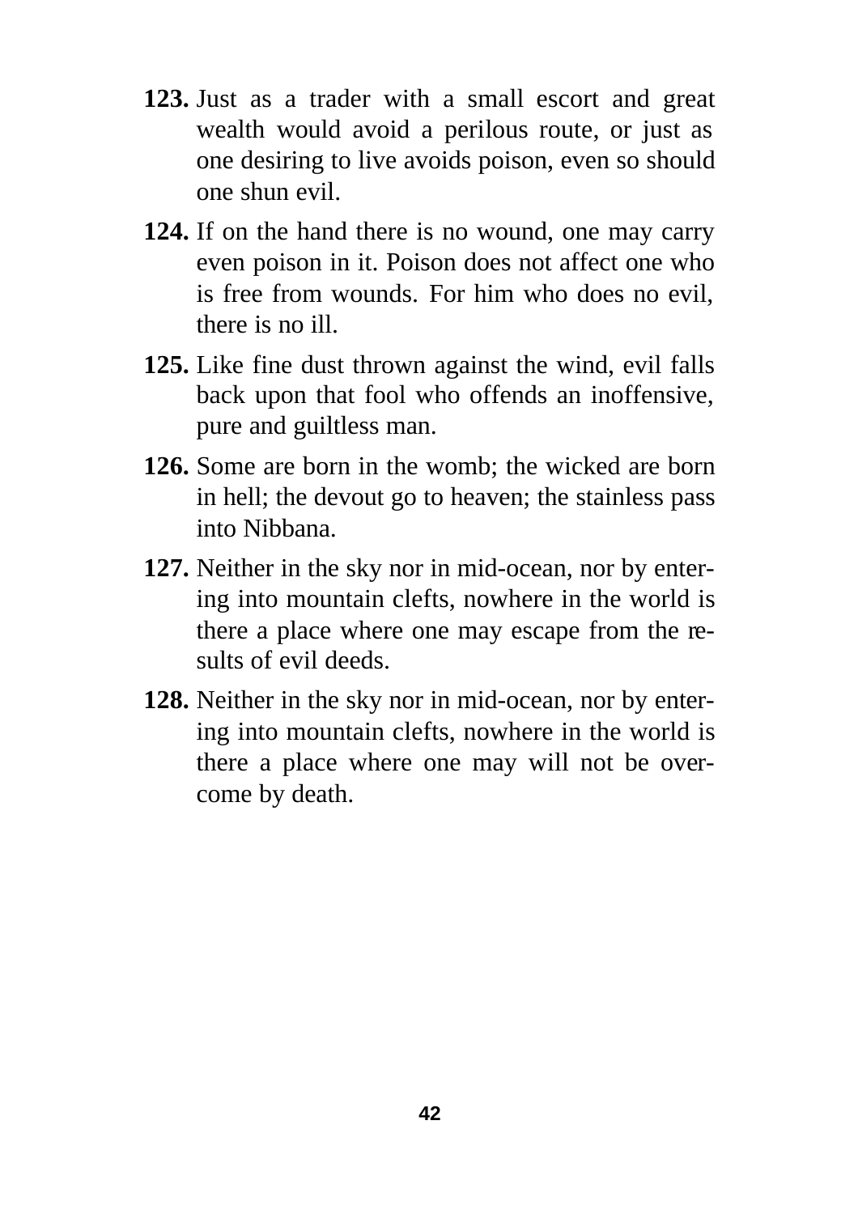**123.** Just as a trader with a small escort and great wealth would avoid a perilous route, or just as one desiring to live avoids poison, even so should one shun evil.

**124.** If on the hand there is no wound, one may carry even poison in it. Poison does not affect one who is free from wounds. For him who does no evil, there is no ill.

**125.** Like fine dust thrown against the wind, evil falls back upon that fool who offends an inoffensive, pure and guiltless man.

**126.** Some are born in the womb; the wicked are born in hell; the devout go to heaven; the stainless pass into Nibbana.

**127.** Neither in the sky nor in mid-ocean, nor by entering into mountain clefts, nowhere in the world is there a place where one may escape from the results of evil deeds.

**128.** Neither in the sky nor in mid-ocean, nor by entering into mountain clefts, nowhere in the world is there a place where one may will not be overcome by death.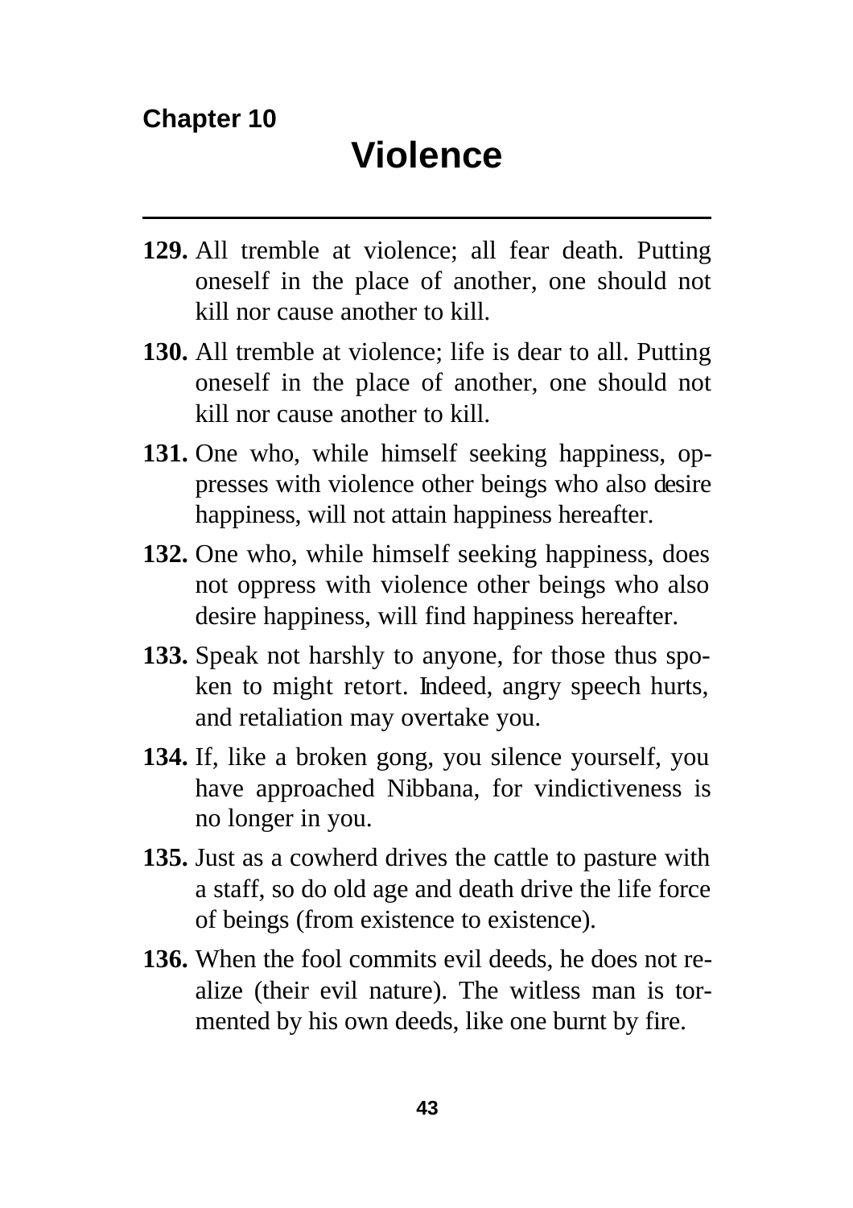**Chapter 10**

# Violence

---

**129.** All tremble at violence; all fear death. Putting oneself in the place of another, one should not kill nor cause another to kill.

**130.** All tremble at violence; life is dear to all. Putting oneself in the place of another, one should not kill nor cause another to kill.

**131.** One who, while himself seeking happiness, oppresses with violence other beings who also desire happiness, will not attain happiness hereafter.

**132.** One who, while himself seeking happiness, does not oppress with violence other beings who also desire happiness, will find happiness hereafter.

**133.** Speak not harshly to anyone, for those thus spoken to might retort. Indeed, angry speech hurts, and retaliation may overtake you.

**134.** If, like a broken gong, you silence yourself, you have approached Nibbana, for vindictiveness is no longer in you.

**135.** Just as a cowherd drives the cattle to pasture with a staff, so do old age and death drive the life force of beings (from existence to existence).

**136.** When the fool commits evil deeds, he does not realize (their evil nature). The witless man is tormented by his own deeds, like one burnt by fire.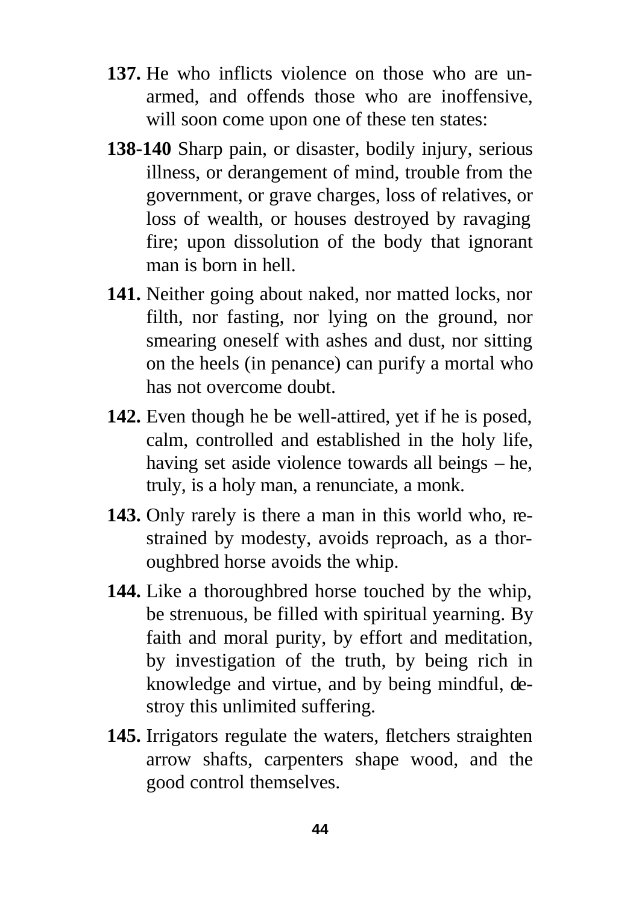**137.** He who inflicts violence on those who are unarmed, and offends those who are inoffensive, will soon come upon one of these ten states:

**138-140** Sharp pain, or disaster, bodily injury, serious illness, or derangement of mind, trouble from the government, or grave charges, loss of relatives, or loss of wealth, or houses destroyed by ravaging fire; upon dissolution of the body that ignorant man is born in hell.

**141.** Neither going about naked, nor matted locks, nor filth, nor fasting, nor lying on the ground, nor smearing oneself with ashes and dust, nor sitting on the heels (in penance) can purify a mortal who has not overcome doubt.

**142.** Even though he be well-attired, yet if he is posed, calm, controlled and established in the holy life, having set aside violence towards all beings – he, truly, is a holy man, a renunciate, a monk.

**143.** Only rarely is there a man in this world who, restrained by modesty, avoids reproach, as a thoroughbred horse avoids the whip.

**144.** Like a thoroughbred horse touched by the whip, be strenuous, be filled with spiritual yearning. By faith and moral purity, by effort and meditation, by investigation of the truth, by being rich in knowledge and virtue, and by being mindful, destroy this unlimited suffering.

**145.** Irrigators regulate the waters, fletchers straighten arrow shafts, carpenters shape wood, and the good control themselves.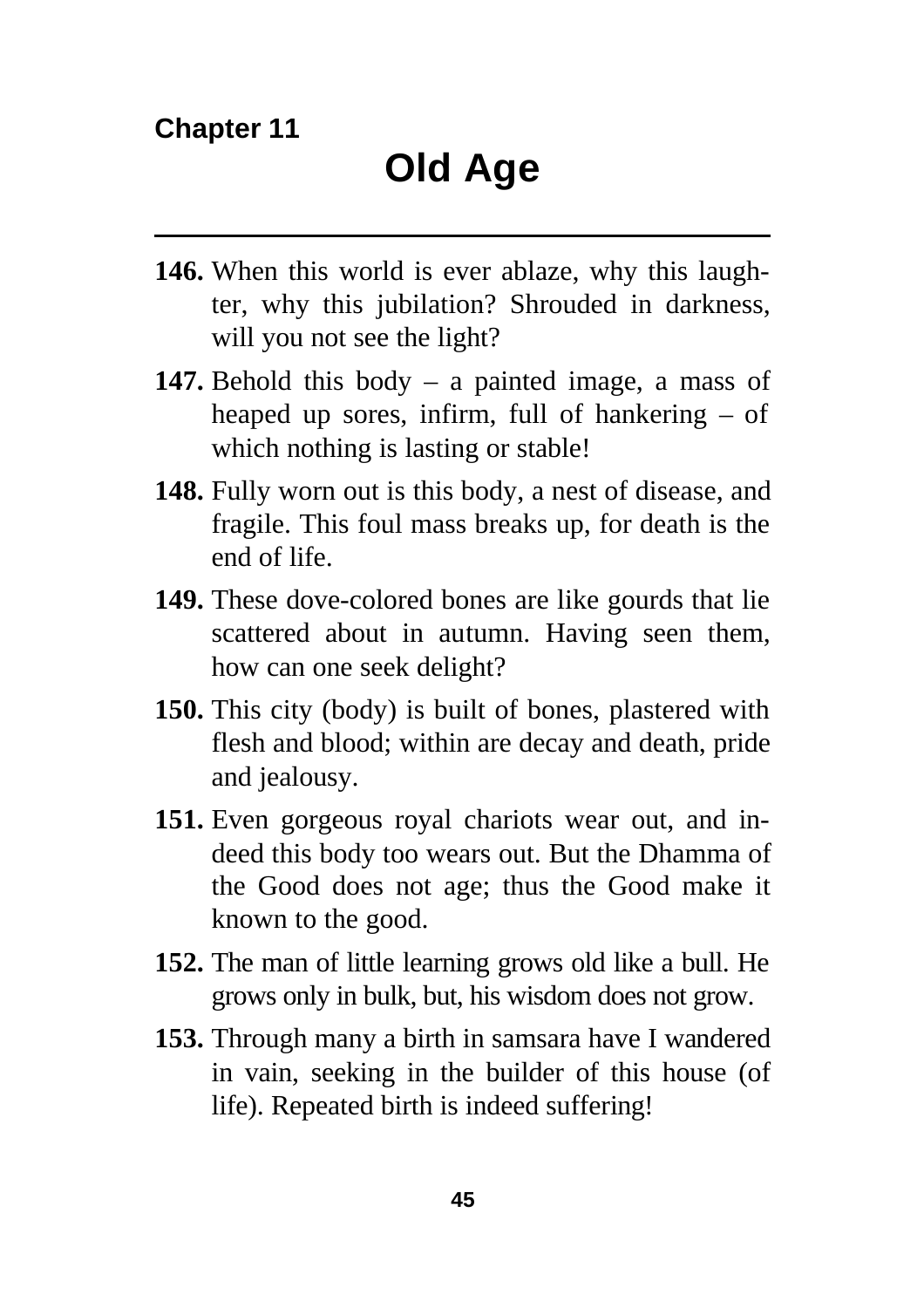**Chapter 11**

# Old Age

**146.** When this world is ever ablaze, why this laughter, why this jubilation? Shrouded in darkness, will you not see the light?

**147.** Behold this body – a painted image, a mass of heaped up sores, infirm, full of hankering – of which nothing is lasting or stable!

**148.** Fully worn out is this body, a nest of disease, and fragile. This foul mass breaks up, for death is the end of life.

**149.** These dove-colored bones are like gourds that lie scattered about in autumn. Having seen them, how can one seek delight?

**150.** This city (body) is built of bones, plastered with flesh and blood; within are decay and death, pride and jealousy.

**151.** Even gorgeous royal chariots wear out, and indeed this body too wears out. But the Dhamma of the Good does not age; thus the Good make it known to the good.

**152.** The man of little learning grows old like a bull. He grows only in bulk, but, his wisdom does not grow.

**153.** Through many a birth in samsara have I wandered in vain, seeking in the builder of this house (of life). Repeated birth is indeed suffering!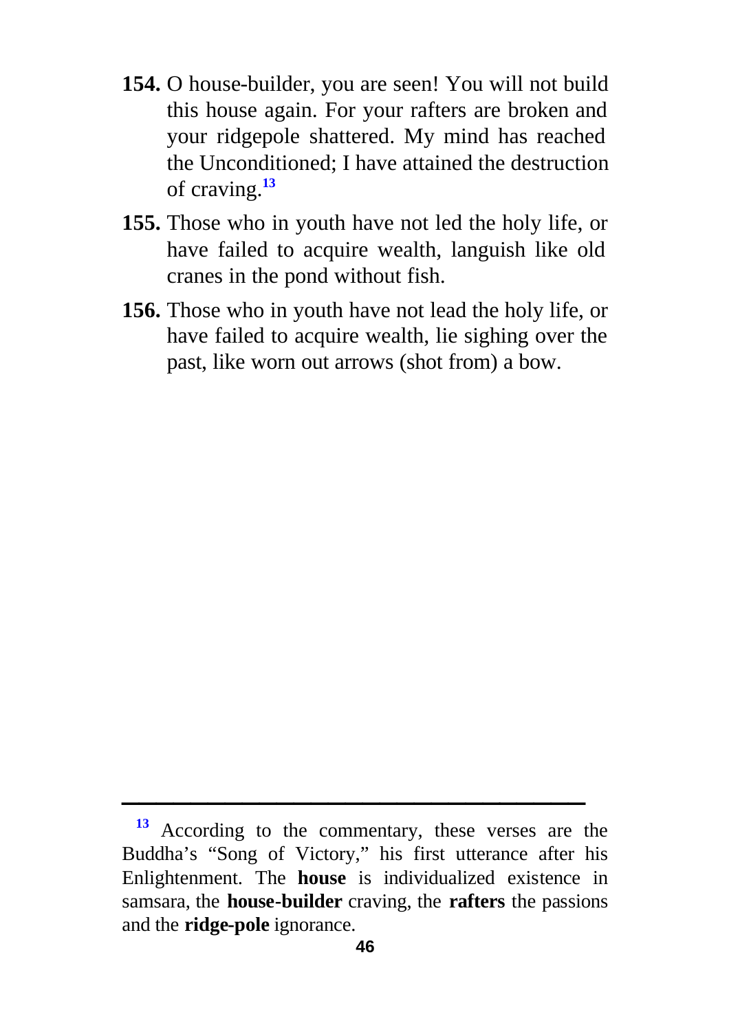**154.** O house-builder, you are seen! You will not build this house again. For your rafters are broken and your ridgepole shattered. My mind has reached the Unconditioned; I have attained the destruction of craving.[13]

**155.** Those who in youth have not led the holy life, or have failed to acquire wealth, languish like old cranes in the pond without fish.

**156.** Those who in youth have not lead the holy life, or have failed to acquire wealth, lie sighing over the past, like worn out arrows (shot from) a bow.

---

[13] According to the commentary, these verses are the Buddha's "Song of Victory," his first utterance after his Enlightenment. The **house** is individualized existence in samsara, the **house-builder** craving, the **rafters** the passions and the **ridge-pole** ignorance.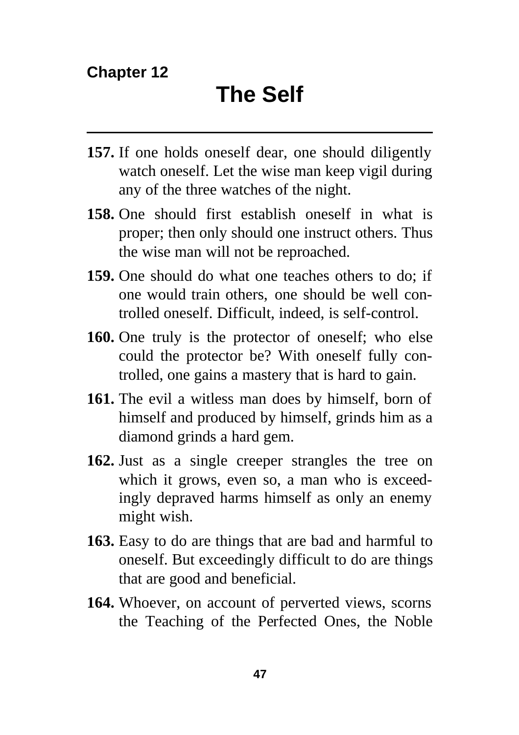**Chapter 12**

# The Self

**157.** If one holds oneself dear, one should diligently watch oneself. Let the wise man keep vigil during any of the three watches of the night.

**158.** One should first establish oneself in what is proper; then only should one instruct others. Thus the wise man will not be reproached.

**159.** One should do what one teaches others to do; if one would train others, one should be well controlled oneself. Difficult, indeed, is self-control.

**160.** One truly is the protector of oneself; who else could the protector be? With oneself fully controlled, one gains a mastery that is hard to gain.

**161.** The evil a witless man does by himself, born of himself and produced by himself, grinds him as a diamond grinds a hard gem.

**162.** Just as a single creeper strangles the tree on which it grows, even so, a man who is exceedingly depraved harms himself as only an enemy might wish.

**163.** Easy to do are things that are bad and harmful to oneself. But exceedingly difficult to do are things that are good and beneficial.

**164.** Whoever, on account of perverted views, scorns the Teaching of the Perfected Ones, the Noble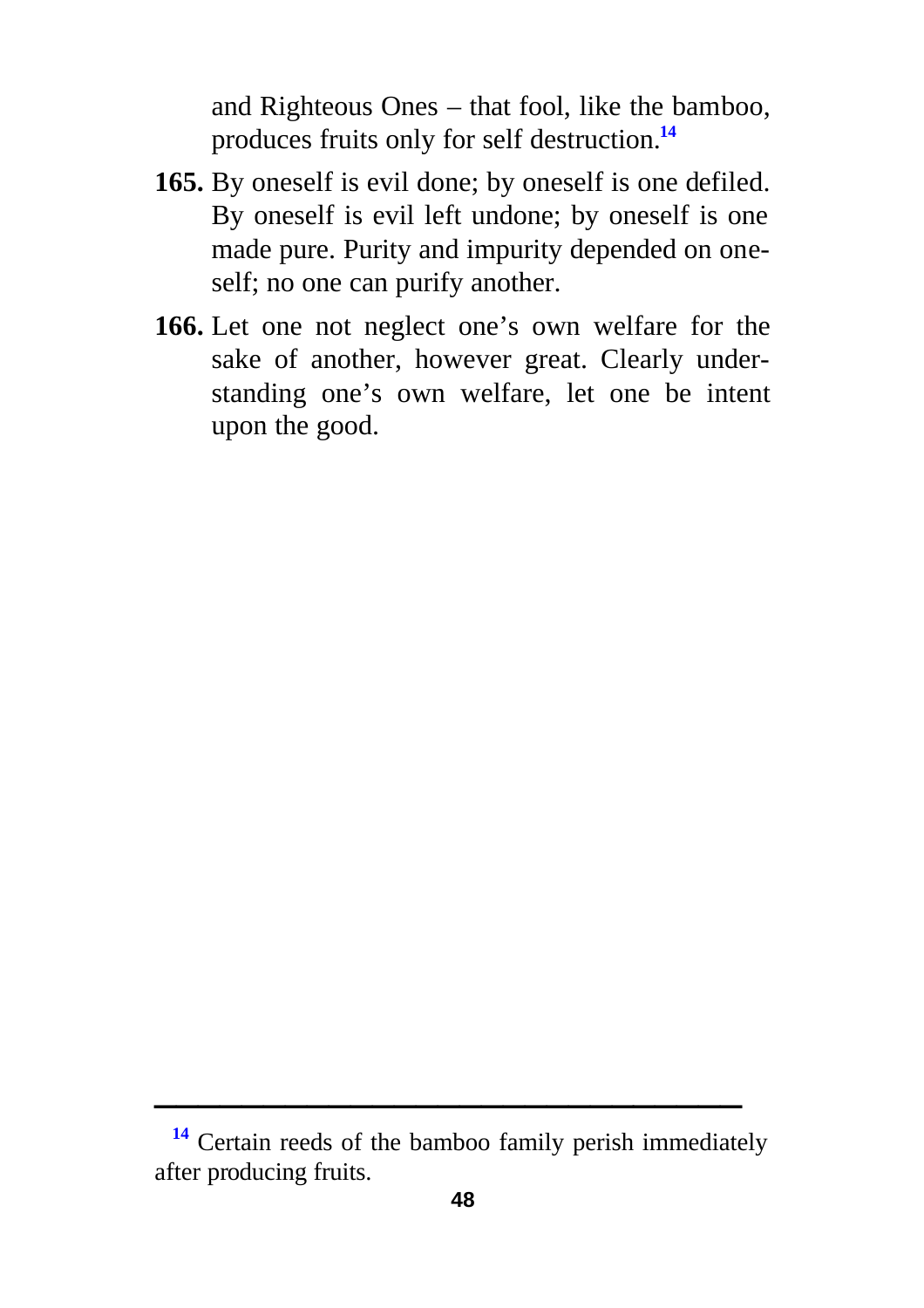and Righteous Ones – that fool, like the bamboo, produces fruits only for self destruction.[14]

**165.** By oneself is evil done; by oneself is one defiled. By oneself is evil left undone; by oneself is one made pure. Purity and impurity depended on oneself; no one can purify another.

**166.** Let one not neglect one's own welfare for the sake of another, however great. Clearly understanding one's own welfare, let one be intent upon the good.

---

[14] Certain reeds of the bamboo family perish immediately after producing fruits.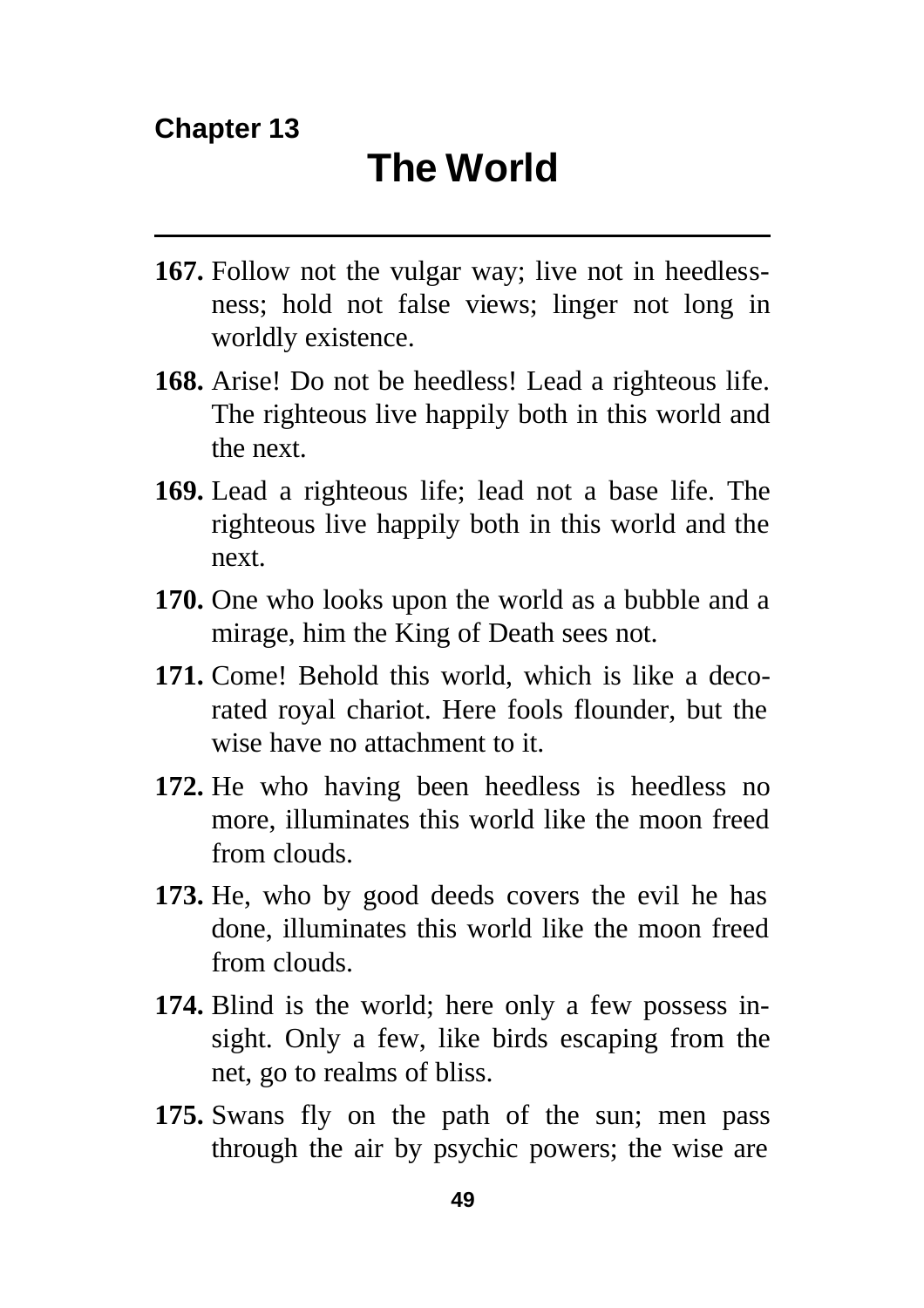Chapter 13

# The World

**167.** Follow not the vulgar way; live not in heedlessness; hold not false views; linger not long in worldly existence.

**168.** Arise! Do not be heedless! Lead a righteous life. The righteous live happily both in this world and the next.

**169.** Lead a righteous life; lead not a base life. The righteous live happily both in this world and the next.

**170.** One who looks upon the world as a bubble and a mirage, him the King of Death sees not.

**171.** Come! Behold this world, which is like a decorated royal chariot. Here fools flounder, but the wise have no attachment to it.

**172.** He who having been heedless is heedless no more, illuminates this world like the moon freed from clouds.

**173.** He, who by good deeds covers the evil he has done, illuminates this world like the moon freed from clouds.

**174.** Blind is the world; here only a few possess insight. Only a few, like birds escaping from the net, go to realms of bliss.

**175.** Swans fly on the path of the sun; men pass through the air by psychic powers; the wise are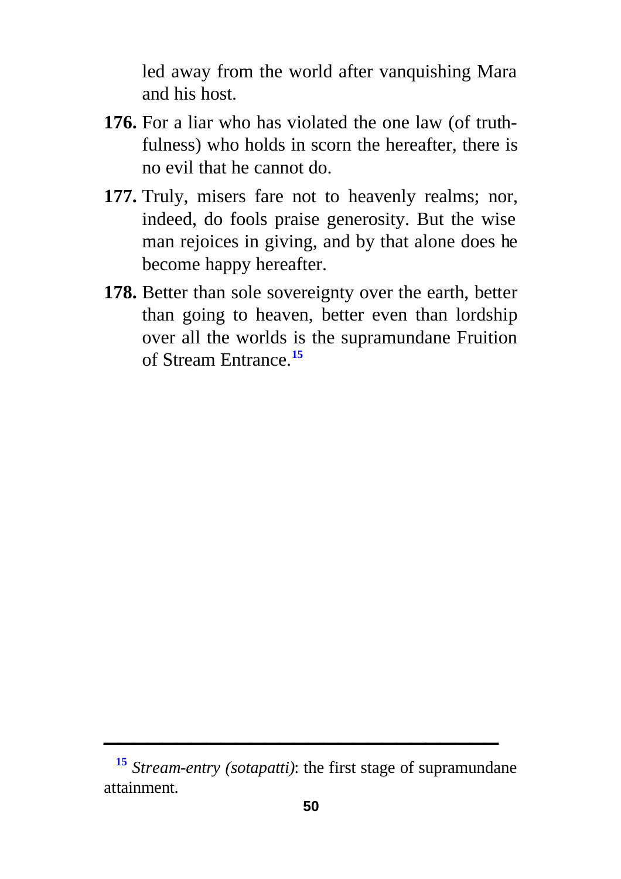led away from the world after vanquishing Mara and his host.

**176.** For a liar who has violated the one law (of truthfulness) who holds in scorn the hereafter, there is no evil that he cannot do.

**177.** Truly, misers fare not to heavenly realms; nor, indeed, do fools praise generosity. But the wise man rejoices in giving, and by that alone does he become happy hereafter.

**178.** Better than sole sovereignty over the earth, better than going to heaven, better even than lordship over all the worlds is the supramundane Fruition of Stream Entrance.[15]

---

[15] *Stream-entry (sotapatti)*: the first stage of supramundane attainment.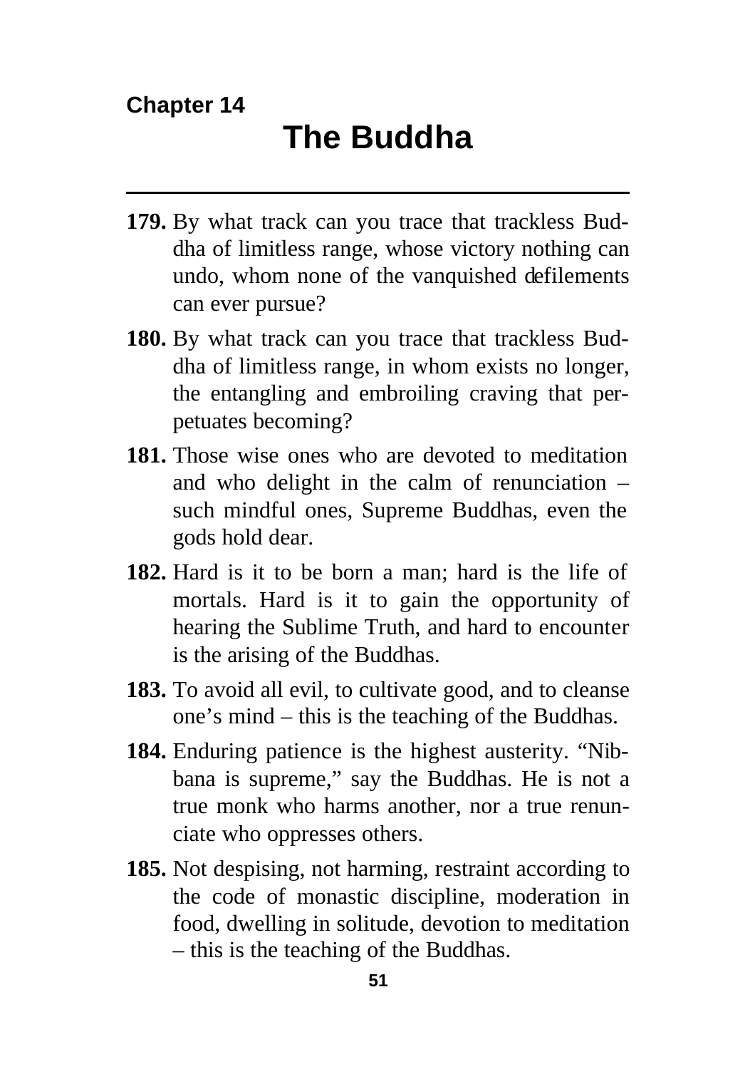Chapter 14

# The Buddha

---

**179.** By what track can you trace that trackless Buddha of limitless range, whose victory nothing can undo, whom none of the vanquished defilements can ever pursue?

**180.** By what track can you trace that trackless Buddha of limitless range, in whom exists no longer, the entangling and embroiling craving that perpetuates becoming?

**181.** Those wise ones who are devoted to meditation and who delight in the calm of renunciation – such mindful ones, Supreme Buddhas, even the gods hold dear.

**182.** Hard is it to be born a man; hard is the life of mortals. Hard is it to gain the opportunity of hearing the Sublime Truth, and hard to encounter is the arising of the Buddhas.

**183.** To avoid all evil, to cultivate good, and to cleanse one's mind – this is the teaching of the Buddhas.

**184.** Enduring patience is the highest austerity. "Nibbana is supreme," say the Buddhas. He is not a true monk who harms another, nor a true renunciate who oppresses others.

**185.** Not despising, not harming, restraint according to the code of monastic discipline, moderation in food, dwelling in solitude, devotion to meditation – this is the teaching of the Buddhas.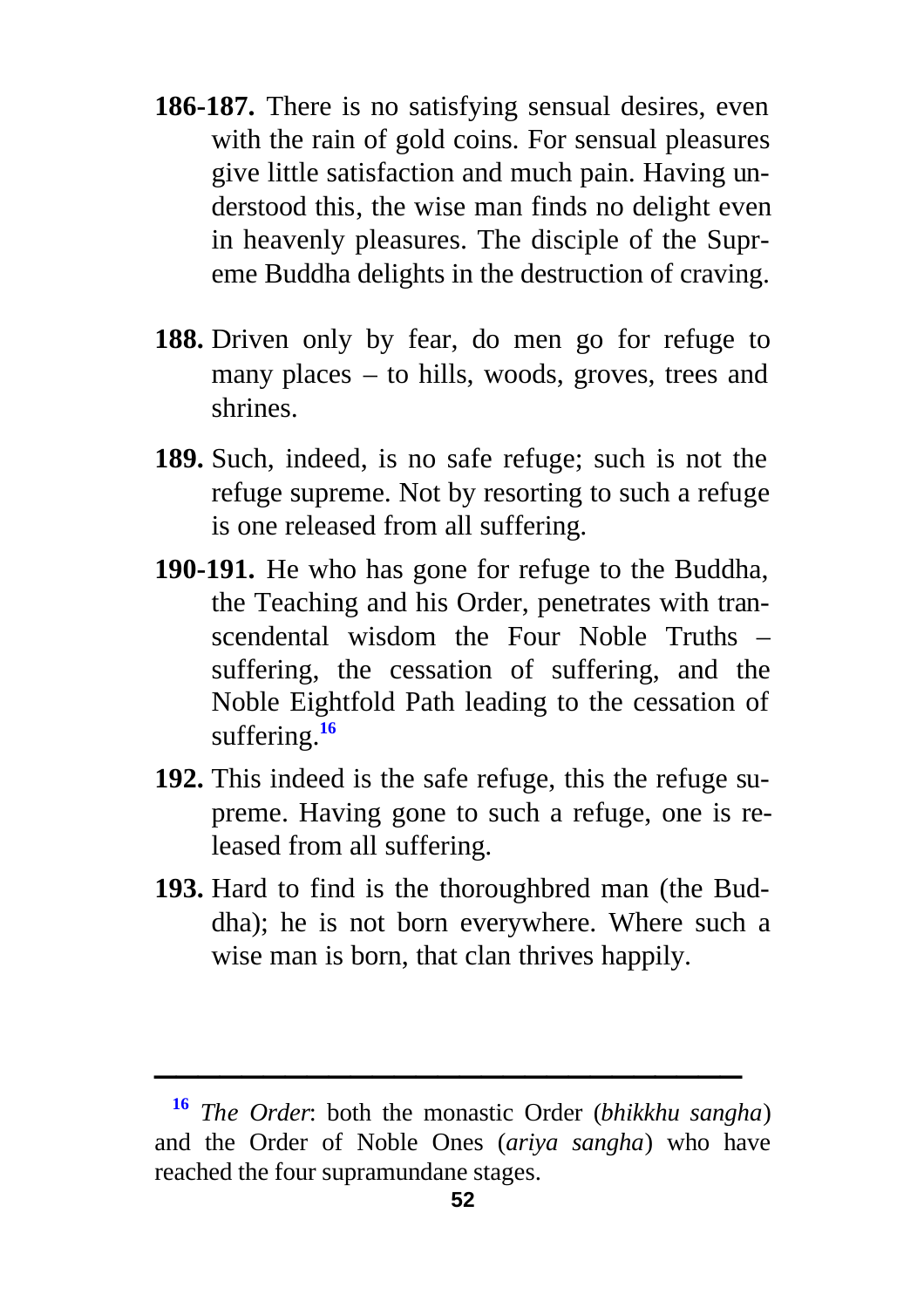**186-187.** There is no satisfying sensual desires, even with the rain of gold coins. For sensual pleasures give little satisfaction and much pain. Having understood this, the wise man finds no delight even in heavenly pleasures. The disciple of the Supreme Buddha delights in the destruction of craving.

**188.** Driven only by fear, do men go for refuge to many places – to hills, woods, groves, trees and shrines.

**189.** Such, indeed, is no safe refuge; such is not the refuge supreme. Not by resorting to such a refuge is one released from all suffering.

**190-191.** He who has gone for refuge to the Buddha, the Teaching and his Order, penetrates with transcendental wisdom the Four Noble Truths – suffering, the cessation of suffering, and the Noble Eightfold Path leading to the cessation of suffering.[16]

**192.** This indeed is the safe refuge, this the refuge supreme. Having gone to such a refuge, one is released from all suffering.

**193.** Hard to find is the thoroughbred man (the Buddha); he is not born everywhere. Where such a wise man is born, that clan thrives happily.

---

[16] *The Order*: both the monastic Order (*bhikkhu sangha*) and the Order of Noble Ones (*ariya sangha*) who have reached the four supramundane stages.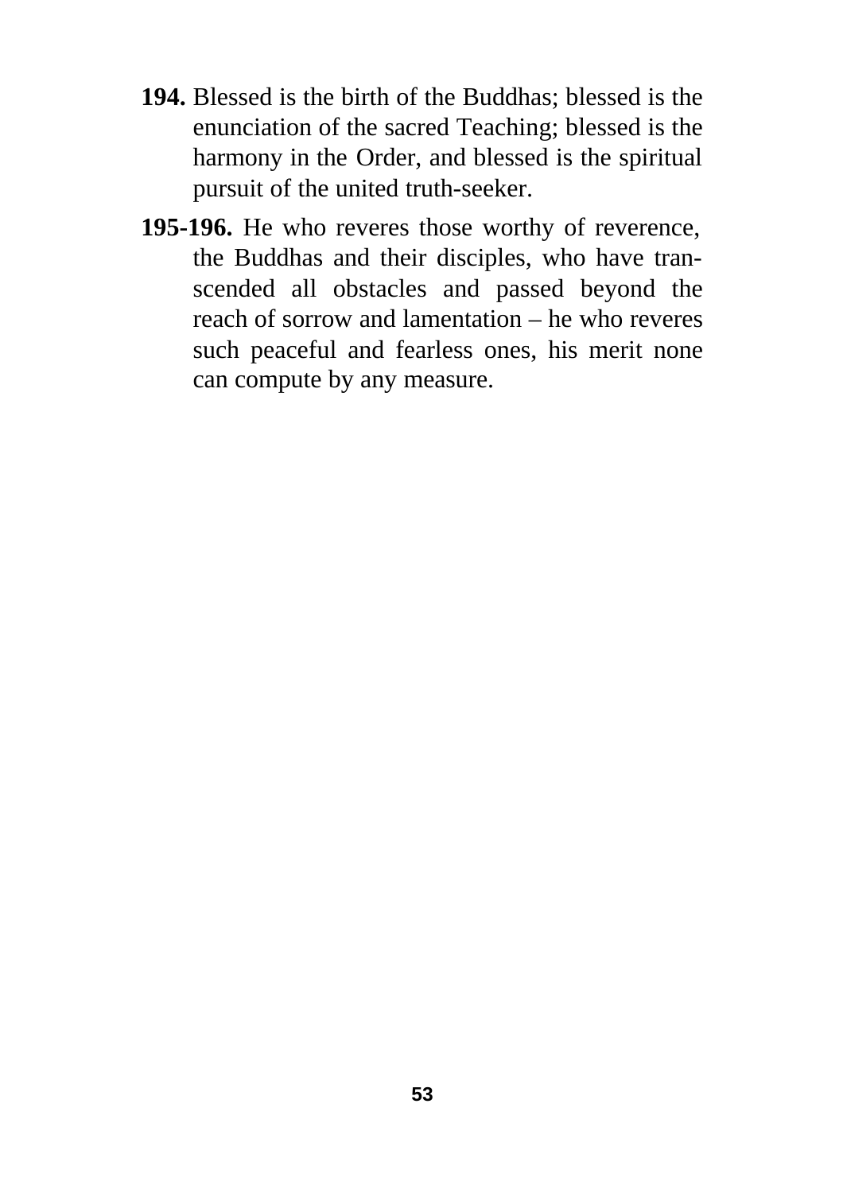**194.** Blessed is the birth of the Buddhas; blessed is the enunciation of the sacred Teaching; blessed is the harmony in the Order, and blessed is the spiritual pursuit of the united truth-seeker.

**195-196.** He who reveres those worthy of reverence, the Buddhas and their disciples, who have transcended all obstacles and passed beyond the reach of sorrow and lamentation – he who reveres such peaceful and fearless ones, his merit none can compute by any measure.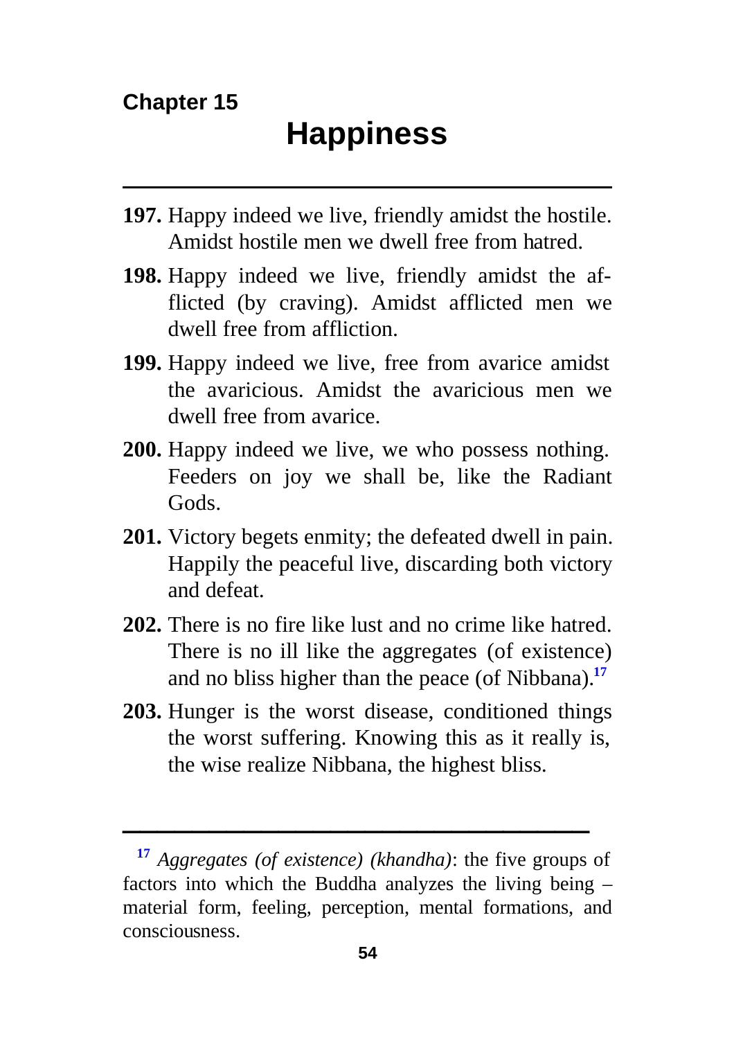Chapter 15

# Happiness

**197.** Happy indeed we live, friendly amidst the hostile. Amidst hostile men we dwell free from hatred.

**198.** Happy indeed we live, friendly amidst the afflicted (by craving). Amidst afflicted men we dwell free from affliction.

**199.** Happy indeed we live, free from avarice amidst the avaricious. Amidst the avaricious men we dwell free from avarice.

**200.** Happy indeed we live, we who possess nothing. Feeders on joy we shall be, like the Radiant Gods.

**201.** Victory begets enmity; the defeated dwell in pain. Happily the peaceful live, discarding both victory and defeat.

**202.** There is no fire like lust and no crime like hatred. There is no ill like the aggregates (of existence) and no bliss higher than the peace (of Nibbana).[17]

**203.** Hunger is the worst disease, conditioned things the worst suffering. Knowing this as it really is, the wise realize Nibbana, the highest bliss.

---

[17] *Aggregates (of existence) (khandha)*: the five groups of factors into which the Buddha analyzes the living being – material form, feeling, perception, mental formations, and consciousness.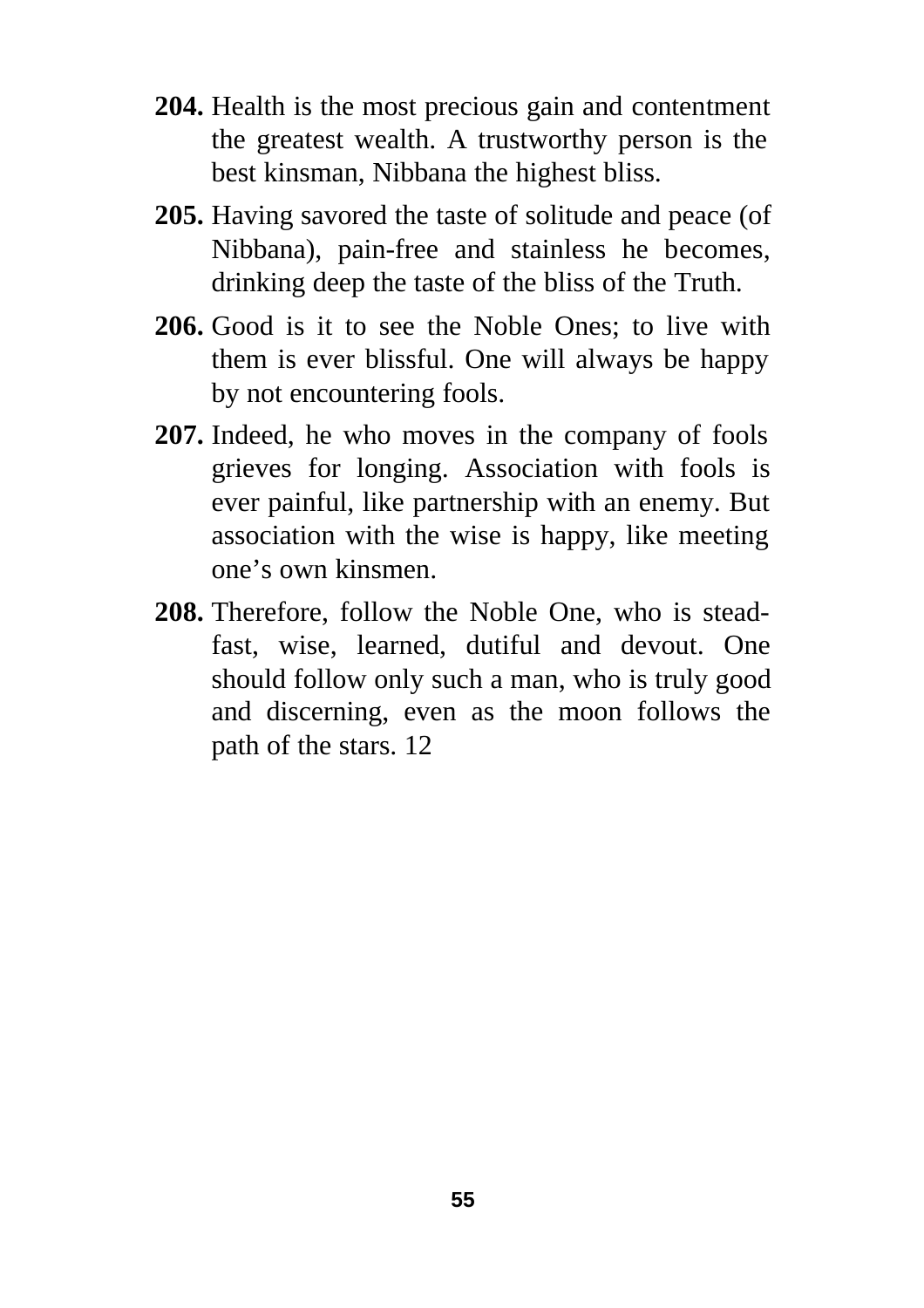**204.** Health is the most precious gain and contentment the greatest wealth. A trustworthy person is the best kinsman, Nibbana the highest bliss.

**205.** Having savored the taste of solitude and peace (of Nibbana), pain-free and stainless he becomes, drinking deep the taste of the bliss of the Truth.

**206.** Good is it to see the Noble Ones; to live with them is ever blissful. One will always be happy by not encountering fools.

**207.** Indeed, he who moves in the company of fools grieves for longing. Association with fools is ever painful, like partnership with an enemy. But association with the wise is happy, like meeting one's own kinsmen.

**208.** Therefore, follow the Noble One, who is steadfast, wise, learned, dutiful and devout. One should follow only such a man, who is truly good and discerning, even as the moon follows the path of the stars. 12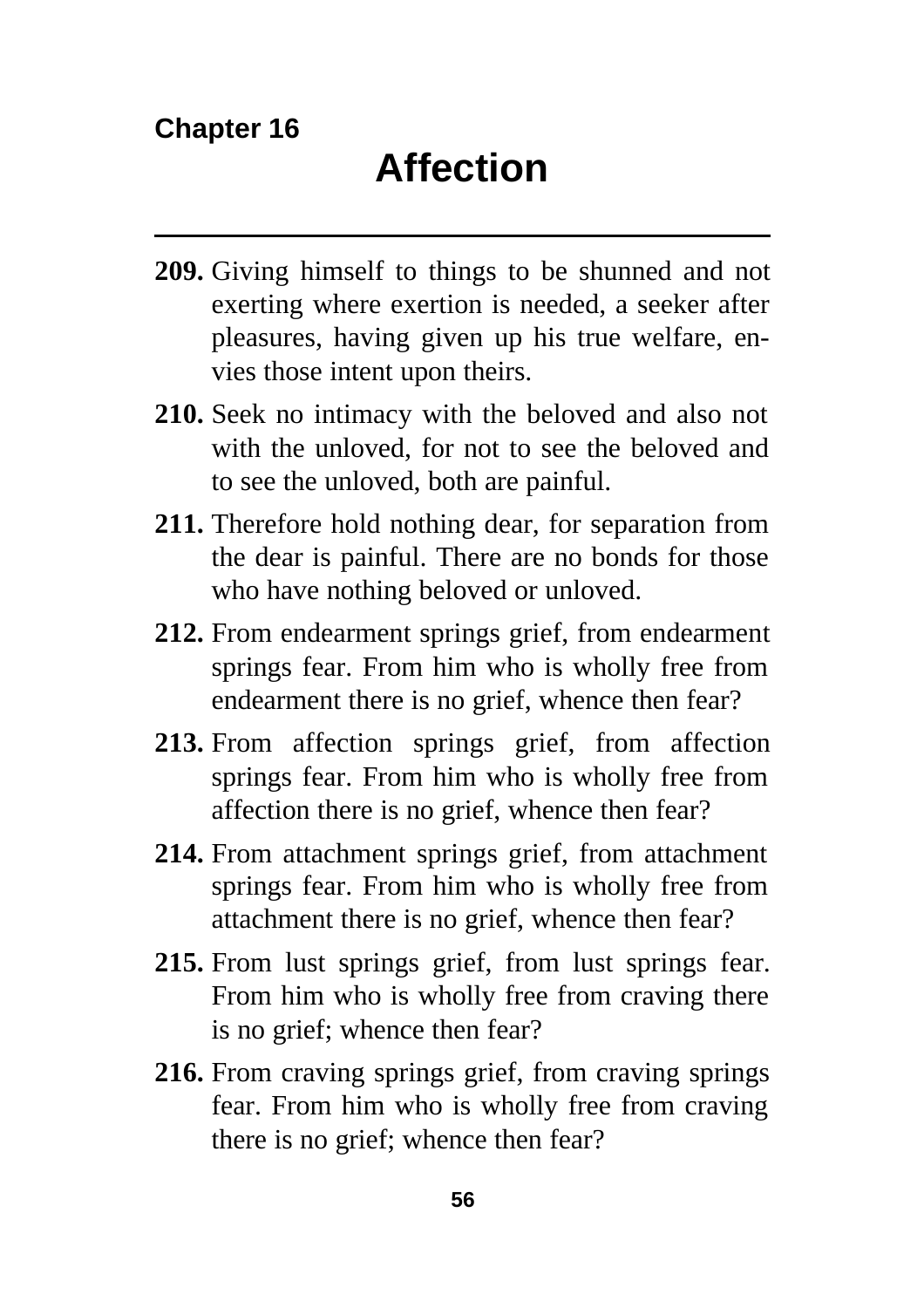**Chapter 16**

# Affection

---

**209.** Giving himself to things to be shunned and not exerting where exertion is needed, a seeker after pleasures, having given up his true welfare, envies those intent upon theirs.

**210.** Seek no intimacy with the beloved and also not with the unloved, for not to see the beloved and to see the unloved, both are painful.

**211.** Therefore hold nothing dear, for separation from the dear is painful. There are no bonds for those who have nothing beloved or unloved.

**212.** From endearment springs grief, from endearment springs fear. From him who is wholly free from endearment there is no grief, whence then fear?

**213.** From affection springs grief, from affection springs fear. From him who is wholly free from affection there is no grief, whence then fear?

**214.** From attachment springs grief, from attachment springs fear. From him who is wholly free from attachment there is no grief, whence then fear?

**215.** From lust springs grief, from lust springs fear. From him who is wholly free from craving there is no grief; whence then fear?

**216.** From craving springs grief, from craving springs fear. From him who is wholly free from craving there is no grief; whence then fear?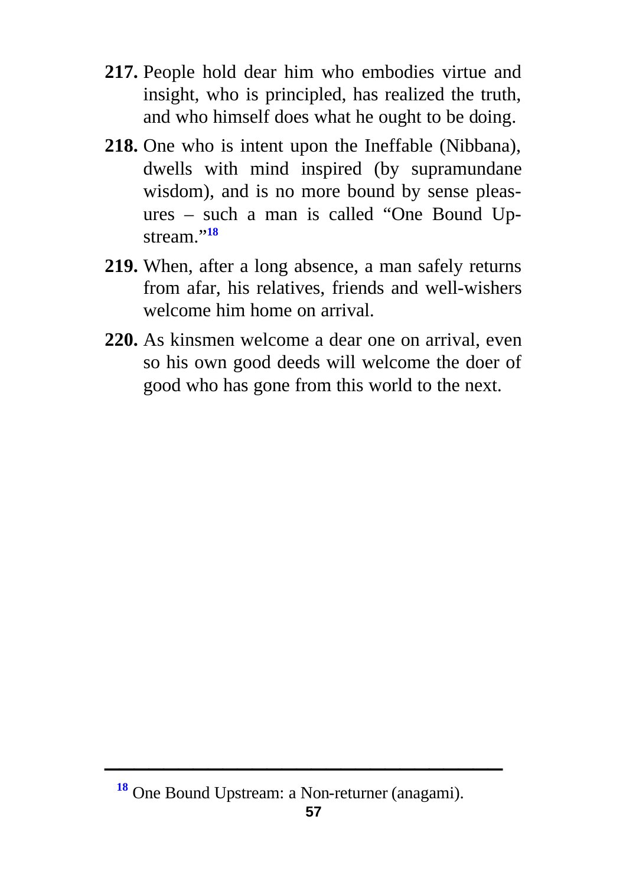**217.** People hold dear him who embodies virtue and insight, who is principled, has realized the truth, and who himself does what he ought to be doing.

**218.** One who is intent upon the Ineffable (Nibbana), dwells with mind inspired (by supramundane wisdom), and is no more bound by sense pleasures – such a man is called "One Bound Upstream."[18]

**219.** When, after a long absence, a man safely returns from afar, his relatives, friends and well-wishers welcome him home on arrival.

**220.** As kinsmen welcome a dear one on arrival, even so his own good deeds will welcome the doer of good who has gone from this world to the next.

---

[18] One Bound Upstream: a Non-returner (anagami).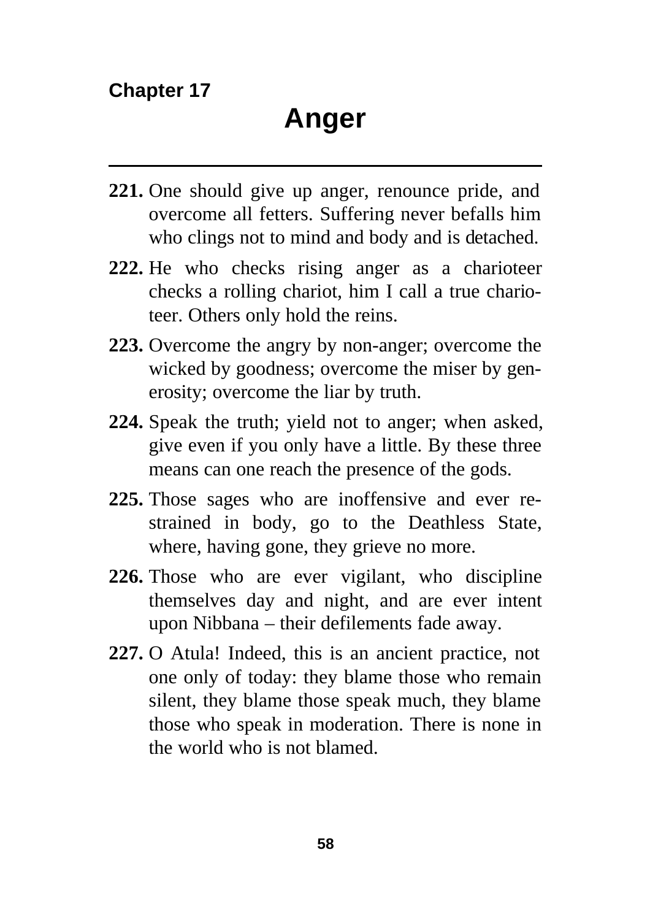**Chapter 17**

# Anger

---

**221.** One should give up anger, renounce pride, and overcome all fetters. Suffering never befalls him who clings not to mind and body and is detached.

**222.** He who checks rising anger as a charioteer checks a rolling chariot, him I call a true charioteer. Others only hold the reins.

**223.** Overcome the angry by non-anger; overcome the wicked by goodness; overcome the miser by generosity; overcome the liar by truth.

**224.** Speak the truth; yield not to anger; when asked, give even if you only have a little. By these three means can one reach the presence of the gods.

**225.** Those sages who are inoffensive and ever restrained in body, go to the Deathless State, where, having gone, they grieve no more.

**226.** Those who are ever vigilant, who discipline themselves day and night, and are ever intent upon Nibbana – their defilements fade away.

**227.** O Atula! Indeed, this is an ancient practice, not one only of today: they blame those who remain silent, they blame those speak much, they blame those who speak in moderation. There is none in the world who is not blamed.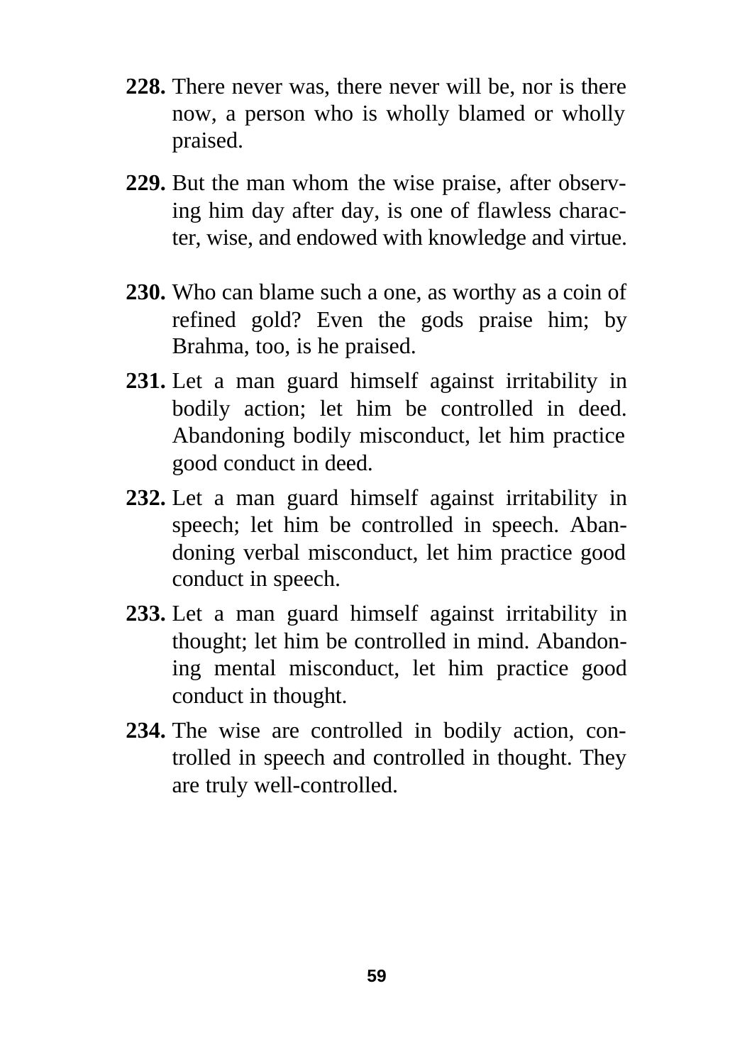**228.** There never was, there never will be, nor is there now, a person who is wholly blamed or wholly praised.

**229.** But the man whom the wise praise, after observing him day after day, is one of flawless character, wise, and endowed with knowledge and virtue.

**230.** Who can blame such a one, as worthy as a coin of refined gold? Even the gods praise him; by Brahma, too, is he praised.

**231.** Let a man guard himself against irritability in bodily action; let him be controlled in deed. Abandoning bodily misconduct, let him practice good conduct in deed.

**232.** Let a man guard himself against irritability in speech; let him be controlled in speech. Abandoning verbal misconduct, let him practice good conduct in speech.

**233.** Let a man guard himself against irritability in thought; let him be controlled in mind. Abandoning mental misconduct, let him practice good conduct in thought.

**234.** The wise are controlled in bodily action, controlled in speech and controlled in thought. They are truly well-controlled.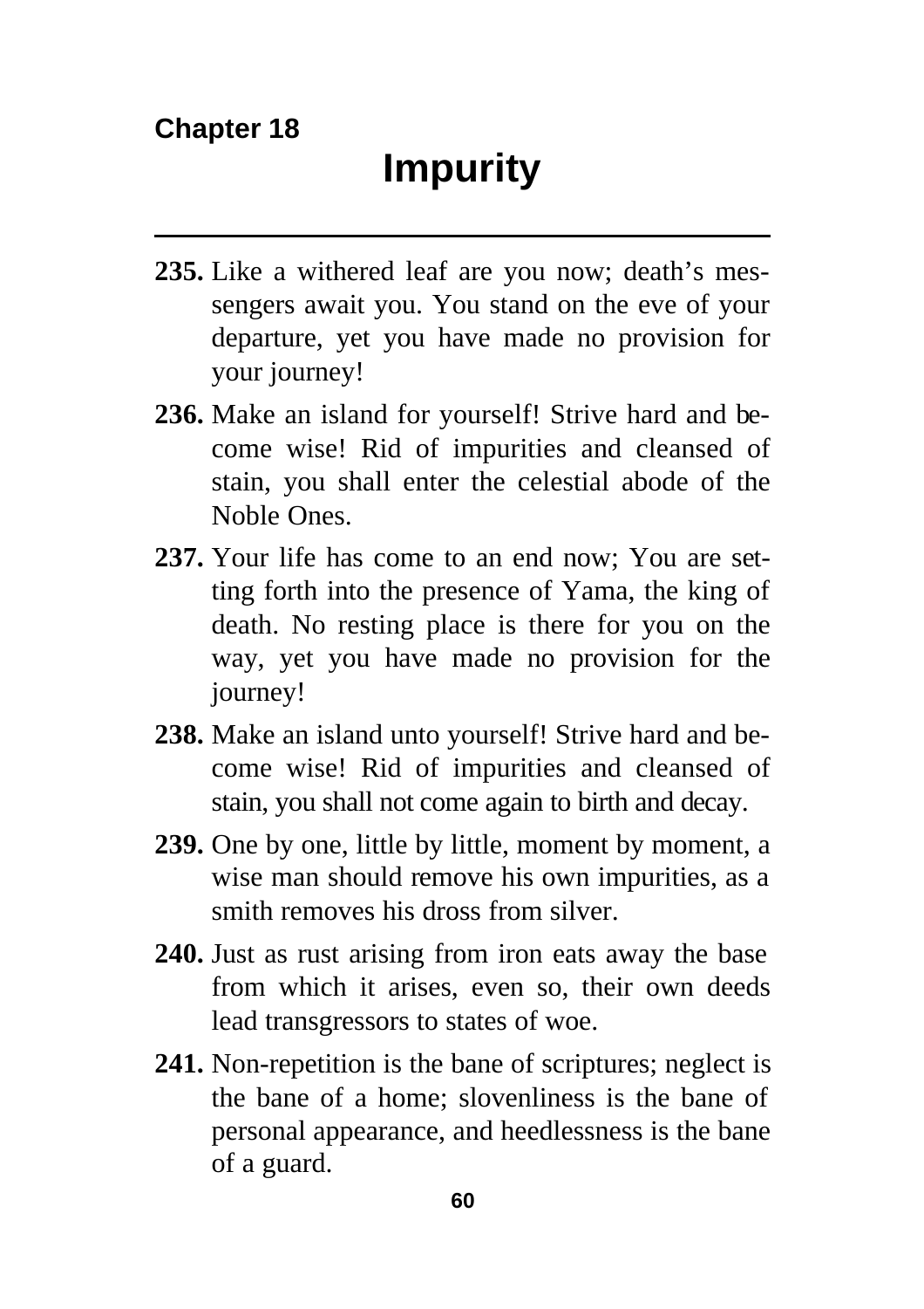## Chapter 18

# Impurity

---

**235.** Like a withered leaf are you now; death's messengers await you. You stand on the eve of your departure, yet you have made no provision for your journey!

**236.** Make an island for yourself! Strive hard and become wise! Rid of impurities and cleansed of stain, you shall enter the celestial abode of the Noble Ones.

**237.** Your life has come to an end now; You are setting forth into the presence of Yama, the king of death. No resting place is there for you on the way, yet you have made no provision for the journey!

**238.** Make an island unto yourself! Strive hard and become wise! Rid of impurities and cleansed of stain, you shall not come again to birth and decay.

**239.** One by one, little by little, moment by moment, a wise man should remove his own impurities, as a smith removes his dross from silver.

**240.** Just as rust arising from iron eats away the base from which it arises, even so, their own deeds lead transgressors to states of woe.

**241.** Non-repetition is the bane of scriptures; neglect is the bane of a home; slovenliness is the bane of personal appearance, and heedlessness is the bane of a guard.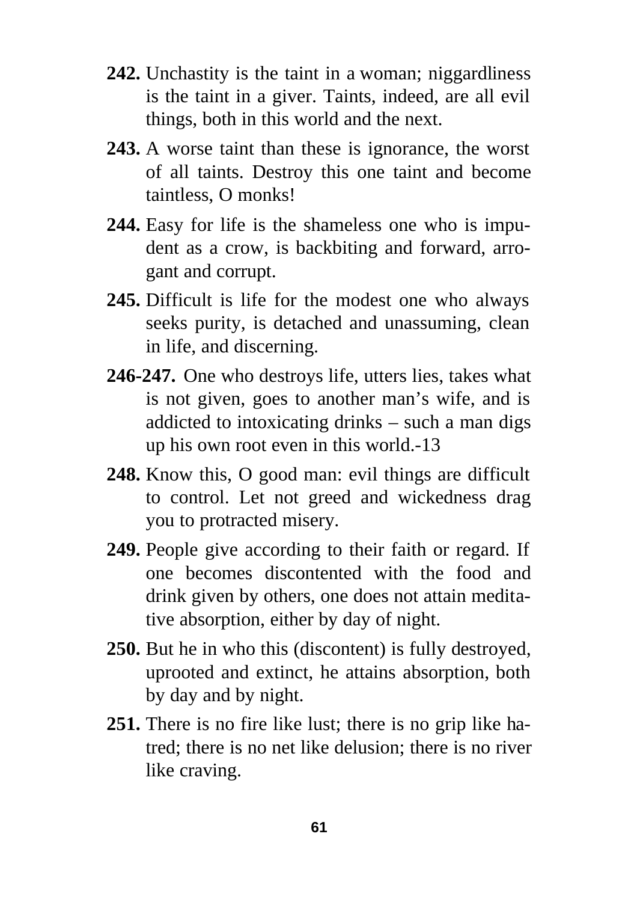**242.** Unchastity is the taint in a woman; niggardliness is the taint in a giver. Taints, indeed, are all evil things, both in this world and the next.

**243.** A worse taint than these is ignorance, the worst of all taints. Destroy this one taint and become taintless, O monks!

**244.** Easy for life is the shameless one who is impudent as a crow, is backbiting and forward, arrogant and corrupt.

**245.** Difficult is life for the modest one who always seeks purity, is detached and unassuming, clean in life, and discerning.

**246-247.** One who destroys life, utters lies, takes what is not given, goes to another man's wife, and is addicted to intoxicating drinks – such a man digs up his own root even in this world.-13

**248.** Know this, O good man: evil things are difficult to control. Let not greed and wickedness drag you to protracted misery.

**249.** People give according to their faith or regard. If one becomes discontented with the food and drink given by others, one does not attain meditative absorption, either by day of night.

**250.** But he in who this (discontent) is fully destroyed, uprooted and extinct, he attains absorption, both by day and by night.

**251.** There is no fire like lust; there is no grip like hatred; there is no net like delusion; there is no river like craving.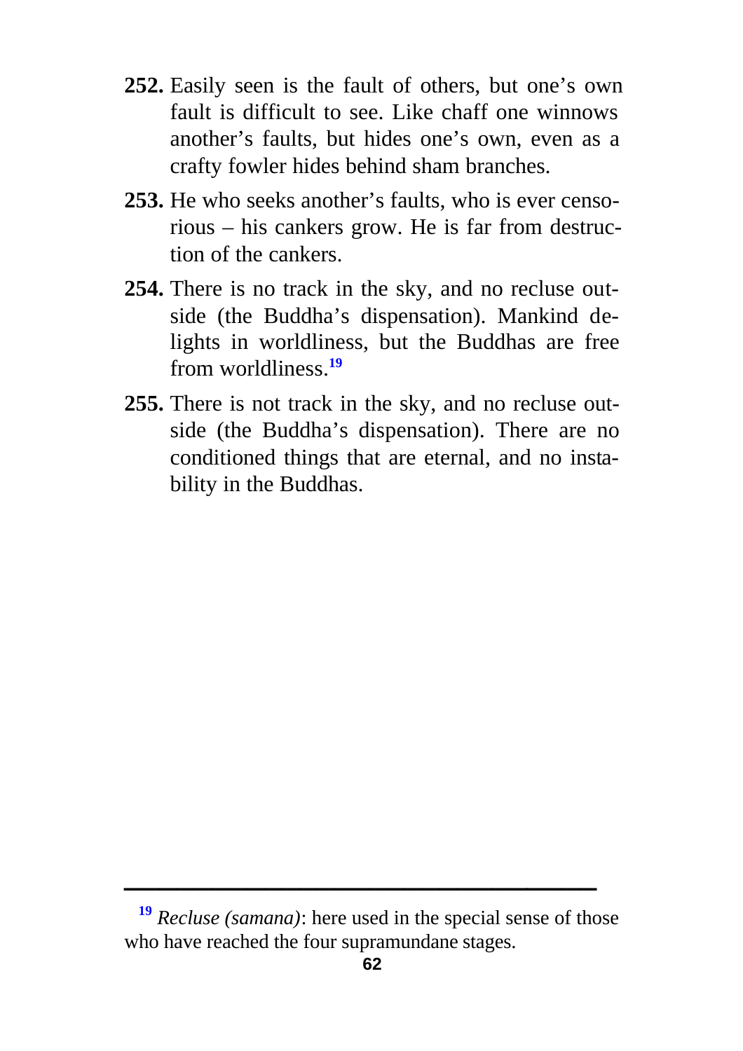**252.** Easily seen is the fault of others, but one's own fault is difficult to see. Like chaff one winnows another's faults, but hides one's own, even as a crafty fowler hides behind sham branches.

**253.** He who seeks another's faults, who is ever censorious – his cankers grow. He is far from destruction of the cankers.

**254.** There is no track in the sky, and no recluse outside (the Buddha's dispensation). Mankind delights in worldliness, but the Buddhas are free from worldliness.[19]

**255.** There is not track in the sky, and no recluse outside (the Buddha's dispensation). There are no conditioned things that are eternal, and no instability in the Buddhas.

---

[19] *Recluse (samana)*: here used in the special sense of those who have reached the four supramundane stages.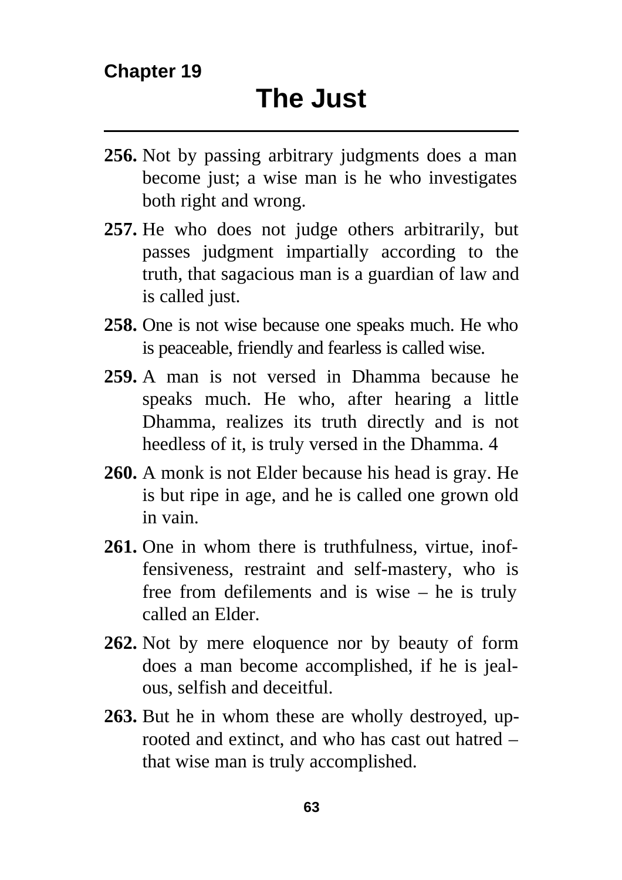Chapter 19

# The Just

**256.** Not by passing arbitrary judgments does a man become just; a wise man is he who investigates both right and wrong.

**257.** He who does not judge others arbitrarily, but passes judgment impartially according to the truth, that sagacious man is a guardian of law and is called just.

**258.** One is not wise because one speaks much. He who is peaceable, friendly and fearless is called wise.

**259.** A man is not versed in Dhamma because he speaks much. He who, after hearing a little Dhamma, realizes its truth directly and is not heedless of it, is truly versed in the Dhamma. 4

**260.** A monk is not Elder because his head is gray. He is but ripe in age, and he is called one grown old in vain.

**261.** One in whom there is truthfulness, virtue, inoffensiveness, restraint and self-mastery, who is free from defilements and is wise – he is truly called an Elder.

**262.** Not by mere eloquence nor by beauty of form does a man become accomplished, if he is jealous, selfish and deceitful.

**263.** But he in whom these are wholly destroyed, uprooted and extinct, and who has cast out hatred – that wise man is truly accomplished.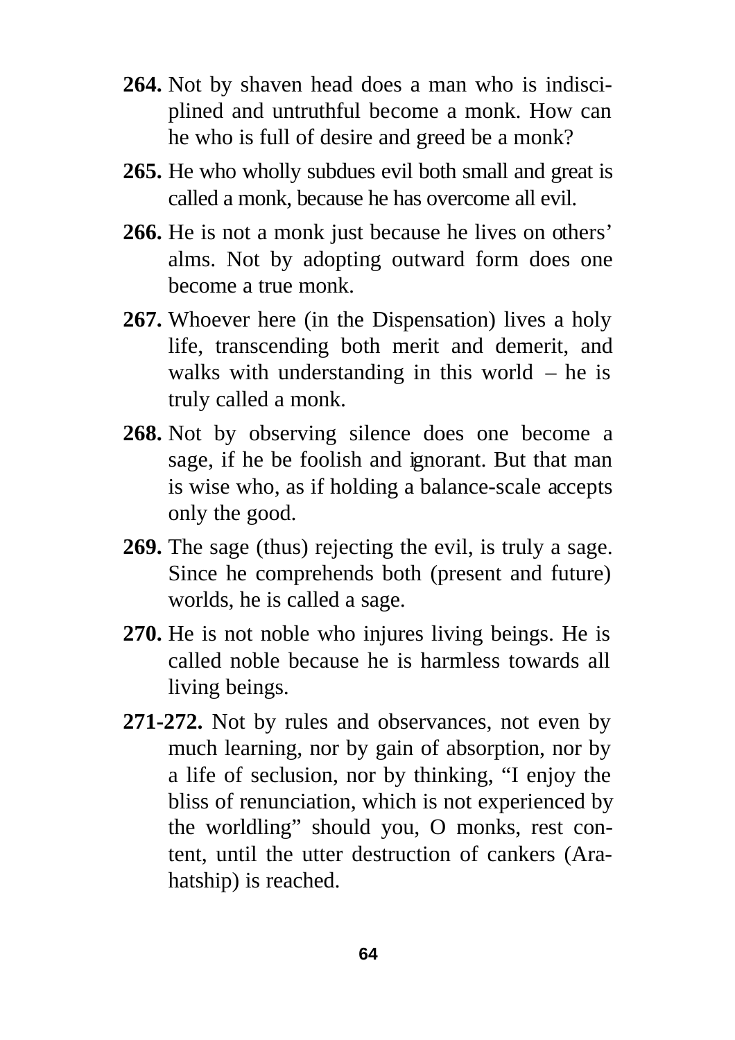**264.** Not by shaven head does a man who is indisciplined and untruthful become a monk. How can he who is full of desire and greed be a monk?

**265.** He who wholly subdues evil both small and great is called a monk, because he has overcome all evil.

**266.** He is not a monk just because he lives on others' alms. Not by adopting outward form does one become a true monk.

**267.** Whoever here (in the Dispensation) lives a holy life, transcending both merit and demerit, and walks with understanding in this world – he is truly called a monk.

**268.** Not by observing silence does one become a sage, if he be foolish and ignorant. But that man is wise who, as if holding a balance-scale accepts only the good.

**269.** The sage (thus) rejecting the evil, is truly a sage. Since he comprehends both (present and future) worlds, he is called a sage.

**270.** He is not noble who injures living beings. He is called noble because he is harmless towards all living beings.

**271-272.** Not by rules and observances, not even by much learning, nor by gain of absorption, nor by a life of seclusion, nor by thinking, "I enjoy the bliss of renunciation, which is not experienced by the worldling" should you, O monks, rest content, until the utter destruction of cankers (Arahatship) is reached.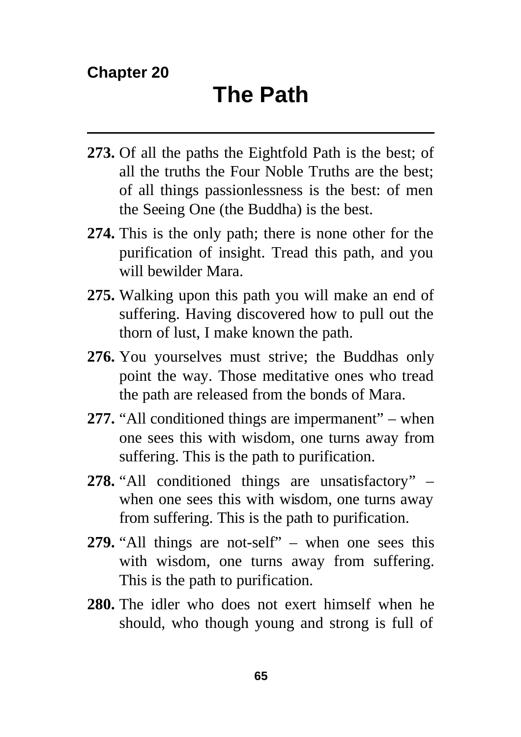**Chapter 20**

# The Path

---

**273.** Of all the paths the Eightfold Path is the best; of all the truths the Four Noble Truths are the best; of all things passionlessness is the best: of men the Seeing One (the Buddha) is the best.

**274.** This is the only path; there is none other for the purification of insight. Tread this path, and you will bewilder Mara.

**275.** Walking upon this path you will make an end of suffering. Having discovered how to pull out the thorn of lust, I make known the path.

**276.** You yourselves must strive; the Buddhas only point the way. Those meditative ones who tread the path are released from the bonds of Mara.

**277.** "All conditioned things are impermanent" – when one sees this with wisdom, one turns away from suffering. This is the path to purification.

**278.** "All conditioned things are unsatisfactory" – when one sees this with wisdom, one turns away from suffering. This is the path to purification.

**279.** "All things are not-self" – when one sees this with wisdom, one turns away from suffering. This is the path to purification.

**280.** The idler who does not exert himself when he should, who though young and strong is full of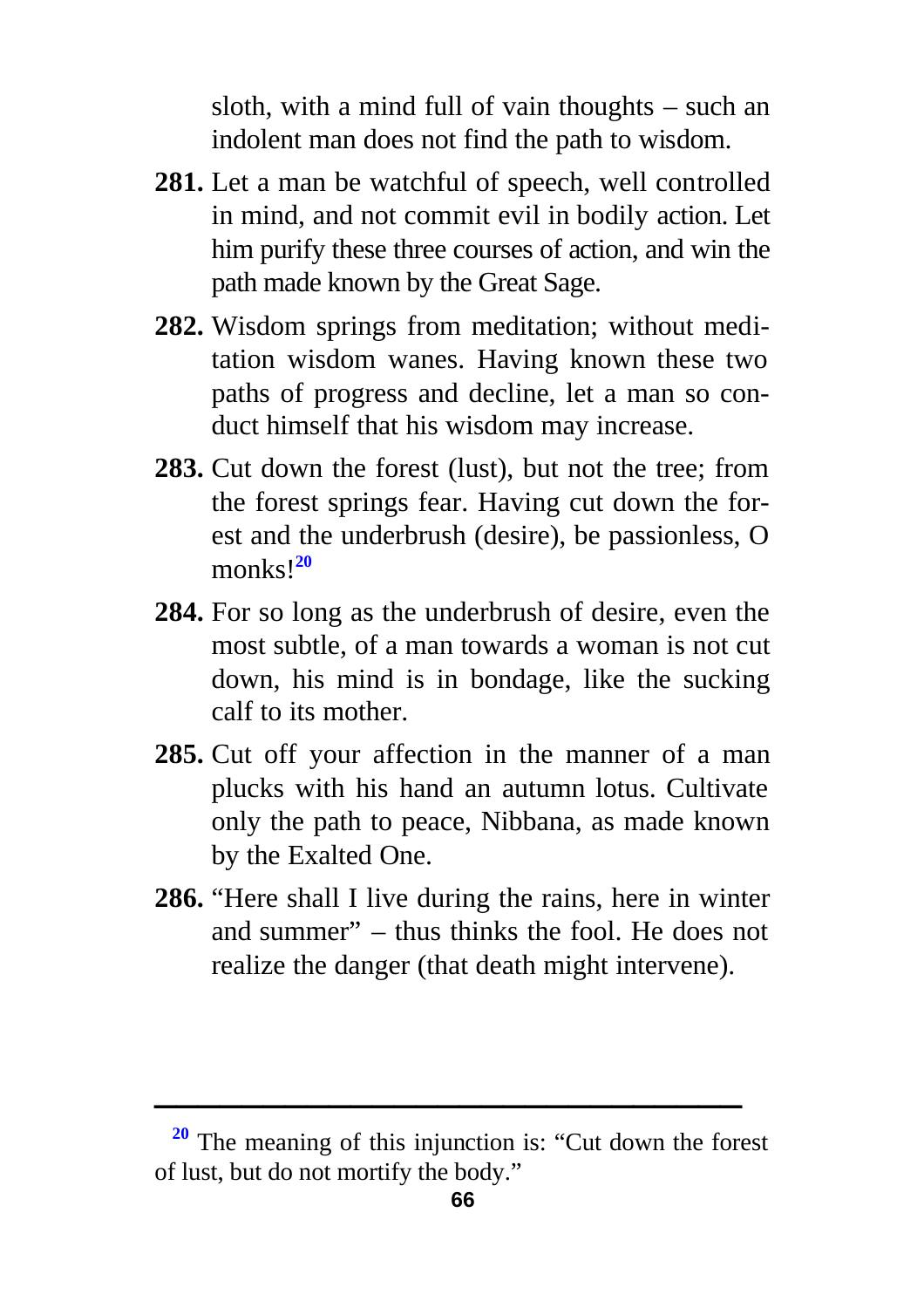sloth, with a mind full of vain thoughts – such an indolent man does not find the path to wisdom.

**281.** Let a man be watchful of speech, well controlled in mind, and not commit evil in bodily action. Let him purify these three courses of action, and win the path made known by the Great Sage.

**282.** Wisdom springs from meditation; without meditation wisdom wanes. Having known these two paths of progress and decline, let a man so conduct himself that his wisdom may increase.

**283.** Cut down the forest (lust), but not the tree; from the forest springs fear. Having cut down the forest and the underbrush (desire), be passionless, O monks![20]

**284.** For so long as the underbrush of desire, even the most subtle, of a man towards a woman is not cut down, his mind is in bondage, like the sucking calf to its mother.

**285.** Cut off your affection in the manner of a man plucks with his hand an autumn lotus. Cultivate only the path to peace, Nibbana, as made known by the Exalted One.

**286.** "Here shall I live during the rains, here in winter and summer" – thus thinks the fool. He does not realize the danger (that death might intervene).

---

[20] The meaning of this injunction is: "Cut down the forest of lust, but do not mortify the body."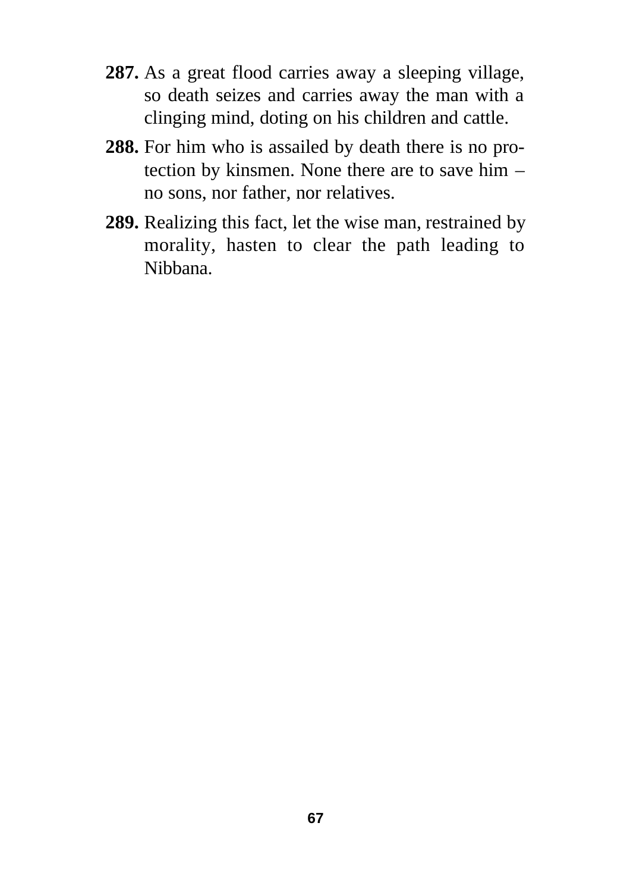**287.** As a great flood carries away a sleeping village, so death seizes and carries away the man with a clinging mind, doting on his children and cattle.

**288.** For him who is assailed by death there is no protection by kinsmen. None there are to save him – no sons, nor father, nor relatives.

**289.** Realizing this fact, let the wise man, restrained by morality, hasten to clear the path leading to Nibbana.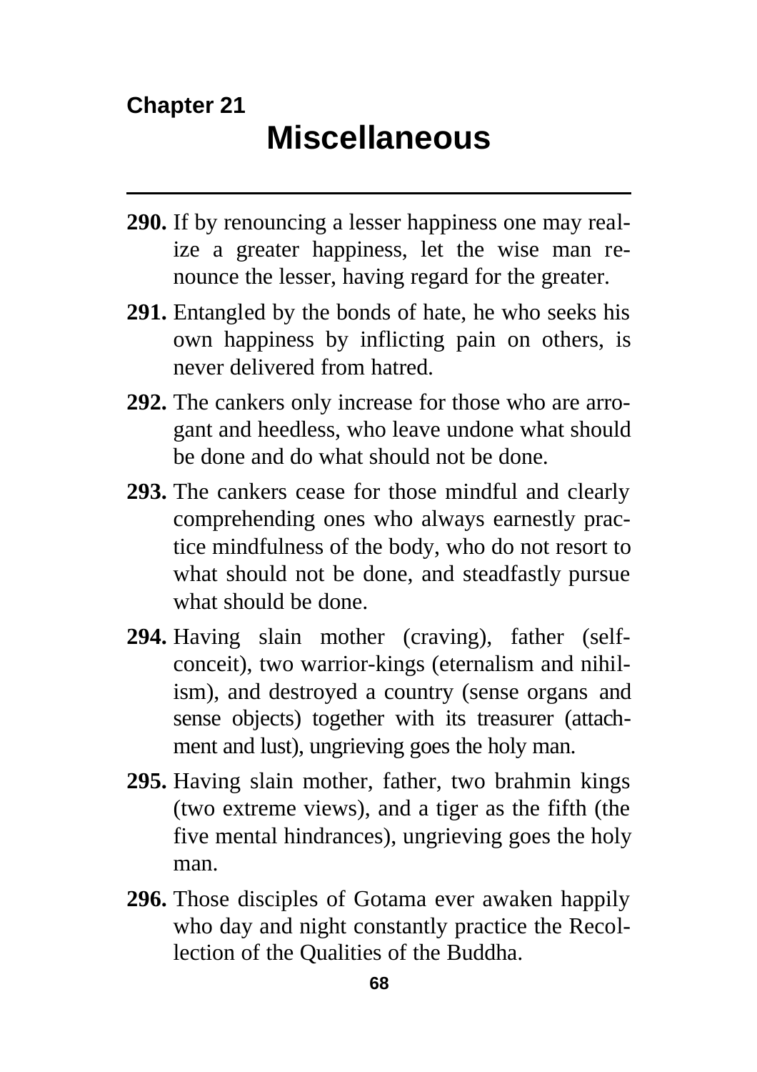## Chapter 21

# Miscellaneous

---

**290.** If by renouncing a lesser happiness one may realize a greater happiness, let the wise man renounce the lesser, having regard for the greater.

**291.** Entangled by the bonds of hate, he who seeks his own happiness by inflicting pain on others, is never delivered from hatred.

**292.** The cankers only increase for those who are arrogant and heedless, who leave undone what should be done and do what should not be done.

**293.** The cankers cease for those mindful and clearly comprehending ones who always earnestly practice mindfulness of the body, who do not resort to what should not be done, and steadfastly pursue what should be done.

**294.** Having slain mother (craving), father (self-conceit), two warrior-kings (eternalism and nihilism), and destroyed a country (sense organs and sense objects) together with its treasurer (attachment and lust), ungrieving goes the holy man.

**295.** Having slain mother, father, two brahmin kings (two extreme views), and a tiger as the fifth (the five mental hindrances), ungrieving goes the holy man.

**296.** Those disciples of Gotama ever awaken happily who day and night constantly practice the Recollection of the Qualities of the Buddha.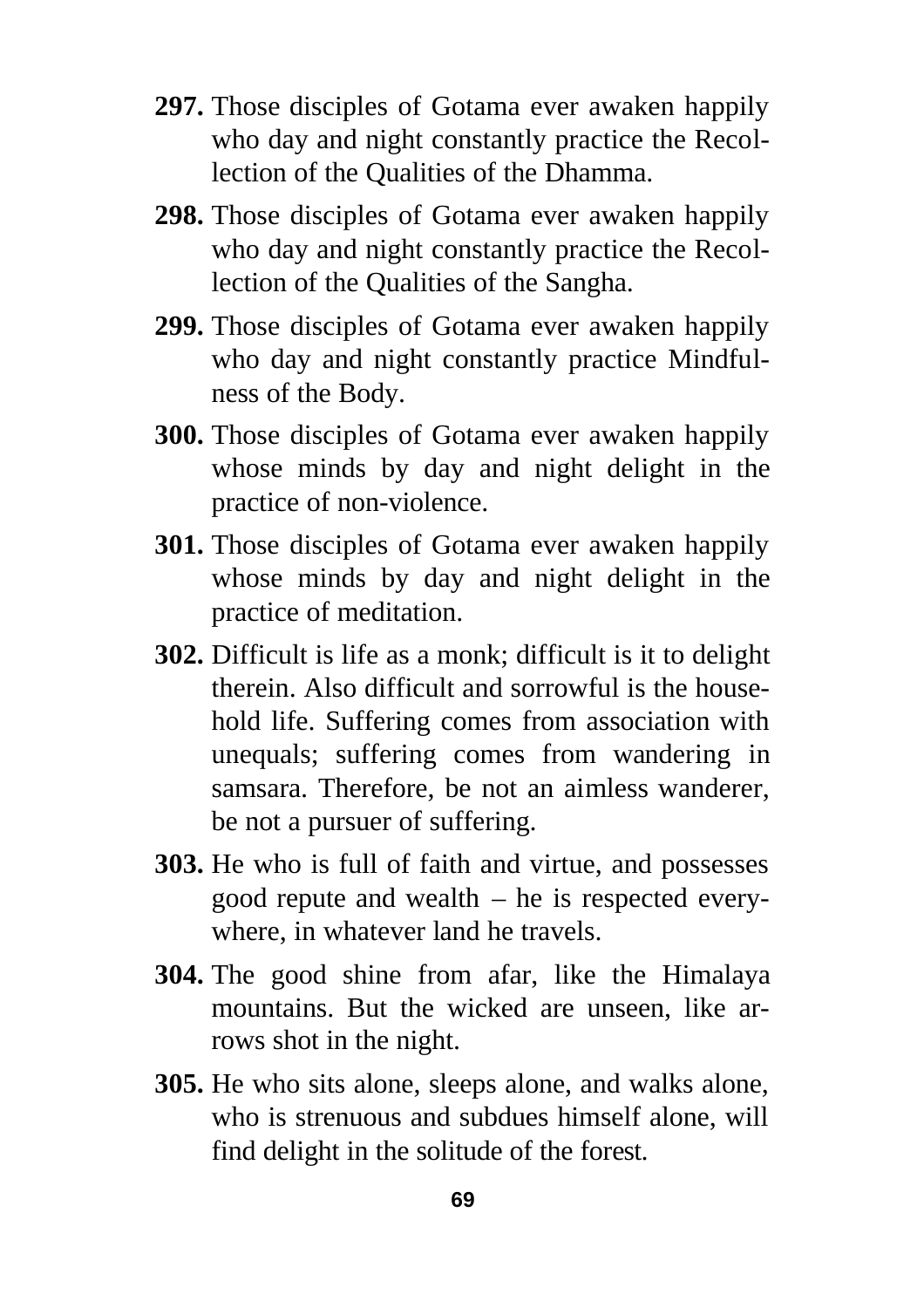**297.** Those disciples of Gotama ever awaken happily who day and night constantly practice the Recollection of the Qualities of the Dhamma.

**298.** Those disciples of Gotama ever awaken happily who day and night constantly practice the Recollection of the Qualities of the Sangha.

**299.** Those disciples of Gotama ever awaken happily who day and night constantly practice Mindfulness of the Body.

**300.** Those disciples of Gotama ever awaken happily whose minds by day and night delight in the practice of non-violence.

**301.** Those disciples of Gotama ever awaken happily whose minds by day and night delight in the practice of meditation.

**302.** Difficult is life as a monk; difficult is it to delight therein. Also difficult and sorrowful is the household life. Suffering comes from association with unequals; suffering comes from wandering in samsara. Therefore, be not an aimless wanderer, be not a pursuer of suffering.

**303.** He who is full of faith and virtue, and possesses good repute and wealth – he is respected everywhere, in whatever land he travels.

**304.** The good shine from afar, like the Himalaya mountains. But the wicked are unseen, like arrows shot in the night.

**305.** He who sits alone, sleeps alone, and walks alone, who is strenuous and subdues himself alone, will find delight in the solitude of the forest.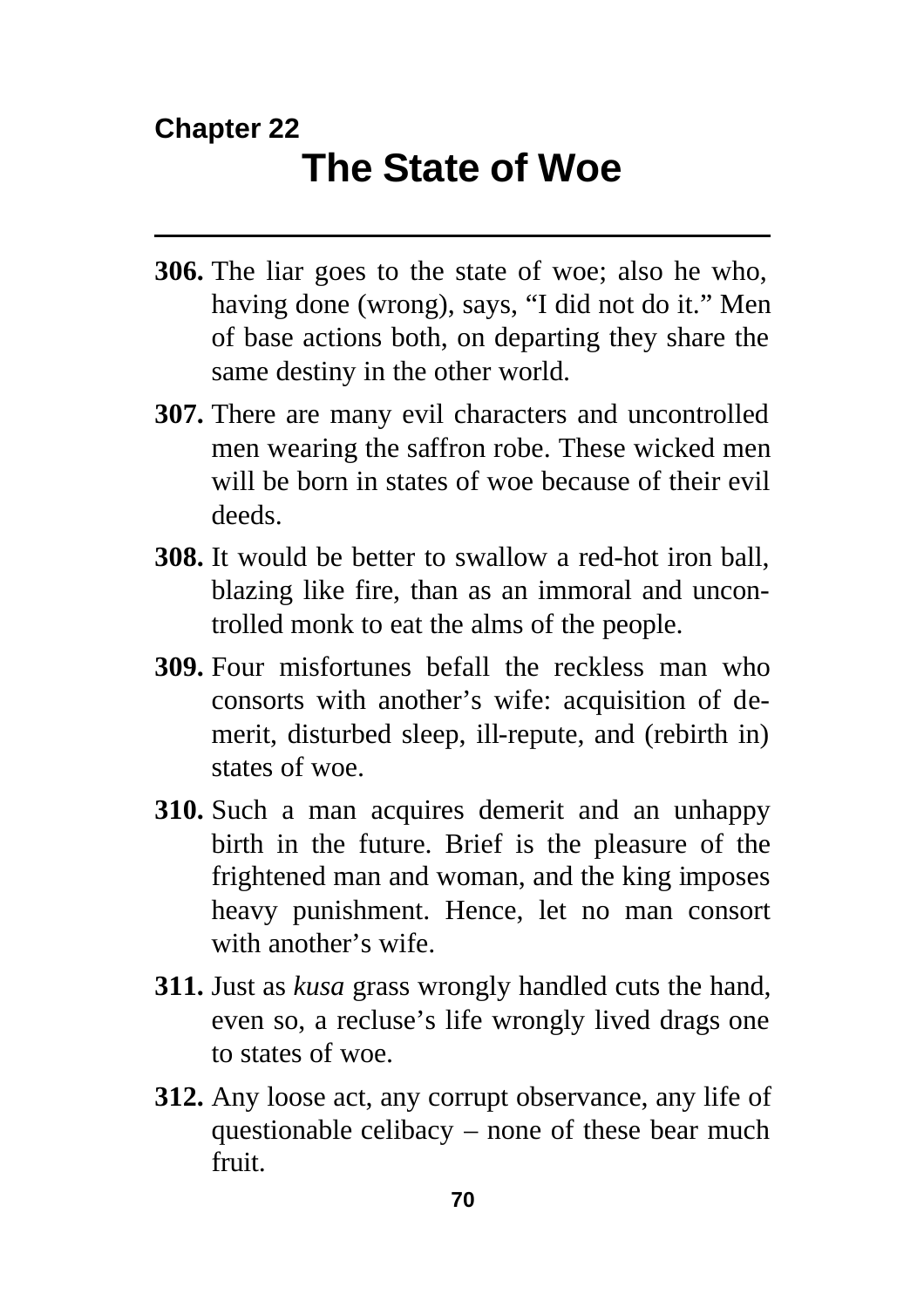## Chapter 22
# The State of Woe

**306.** The liar goes to the state of woe; also he who, having done (wrong), says, "I did not do it." Men of base actions both, on departing they share the same destiny in the other world.

**307.** There are many evil characters and uncontrolled men wearing the saffron robe. These wicked men will be born in states of woe because of their evil deeds.

**308.** It would be better to swallow a red-hot iron ball, blazing like fire, than as an immoral and uncontrolled monk to eat the alms of the people.

**309.** Four misfortunes befall the reckless man who consorts with another's wife: acquisition of demerit, disturbed sleep, ill-repute, and (rebirth in) states of woe.

**310.** Such a man acquires demerit and an unhappy birth in the future. Brief is the pleasure of the frightened man and woman, and the king imposes heavy punishment. Hence, let no man consort with another's wife.

**311.** Just as *kusa* grass wrongly handled cuts the hand, even so, a recluse's life wrongly lived drags one to states of woe.

**312.** Any loose act, any corrupt observance, any life of questionable celibacy – none of these bear much fruit.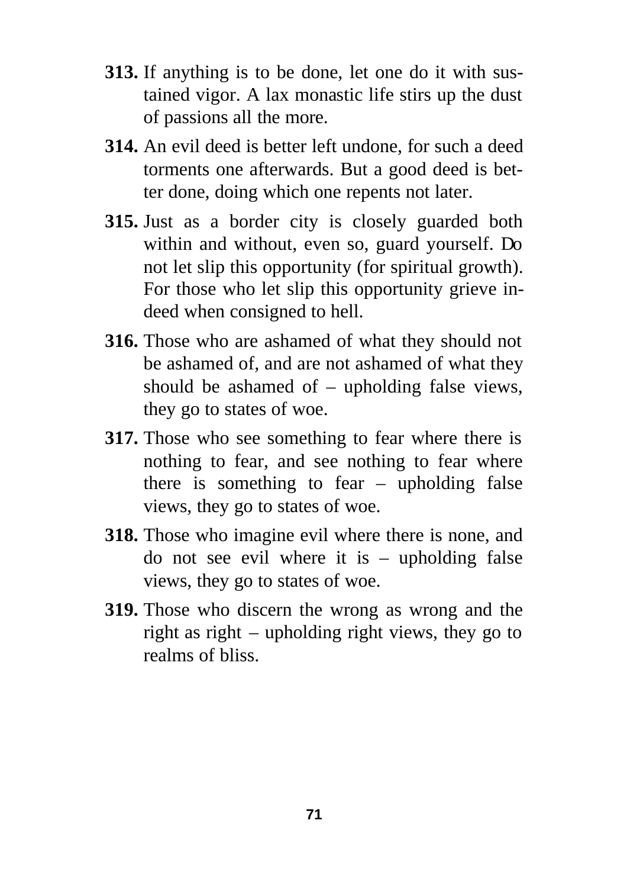**313.** If anything is to be done, let one do it with sustained vigor. A lax monastic life stirs up the dust of passions all the more.

**314.** An evil deed is better left undone, for such a deed torments one afterwards. But a good deed is better done, doing which one repents not later.

**315.** Just as a border city is closely guarded both within and without, even so, guard yourself. Do not let slip this opportunity (for spiritual growth). For those who let slip this opportunity grieve indeed when consigned to hell.

**316.** Those who are ashamed of what they should not be ashamed of, and are not ashamed of what they should be ashamed of – upholding false views, they go to states of woe.

**317.** Those who see something to fear where there is nothing to fear, and see nothing to fear where there is something to fear – upholding false views, they go to states of woe.

**318.** Those who imagine evil where there is none, and do not see evil where it is – upholding false views, they go to states of woe.

**319.** Those who discern the wrong as wrong and the right as right – upholding right views, they go to realms of bliss.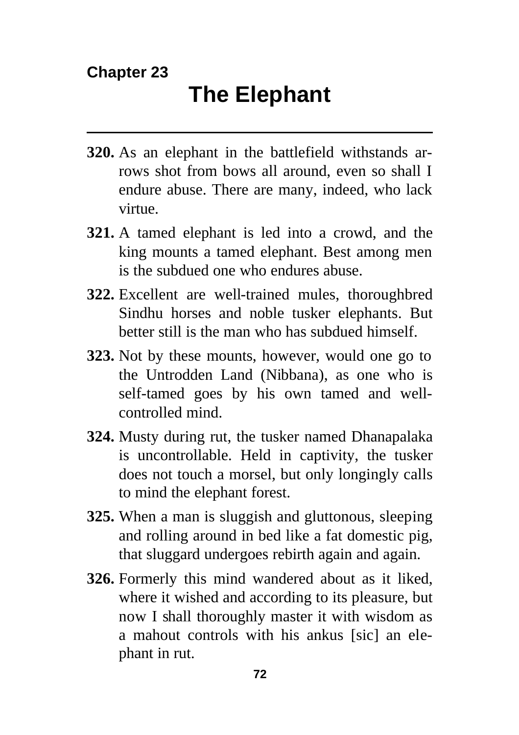**Chapter 23**

# The Elephant

---

**320.** As an elephant in the battlefield withstands arrows shot from bows all around, even so shall I endure abuse. There are many, indeed, who lack virtue.

**321.** A tamed elephant is led into a crowd, and the king mounts a tamed elephant. Best among men is the subdued one who endures abuse.

**322.** Excellent are well-trained mules, thoroughbred Sindhu horses and noble tusker elephants. But better still is the man who has subdued himself.

**323.** Not by these mounts, however, would one go to the Untrodden Land (Nibbana), as one who is self-tamed goes by his own tamed and well-controlled mind.

**324.** Musty during rut, the tusker named Dhanapalaka is uncontrollable. Held in captivity, the tusker does not touch a morsel, but only longingly calls to mind the elephant forest.

**325.** When a man is sluggish and gluttonous, sleeping and rolling around in bed like a fat domestic pig, that sluggard undergoes rebirth again and again.

**326.** Formerly this mind wandered about as it liked, where it wished and according to its pleasure, but now I shall thoroughly master it with wisdom as a mahout controls with his ankus [sic] an elephant in rut.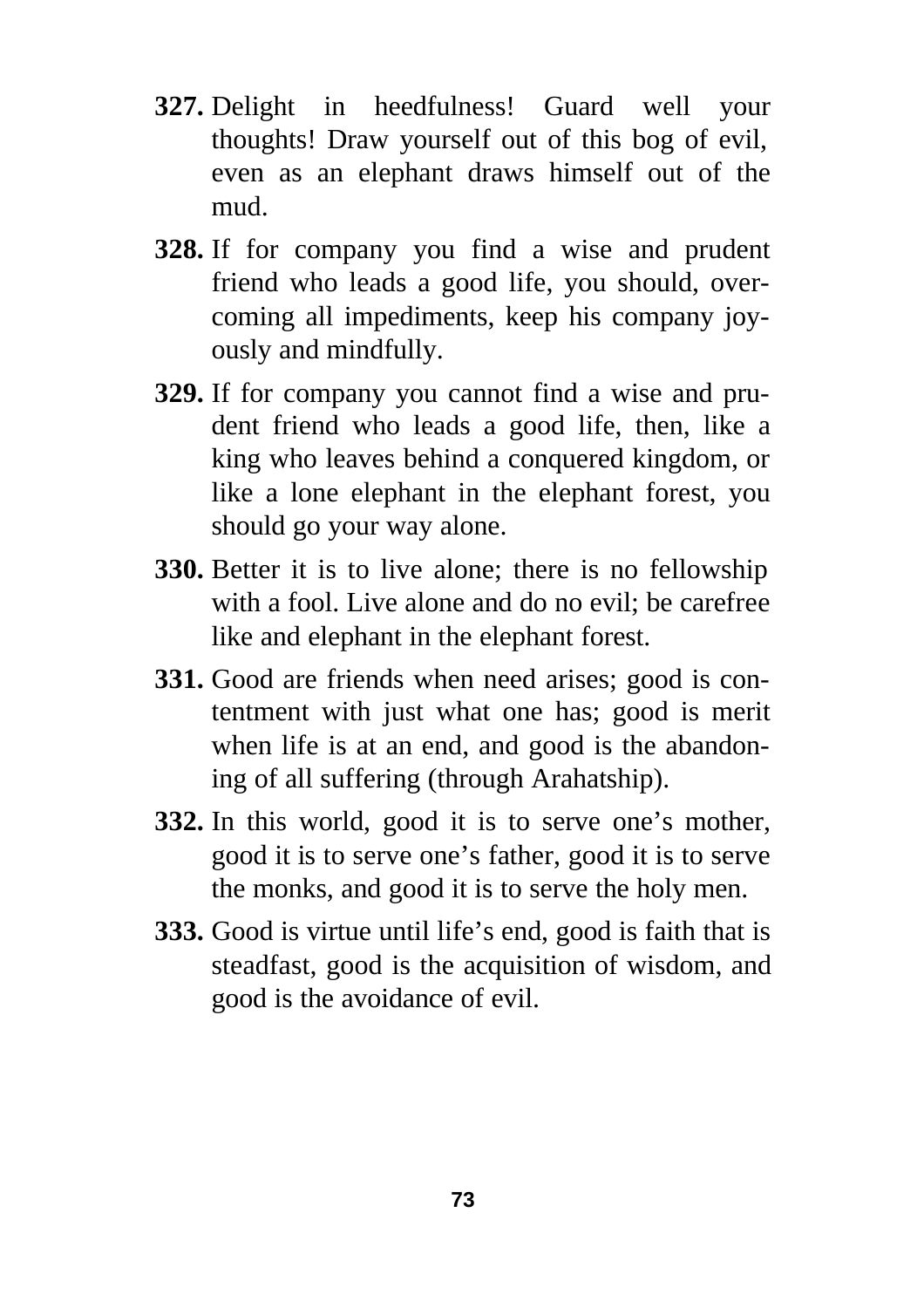**327.** Delight in heedfulness! Guard well your thoughts! Draw yourself out of this bog of evil, even as an elephant draws himself out of the mud.

**328.** If for company you find a wise and prudent friend who leads a good life, you should, overcoming all impediments, keep his company joyously and mindfully.

**329.** If for company you cannot find a wise and prudent friend who leads a good life, then, like a king who leaves behind a conquered kingdom, or like a lone elephant in the elephant forest, you should go your way alone.

**330.** Better it is to live alone; there is no fellowship with a fool. Live alone and do no evil; be carefree like and elephant in the elephant forest.

**331.** Good are friends when need arises; good is contentment with just what one has; good is merit when life is at an end, and good is the abandoning of all suffering (through Arahatship).

**332.** In this world, good it is to serve one's mother, good it is to serve one's father, good it is to serve the monks, and good it is to serve the holy men.

**333.** Good is virtue until life's end, good is faith that is steadfast, good is the acquisition of wisdom, and good is the avoidance of evil.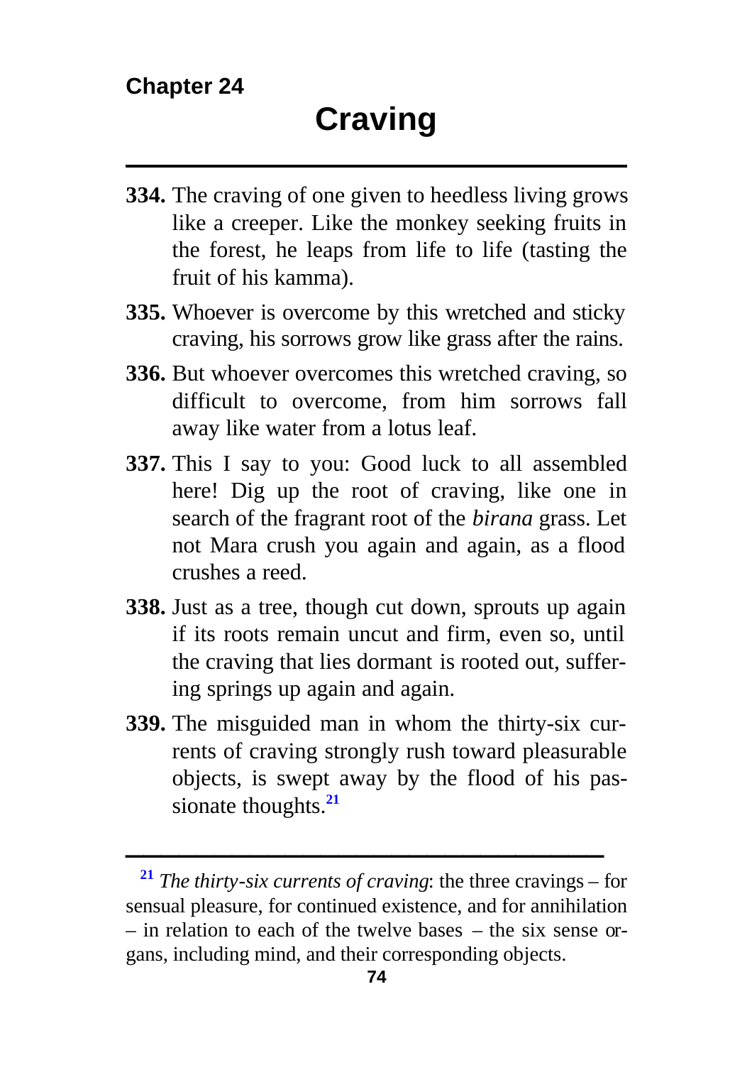Chapter 24

# Craving

**334.** The craving of one given to heedless living grows like a creeper. Like the monkey seeking fruits in the forest, he leaps from life to life (tasting the fruit of his kamma).

**335.** Whoever is overcome by this wretched and sticky craving, his sorrows grow like grass after the rains.

**336.** But whoever overcomes this wretched craving, so difficult to overcome, from him sorrows fall away like water from a lotus leaf.

**337.** This I say to you: Good luck to all assembled here! Dig up the root of craving, like one in search of the fragrant root of the *birana* grass. Let not Mara crush you again and again, as a flood crushes a reed.

**338.** Just as a tree, though cut down, sprouts up again if its roots remain uncut and firm, even so, until the craving that lies dormant is rooted out, suffering springs up again and again.

**339.** The misguided man in whom the thirty-six currents of craving strongly rush toward pleasurable objects, is swept away by the flood of his passionate thoughts.[21]

---

[21] *The thirty-six currents of craving*: the three cravings – for sensual pleasure, for continued existence, and for annihilation – in relation to each of the twelve bases – the six sense organs, including mind, and their corresponding objects.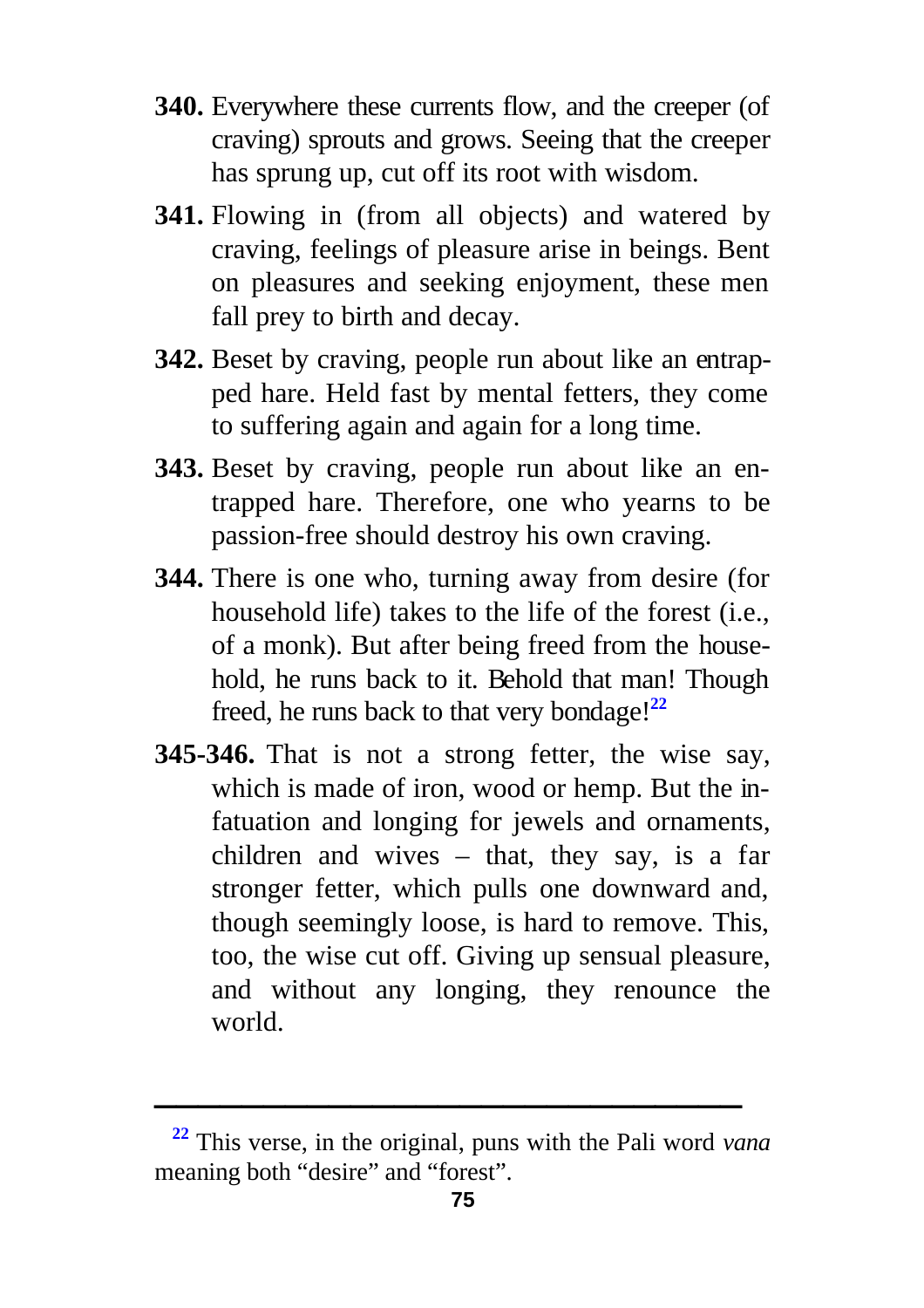**340.** Everywhere these currents flow, and the creeper (of craving) sprouts and grows. Seeing that the creeper has sprung up, cut off its root with wisdom.

**341.** Flowing in (from all objects) and watered by craving, feelings of pleasure arise in beings. Bent on pleasures and seeking enjoyment, these men fall prey to birth and decay.

**342.** Beset by craving, people run about like an entrapped hare. Held fast by mental fetters, they come to suffering again and again for a long time.

**343.** Beset by craving, people run about like an entrapped hare. Therefore, one who yearns to be passion-free should destroy his own craving.

**344.** There is one who, turning away from desire (for household life) takes to the life of the forest (i.e., of a monk). But after being freed from the household, he runs back to it. Behold that man! Though freed, he runs back to that very bondage![22]

**345-346.** That is not a strong fetter, the wise say, which is made of iron, wood or hemp. But the infatuation and longing for jewels and ornaments, children and wives – that, they say, is a far stronger fetter, which pulls one downward and, though seemingly loose, is hard to remove. This, too, the wise cut off. Giving up sensual pleasure, and without any longing, they renounce the world.

---

[22] This verse, in the original, puns with the Pali word *vana* meaning both "desire" and "forest".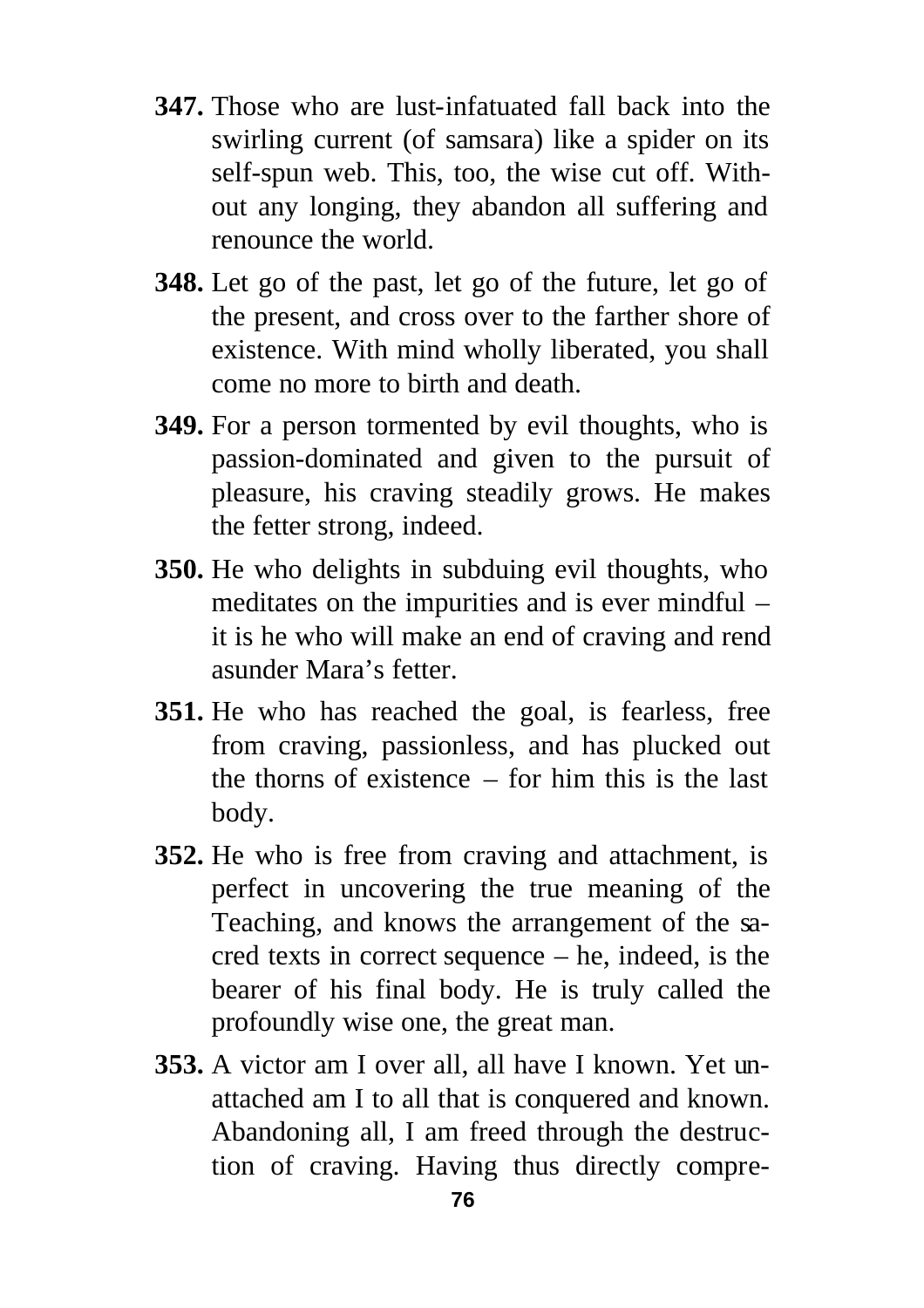**347.** Those who are lust-infatuated fall back into the swirling current (of samsara) like a spider on its self-spun web. This, too, the wise cut off. Without any longing, they abandon all suffering and renounce the world.

**348.** Let go of the past, let go of the future, let go of the present, and cross over to the farther shore of existence. With mind wholly liberated, you shall come no more to birth and death.

**349.** For a person tormented by evil thoughts, who is passion-dominated and given to the pursuit of pleasure, his craving steadily grows. He makes the fetter strong, indeed.

**350.** He who delights in subduing evil thoughts, who meditates on the impurities and is ever mindful – it is he who will make an end of craving and rend asunder Mara's fetter.

**351.** He who has reached the goal, is fearless, free from craving, passionless, and has plucked out the thorns of existence – for him this is the last body.

**352.** He who is free from craving and attachment, is perfect in uncovering the true meaning of the Teaching, and knows the arrangement of the sacred texts in correct sequence – he, indeed, is the bearer of his final body. He is truly called the profoundly wise one, the great man.

**353.** A victor am I over all, all have I known. Yet unattached am I to all that is conquered and known. Abandoning all, I am freed through the destruction of craving. Having thus directly compre-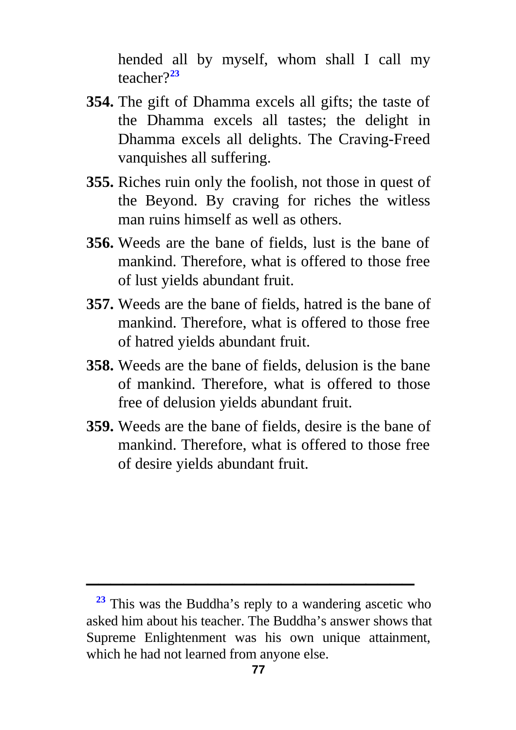hended all by myself, whom shall I call my teacher?[23]

**354.** The gift of Dhamma excels all gifts; the taste of the Dhamma excels all tastes; the delight in Dhamma excels all delights. The Craving-Freed vanquishes all suffering.

**355.** Riches ruin only the foolish, not those in quest of the Beyond. By craving for riches the witless man ruins himself as well as others.

**356.** Weeds are the bane of fields, lust is the bane of mankind. Therefore, what is offered to those free of lust yields abundant fruit.

**357.** Weeds are the bane of fields, hatred is the bane of mankind. Therefore, what is offered to those free of hatred yields abundant fruit.

**358.** Weeds are the bane of fields, delusion is the bane of mankind. Therefore, what is offered to those free of delusion yields abundant fruit.

**359.** Weeds are the bane of fields, desire is the bane of mankind. Therefore, what is offered to those free of desire yields abundant fruit.

---

[23] This was the Buddha's reply to a wandering ascetic who asked him about his teacher. The Buddha's answer shows that Supreme Enlightenment was his own unique attainment, which he had not learned from anyone else.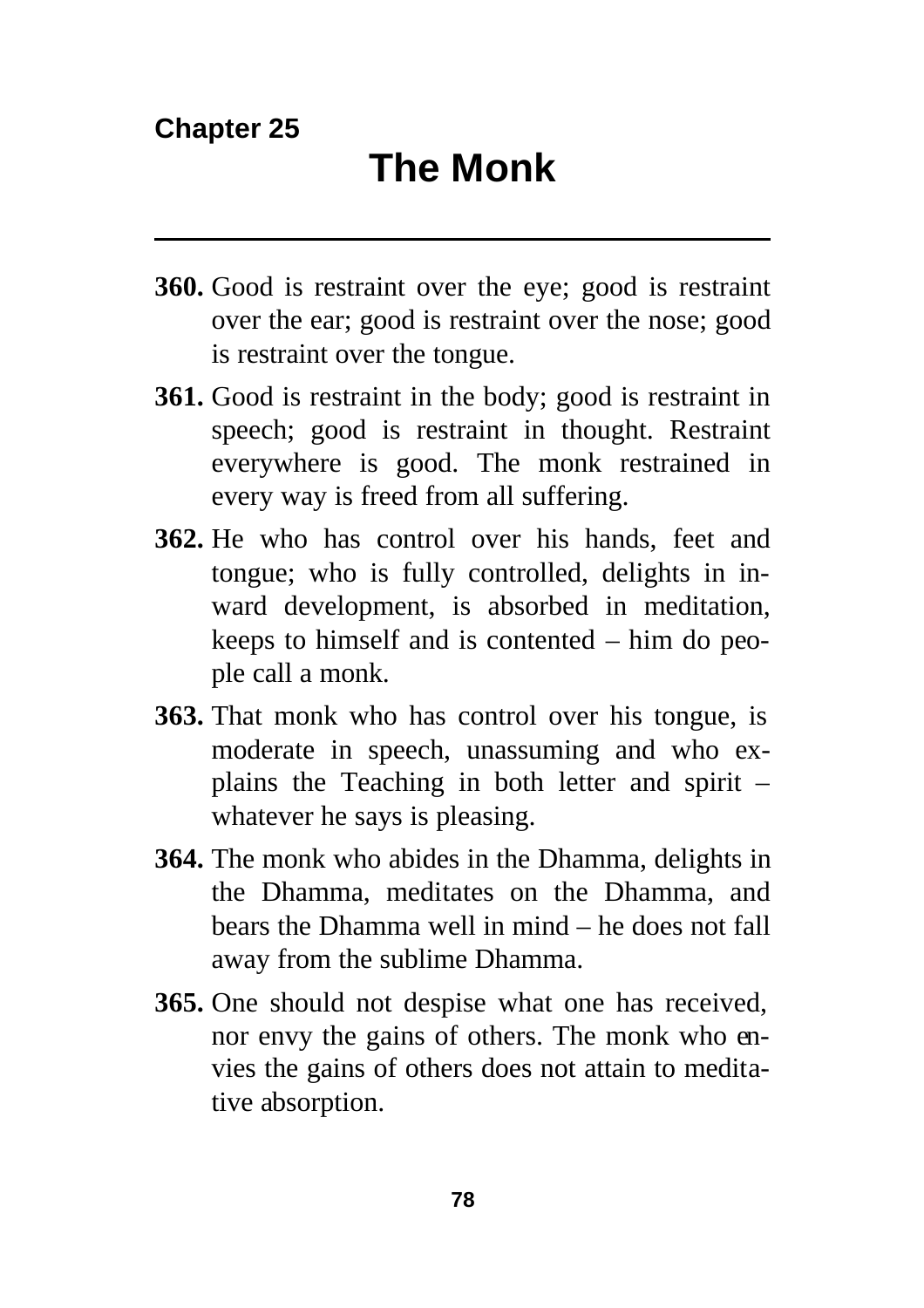**Chapter 25**

# The Monk

---

**360.** Good is restraint over the eye; good is restraint over the ear; good is restraint over the nose; good is restraint over the tongue.

**361.** Good is restraint in the body; good is restraint in speech; good is restraint in thought. Restraint everywhere is good. The monk restrained in every way is freed from all suffering.

**362.** He who has control over his hands, feet and tongue; who is fully controlled, delights in inward development, is absorbed in meditation, keeps to himself and is contented – him do people call a monk.

**363.** That monk who has control over his tongue, is moderate in speech, unassuming and who explains the Teaching in both letter and spirit – whatever he says is pleasing.

**364.** The monk who abides in the Dhamma, delights in the Dhamma, meditates on the Dhamma, and bears the Dhamma well in mind – he does not fall away from the sublime Dhamma.

**365.** One should not despise what one has received, nor envy the gains of others. The monk who envies the gains of others does not attain to meditative absorption.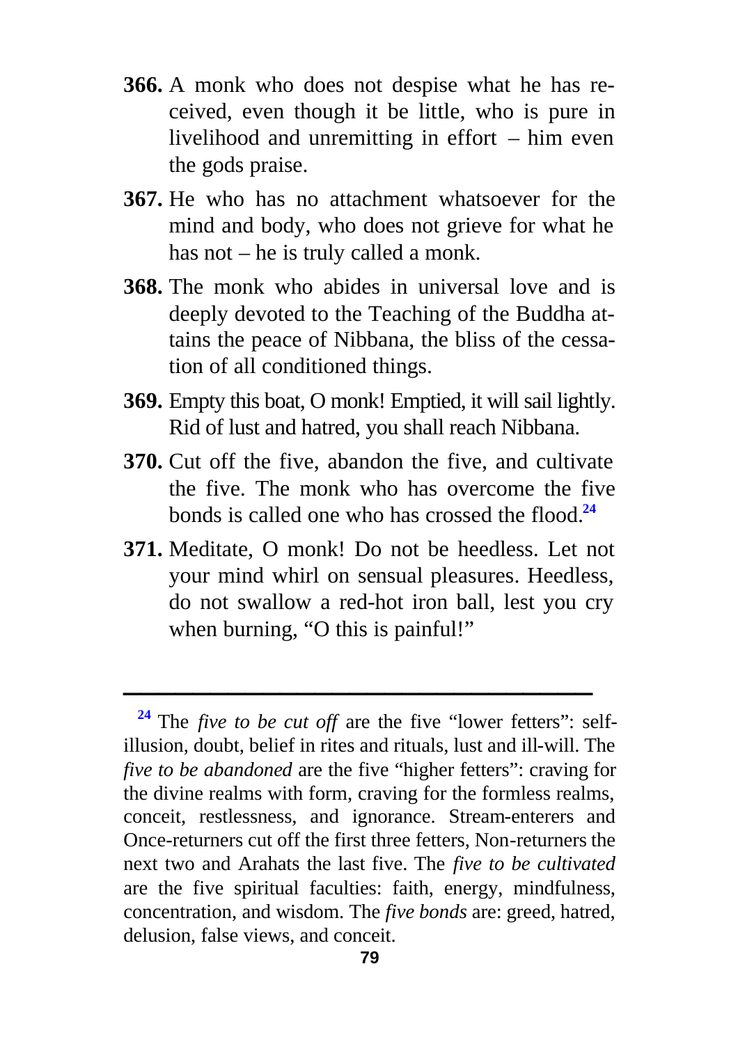**366.** A monk who does not despise what he has received, even though it be little, who is pure in livelihood and unremitting in effort – him even the gods praise.

**367.** He who has no attachment whatsoever for the mind and body, who does not grieve for what he has not – he is truly called a monk.

**368.** The monk who abides in universal love and is deeply devoted to the Teaching of the Buddha attains the peace of Nibbana, the bliss of the cessation of all conditioned things.

**369.** Empty this boat, O monk! Emptied, it will sail lightly. Rid of lust and hatred, you shall reach Nibbana.

**370.** Cut off the five, abandon the five, and cultivate the five. The monk who has overcome the five bonds is called one who has crossed the flood.[24]

**371.** Meditate, O monk! Do not be heedless. Let not your mind whirl on sensual pleasures. Heedless, do not swallow a red-hot iron ball, lest you cry when burning, "O this is painful!"

---

[24] The *five to be cut off* are the five "lower fetters": self-illusion, doubt, belief in rites and rituals, lust and ill-will. The *five to be abandoned* are the five "higher fetters": craving for the divine realms with form, craving for the formless realms, conceit, restlessness, and ignorance. Stream-enterers and Once-returners cut off the first three fetters, Non-returners the next two and Arahats the last five. The *five to be cultivated* are the five spiritual faculties: faith, energy, mindfulness, concentration, and wisdom. The *five bonds* are: greed, hatred, delusion, false views, and conceit.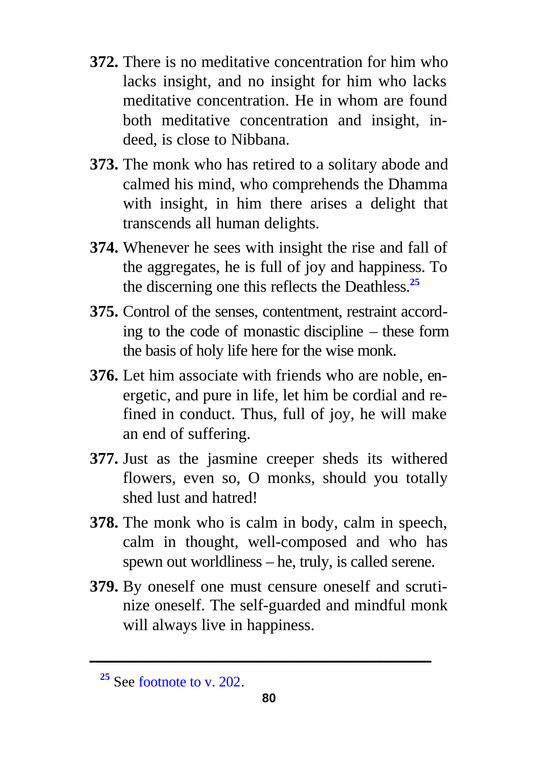**372.** There is no meditative concentration for him who lacks insight, and no insight for him who lacks meditative concentration. He in whom are found both meditative concentration and insight, indeed, is close to Nibbana.

**373.** The monk who has retired to a solitary abode and calmed his mind, who comprehends the Dhamma with insight, in him there arises a delight that transcends all human delights.

**374.** Whenever he sees with insight the rise and fall of the aggregates, he is full of joy and happiness. To the discerning one this reflects the Deathless.[25]

**375.** Control of the senses, contentment, restraint according to the code of monastic discipline – these form the basis of holy life here for the wise monk.

**376.** Let him associate with friends who are noble, energetic, and pure in life, let him be cordial and refined in conduct. Thus, full of joy, he will make an end of suffering.

**377.** Just as the jasmine creeper sheds its withered flowers, even so, O monks, should you totally shed lust and hatred!

**378.** The monk who is calm in body, calm in speech, calm in thought, well-composed and who has spewn out worldliness – he, truly, is called serene.

**379.** By oneself one must censure oneself and scrutinize oneself. The self-guarded and mindful monk will always live in happiness.

---

[25] See footnote to v. 202.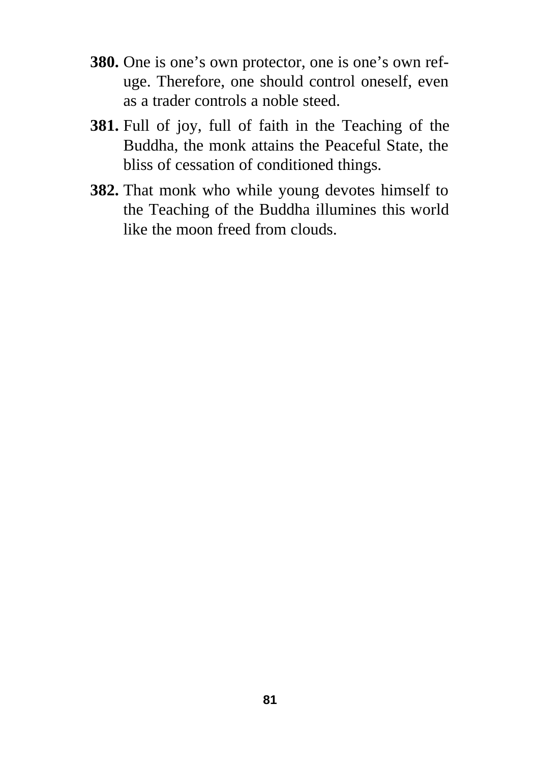**380.** One is one's own protector, one is one's own refuge. Therefore, one should control oneself, even as a trader controls a noble steed.

**381.** Full of joy, full of faith in the Teaching of the Buddha, the monk attains the Peaceful State, the bliss of cessation of conditioned things.

**382.** That monk who while young devotes himself to the Teaching of the Buddha illumines this world like the moon freed from clouds.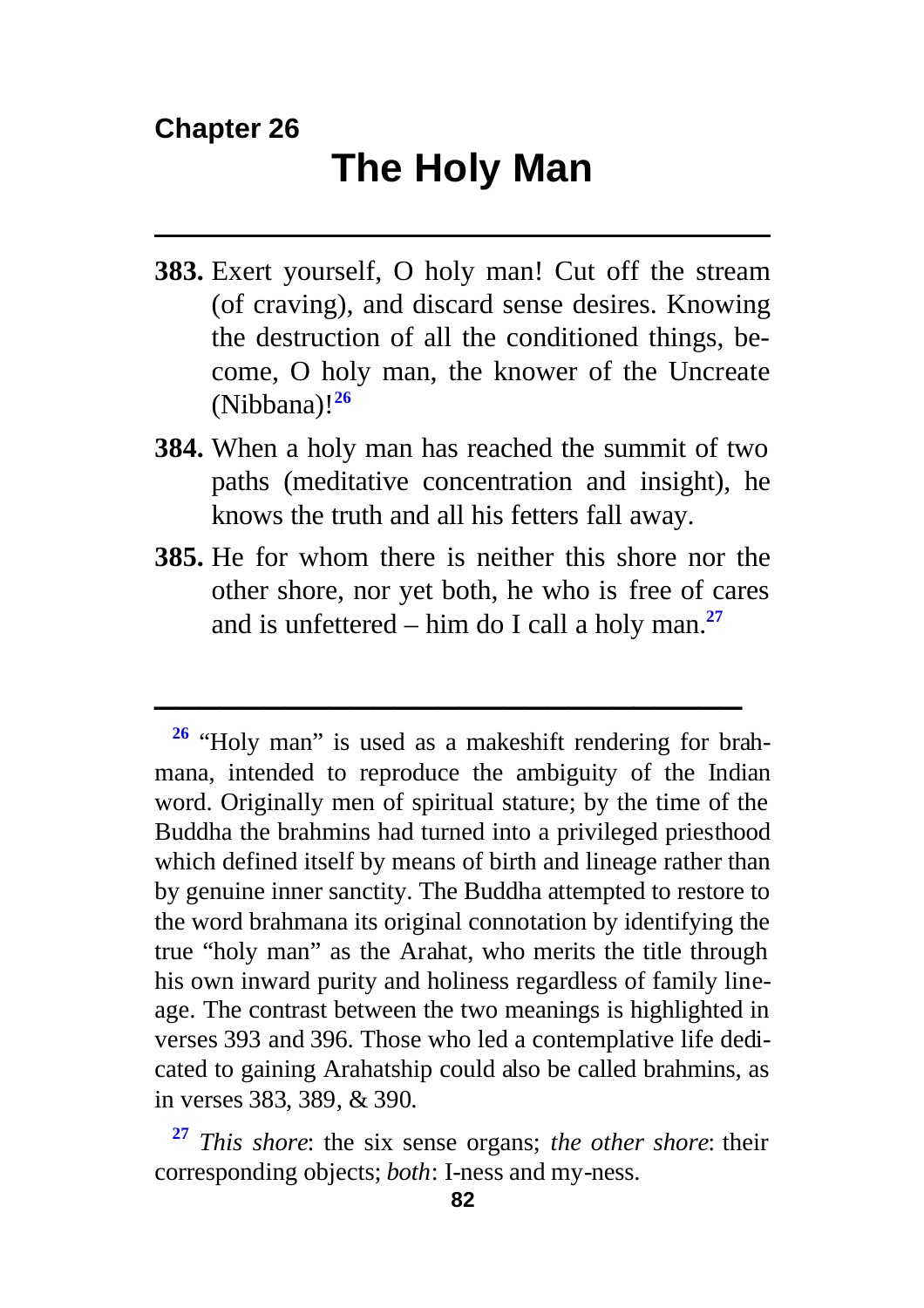Chapter 26

# The Holy Man

---

**383.** Exert yourself, O holy man! Cut off the stream (of craving), and discard sense desires. Knowing the destruction of all the conditioned things, become, O holy man, the knower of the Uncreate (Nibbana)![26]

**384.** When a holy man has reached the summit of two paths (meditative concentration and insight), he knows the truth and all his fetters fall away.

**385.** He for whom there is neither this shore nor the other shore, nor yet both, he who is free of cares and is unfettered – him do I call a holy man.[27]

---

[26] "Holy man" is used as a makeshift rendering for brahmana, intended to reproduce the ambiguity of the Indian word. Originally men of spiritual stature; by the time of the Buddha the brahmins had turned into a privileged priesthood which defined itself by means of birth and lineage rather than by genuine inner sanctity. The Buddha attempted to restore to the word brahmana its original connotation by identifying the true "holy man" as the Arahat, who merits the title through his own inward purity and holiness regardless of family lineage. The contrast between the two meanings is highlighted in verses 393 and 396. Those who led a contemplative life dedicated to gaining Arahatship could also be called brahmins, as in verses 383, 389, & 390.

[27] *This shore*: the six sense organs; *the other shore*: their corresponding objects; *both*: I-ness and my-ness.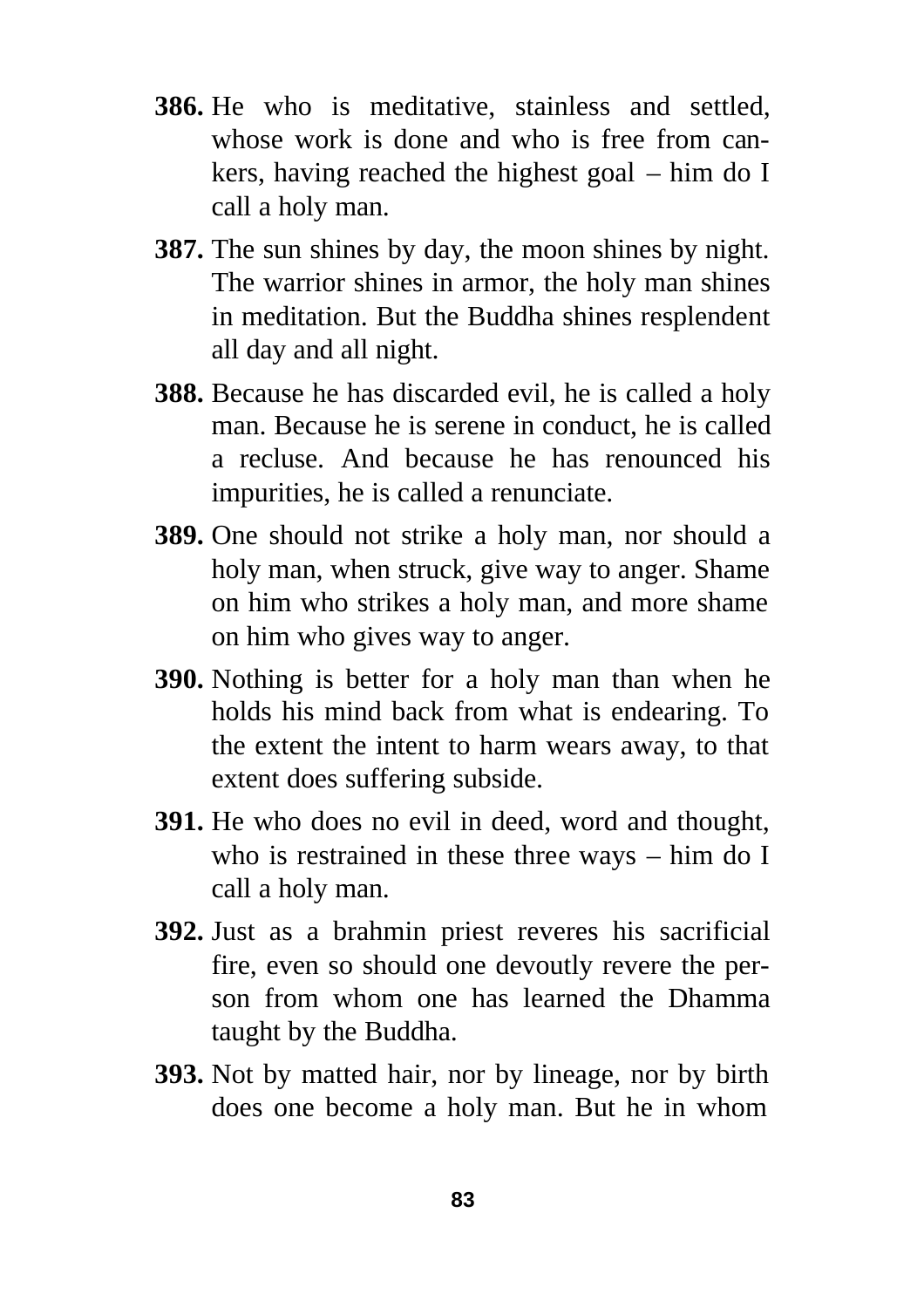**386.** He who is meditative, stainless and settled, whose work is done and who is free from cankers, having reached the highest goal – him do I call a holy man.

**387.** The sun shines by day, the moon shines by night. The warrior shines in armor, the holy man shines in meditation. But the Buddha shines resplendent all day and all night.

**388.** Because he has discarded evil, he is called a holy man. Because he is serene in conduct, he is called a recluse. And because he has renounced his impurities, he is called a renunciate.

**389.** One should not strike a holy man, nor should a holy man, when struck, give way to anger. Shame on him who strikes a holy man, and more shame on him who gives way to anger.

**390.** Nothing is better for a holy man than when he holds his mind back from what is endearing. To the extent the intent to harm wears away, to that extent does suffering subside.

**391.** He who does no evil in deed, word and thought, who is restrained in these three ways – him do I call a holy man.

**392.** Just as a brahmin priest reveres his sacrificial fire, even so should one devoutly revere the person from whom one has learned the Dhamma taught by the Buddha.

**393.** Not by matted hair, nor by lineage, nor by birth does one become a holy man. But he in whom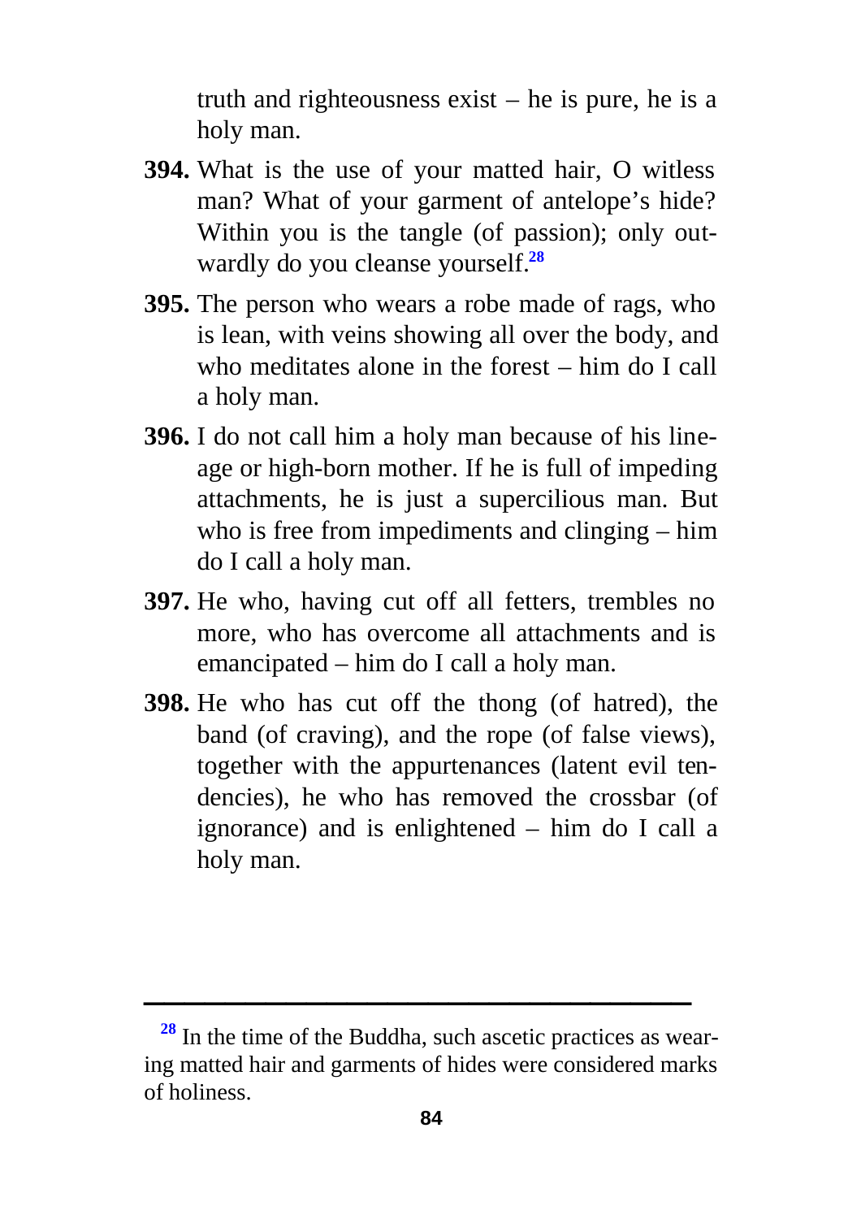truth and righteousness exist – he is pure, he is a holy man.

**394.** What is the use of your matted hair, O witless man? What of your garment of antelope's hide? Within you is the tangle (of passion); only outwardly do you cleanse yourself.[28]

**395.** The person who wears a robe made of rags, who is lean, with veins showing all over the body, and who meditates alone in the forest – him do I call a holy man.

**396.** I do not call him a holy man because of his lineage or high-born mother. If he is full of impeding attachments, he is just a supercilious man. But who is free from impediments and clinging – him do I call a holy man.

**397.** He who, having cut off all fetters, trembles no more, who has overcome all attachments and is emancipated – him do I call a holy man.

**398.** He who has cut off the thong (of hatred), the band (of craving), and the rope (of false views), together with the appurtenances (latent evil tendencies), he who has removed the crossbar (of ignorance) and is enlightened – him do I call a holy man.

---

[28] In the time of the Buddha, such ascetic practices as wearing matted hair and garments of hides were considered marks of holiness.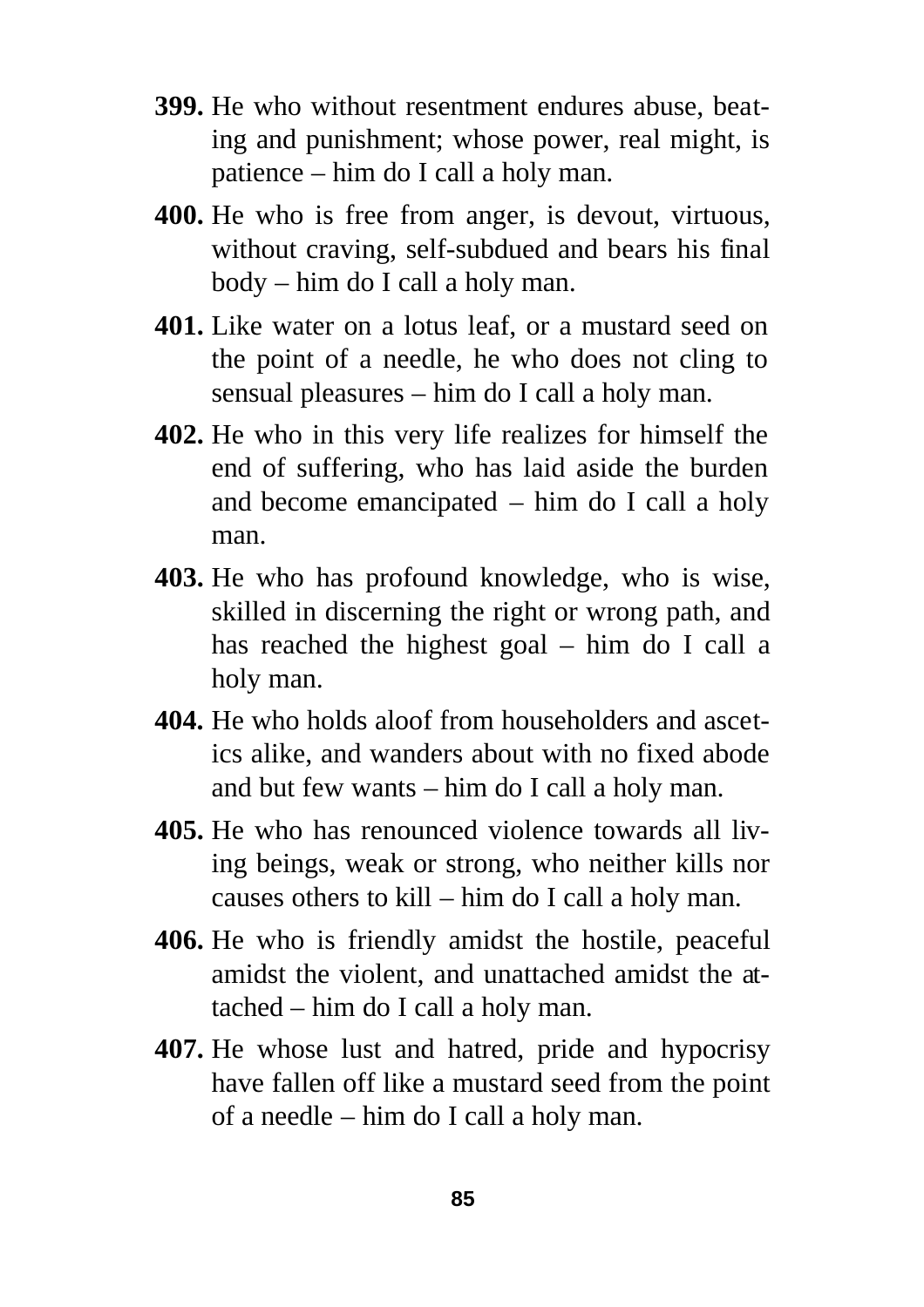**399.** He who without resentment endures abuse, beating and punishment; whose power, real might, is patience – him do I call a holy man.

**400.** He who is free from anger, is devout, virtuous, without craving, self-subdued and bears his final body – him do I call a holy man.

**401.** Like water on a lotus leaf, or a mustard seed on the point of a needle, he who does not cling to sensual pleasures – him do I call a holy man.

**402.** He who in this very life realizes for himself the end of suffering, who has laid aside the burden and become emancipated – him do I call a holy man.

**403.** He who has profound knowledge, who is wise, skilled in discerning the right or wrong path, and has reached the highest goal – him do I call a holy man.

**404.** He who holds aloof from householders and ascetics alike, and wanders about with no fixed abode and but few wants – him do I call a holy man.

**405.** He who has renounced violence towards all living beings, weak or strong, who neither kills nor causes others to kill – him do I call a holy man.

**406.** He who is friendly amidst the hostile, peaceful amidst the violent, and unattached amidst the attached – him do I call a holy man.

**407.** He whose lust and hatred, pride and hypocrisy have fallen off like a mustard seed from the point of a needle – him do I call a holy man.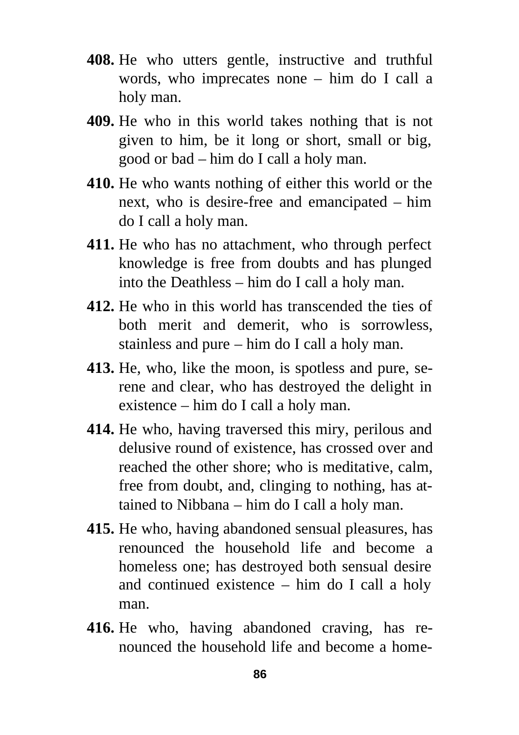**408.** He who utters gentle, instructive and truthful words, who imprecates none – him do I call a holy man.

**409.** He who in this world takes nothing that is not given to him, be it long or short, small or big, good or bad – him do I call a holy man.

**410.** He who wants nothing of either this world or the next, who is desire-free and emancipated – him do I call a holy man.

**411.** He who has no attachment, who through perfect knowledge is free from doubts and has plunged into the Deathless – him do I call a holy man.

**412.** He who in this world has transcended the ties of both merit and demerit, who is sorrowless, stainless and pure – him do I call a holy man.

**413.** He, who, like the moon, is spotless and pure, serene and clear, who has destroyed the delight in existence – him do I call a holy man.

**414.** He who, having traversed this miry, perilous and delusive round of existence, has crossed over and reached the other shore; who is meditative, calm, free from doubt, and, clinging to nothing, has attained to Nibbana – him do I call a holy man.

**415.** He who, having abandoned sensual pleasures, has renounced the household life and become a homeless one; has destroyed both sensual desire and continued existence – him do I call a holy man.

**416.** He who, having abandoned craving, has renounced the household life and become a home-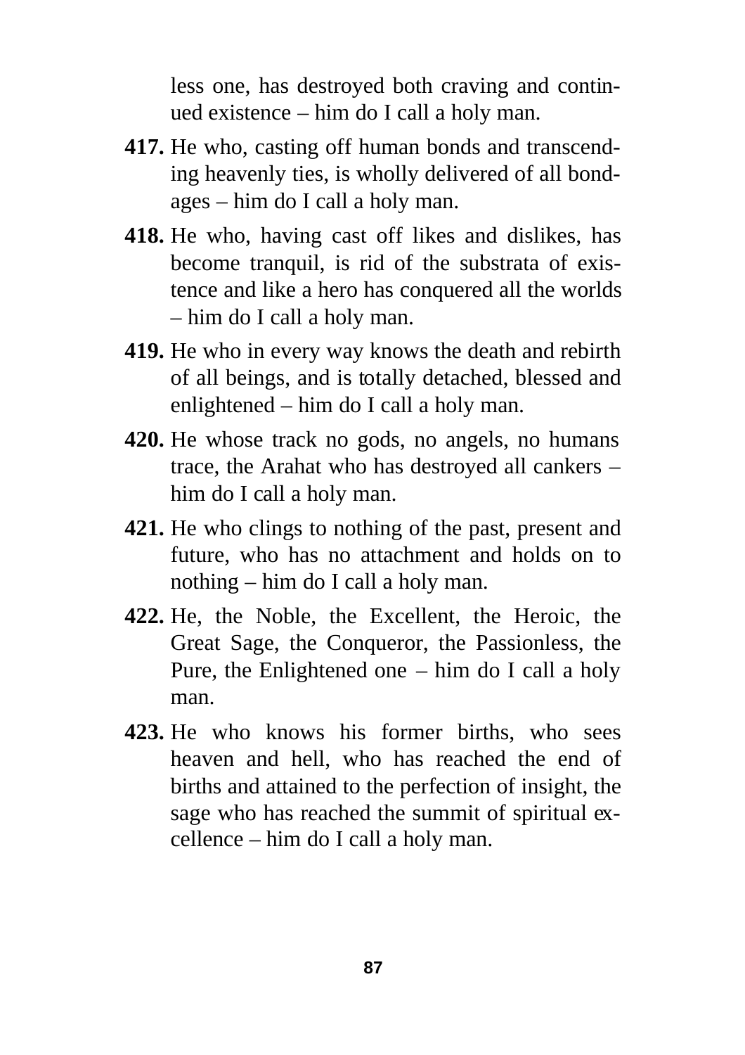less one, has destroyed both craving and continued existence – him do I call a holy man.

**417.** He who, casting off human bonds and transcending heavenly ties, is wholly delivered of all bondages – him do I call a holy man.

**418.** He who, having cast off likes and dislikes, has become tranquil, is rid of the substrata of existence and like a hero has conquered all the worlds – him do I call a holy man.

**419.** He who in every way knows the death and rebirth of all beings, and is totally detached, blessed and enlightened – him do I call a holy man.

**420.** He whose track no gods, no angels, no humans trace, the Arahat who has destroyed all cankers – him do I call a holy man.

**421.** He who clings to nothing of the past, present and future, who has no attachment and holds on to nothing – him do I call a holy man.

**422.** He, the Noble, the Excellent, the Heroic, the Great Sage, the Conqueror, the Passionless, the Pure, the Enlightened one – him do I call a holy man.

**423.** He who knows his former births, who sees heaven and hell, who has reached the end of births and attained to the perfection of insight, the sage who has reached the summit of spiritual excellence – him do I call a holy man.